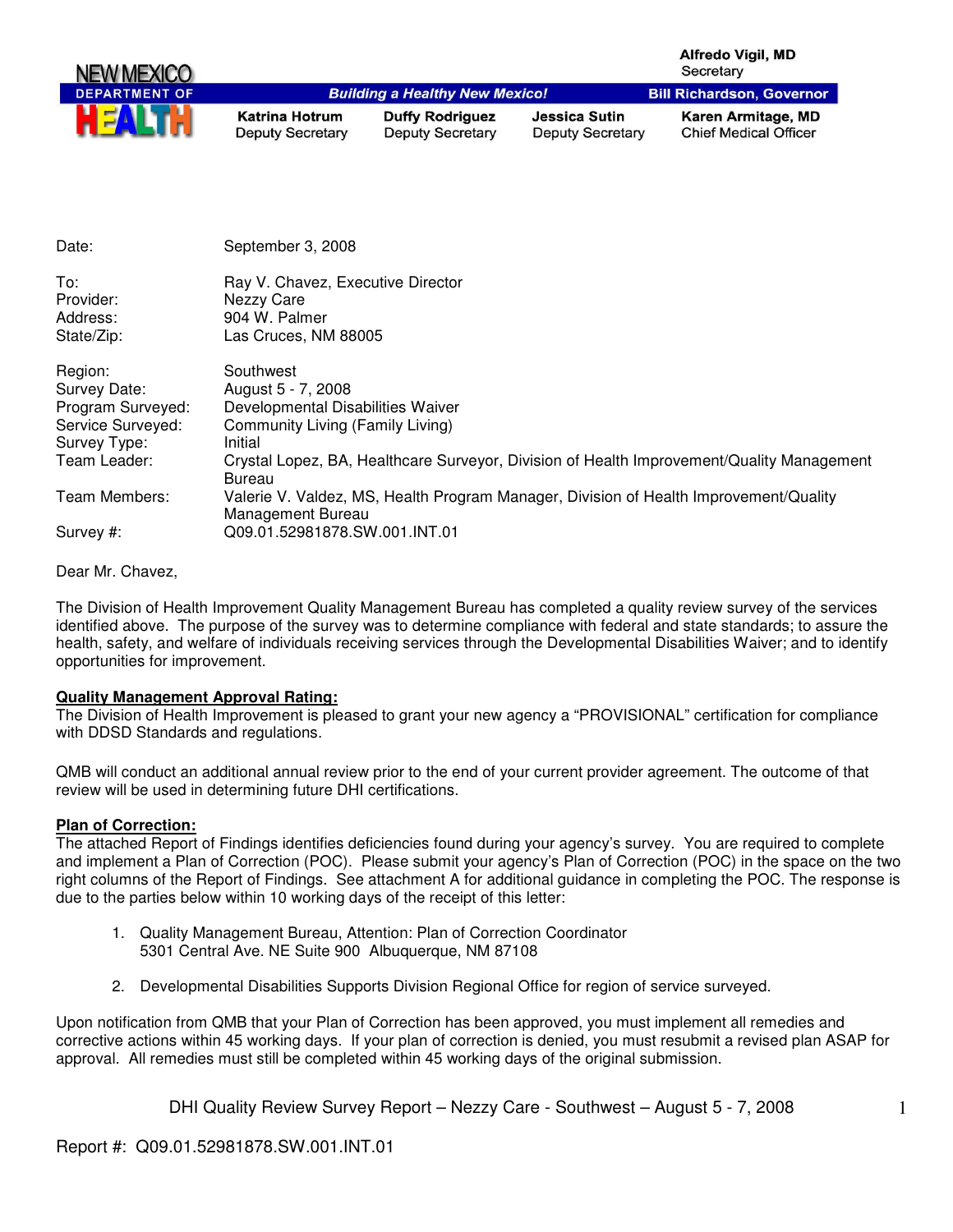NEW MEXICO DEPARTMENT OF HEALTH

**Building a Healthy New Mexico!**

**Alfredo Vigil, MD**
Secretary

**Bill Richardson, Governor**

**Katrina Hotrum** Deputy Secretary | **Duffy Rodriguez** Deputy Secretary | **Jessica Sutin** Deputy Secretary | **Karen Armitage, MD** Chief Medical Officer

| | |
|---|---|
| Date: | September 3, 2008 |
| | |
| To: | Ray V. Chavez, Executive Director |
| Provider: | Nezzy Care |
| Address: | 904 W. Palmer |
| State/Zip: | Las Cruces, NM 88005 |
| | |
| Region: | Southwest |
| Survey Date: | August 5 - 7, 2008 |
| Program Surveyed: | Developmental Disabilities Waiver |
| Service Surveyed: | Community Living (Family Living) |
| Survey Type: | Initial |
| Team Leader: | Crystal Lopez, BA, Healthcare Surveyor, Division of Health Improvement/Quality Management Bureau |
| Team Members: | Valerie V. Valdez, MS, Health Program Manager, Division of Health Improvement/Quality Management Bureau |
| Survey #: | Q09.01.52981878.SW.001.INT.01 |

Dear Mr. Chavez,

The Division of Health Improvement Quality Management Bureau has completed a quality review survey of the services identified above. The purpose of the survey was to determine compliance with federal and state standards; to assure the health, safety, and welfare of individuals receiving services through the Developmental Disabilities Waiver; and to identify opportunities for improvement.

**Quality Management Approval Rating:**

The Division of Health Improvement is pleased to grant your new agency a "PROVISIONAL" certification for compliance with DDSD Standards and regulations.

QMB will conduct an additional annual review prior to the end of your current provider agreement. The outcome of that review will be used in determining future DHI certifications.

**Plan of Correction:**

The attached Report of Findings identifies deficiencies found during your agency's survey. You are required to complete and implement a Plan of Correction (POC). Please submit your agency's Plan of Correction (POC) in the space on the two right columns of the Report of Findings. See attachment A for additional guidance in completing the POC. The response is due to the parties below within 10 working days of the receipt of this letter:

1. Quality Management Bureau, Attention: Plan of Correction Coordinator
   5301 Central Ave. NE Suite 900 Albuquerque, NM 87108

2. Developmental Disabilities Supports Division Regional Office for region of service surveyed.

Upon notification from QMB that your Plan of Correction has been approved, you must implement all remedies and corrective actions within 45 working days. If your plan of correction is denied, you must resubmit a revised plan ASAP for approval. All remedies must still be completed within 45 working days of the original submission.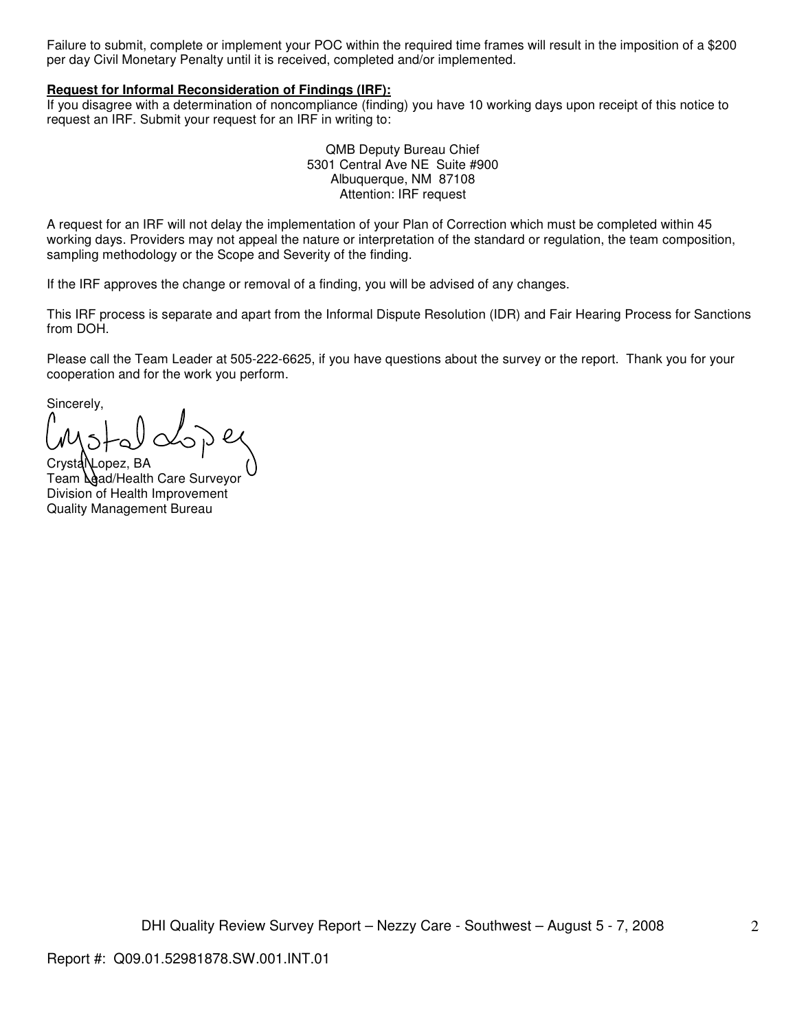Failure to submit, complete or implement your POC within the required time frames will result in the imposition of a $200 per day Civil Monetary Penalty until it is received, completed and/or implemented.

**Request for Informal Reconsideration of Findings (IRF):**

If you disagree with a determination of noncompliance (finding) you have 10 working days upon receipt of this notice to request an IRF. Submit your request for an IRF in writing to:

QMB Deputy Bureau Chief
5301 Central Ave NE Suite #900
Albuquerque, NM 87108
Attention: IRF request

A request for an IRF will not delay the implementation of your Plan of Correction which must be completed within 45 working days. Providers may not appeal the nature or interpretation of the standard or regulation, the team composition, sampling methodology or the Scope and Severity of the finding.

If the IRF approves the change or removal of a finding, you will be advised of any changes.

This IRF process is separate and apart from the Informal Dispute Resolution (IDR) and Fair Hearing Process for Sanctions from DOH.

Please call the Team Leader at 505-222-6625, if you have questions about the survey or the report. Thank you for your cooperation and for the work you perform.

Sincerely,

Crystal Lopez, BA
Team Lead/Health Care Surveyor
Division of Health Improvement
Quality Management Bureau

Report #: Q09.01.52981878.SW.001.INT.01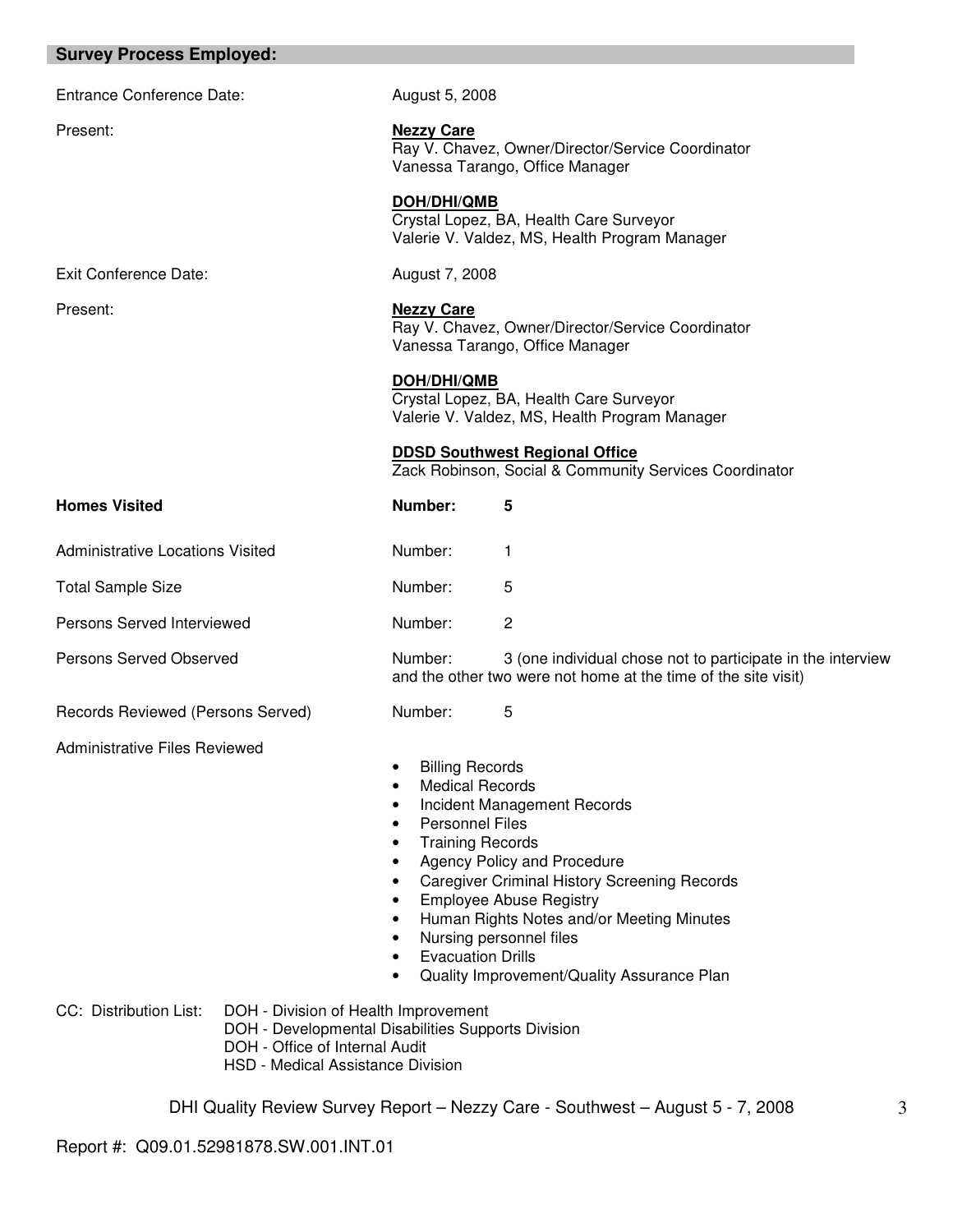## Survey Process Employed:

**Entrance Conference Date:** August 5, 2008

**Present:**

**Nezzy Care**
Ray V. Chavez, Owner/Director/Service Coordinator
Vanessa Tarango, Office Manager

**DOH/DHI/QMB**
Crystal Lopez, BA, Health Care Surveyor
Valerie V. Valdez, MS, Health Program Manager

**Exit Conference Date:** August 7, 2008

**Present:**

**Nezzy Care**
Ray V. Chavez, Owner/Director/Service Coordinator
Vanessa Tarango, Office Manager

**DOH/DHI/QMB**
Crystal Lopez, BA, Health Care Surveyor
Valerie V. Valdez, MS, Health Program Manager

**DDSD Southwest Regional Office**
Zack Robinson, Social & Community Services Coordinator

**Homes Visited** — **Number: 5**

Administrative Locations Visited — Number: 1

Total Sample Size — Number: 5

Persons Served Interviewed — Number: 2

Persons Served Observed — Number: 3 (one individual chose not to participate in the interview and the other two were not home at the time of the site visit)

Records Reviewed (Persons Served) — Number: 5

Administrative Files Reviewed

- Billing Records
- Medical Records
- Incident Management Records
- Personnel Files
- Training Records
- Agency Policy and Procedure
- Caregiver Criminal History Screening Records
- Employee Abuse Registry
- Human Rights Notes and/or Meeting Minutes
- Nursing personnel files
- Evacuation Drills
- Quality Improvement/Quality Assurance Plan

CC: Distribution List:
DOH - Division of Health Improvement
DOH - Developmental Disabilities Supports Division
DOH - Office of Internal Audit
HSD - Medical Assistance Division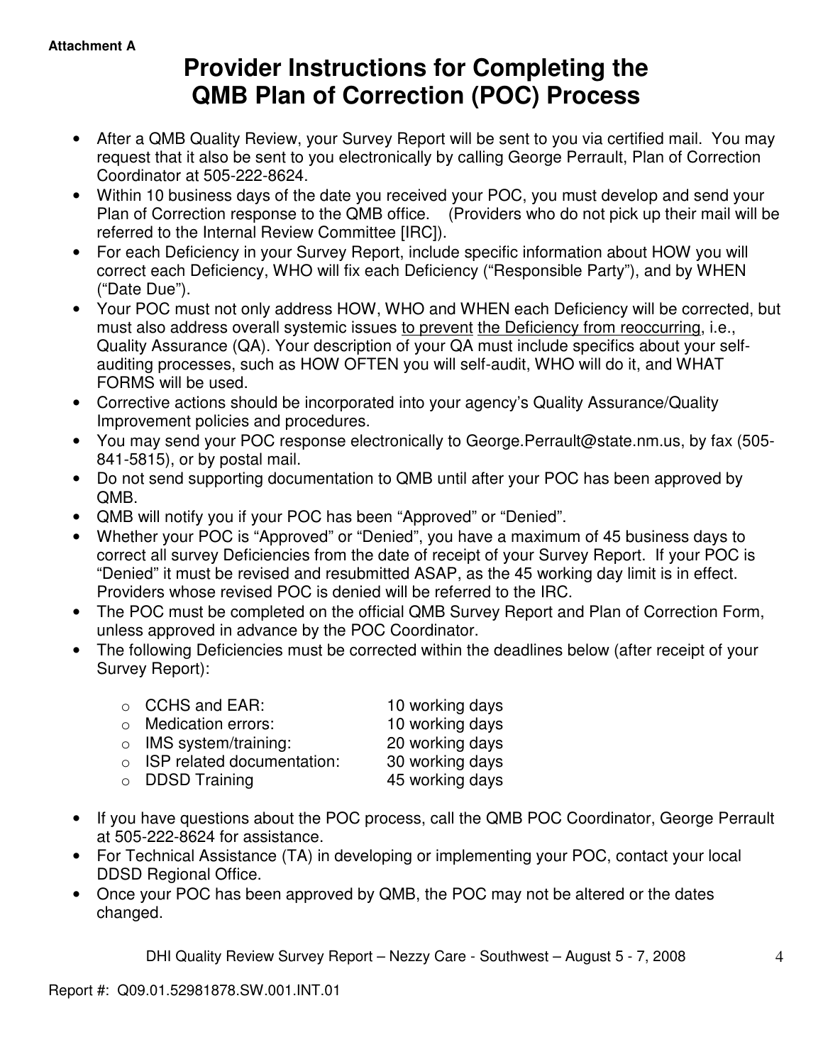**Attachment A**

# Provider Instructions for Completing the QMB Plan of Correction (POC) Process

- After a QMB Quality Review, your Survey Report will be sent to you via certified mail. You may request that it also be sent to you electronically by calling George Perrault, Plan of Correction Coordinator at 505-222-8624.
- Within 10 business days of the date you received your POC, you must develop and send your Plan of Correction response to the QMB office. (Providers who do not pick up their mail will be referred to the Internal Review Committee [IRC]).
- For each Deficiency in your Survey Report, include specific information about HOW you will correct each Deficiency, WHO will fix each Deficiency ("Responsible Party"), and by WHEN ("Date Due").
- Your POC must not only address HOW, WHO and WHEN each Deficiency will be corrected, but must also address overall systemic issues <u>to prevent</u> <u>the Deficiency from reoccurring</u>, i.e., Quality Assurance (QA). Your description of your QA must include specifics about your self-auditing processes, such as HOW OFTEN you will self-audit, WHO will do it, and WHAT FORMS will be used.
- Corrective actions should be incorporated into your agency's Quality Assurance/Quality Improvement policies and procedures.
- You may send your POC response electronically to George.Perrault@state.nm.us, by fax (505-841-5815), or by postal mail.
- Do not send supporting documentation to QMB until after your POC has been approved by QMB.
- QMB will notify you if your POC has been "Approved" or "Denied".
- Whether your POC is "Approved" or "Denied", you have a maximum of 45 business days to correct all survey Deficiencies from the date of receipt of your Survey Report. If your POC is "Denied" it must be revised and resubmitted ASAP, as the 45 working day limit is in effect. Providers whose revised POC is denied will be referred to the IRC.
- The POC must be completed on the official QMB Survey Report and Plan of Correction Form, unless approved in advance by the POC Coordinator.
- The following Deficiencies must be corrected within the deadlines below (after receipt of your Survey Report):
  - CCHS and EAR: 10 working days
  - Medication errors: 10 working days
  - IMS system/training: 20 working days
  - ISP related documentation: 30 working days
  - DDSD Training 45 working days
- If you have questions about the POC process, call the QMB POC Coordinator, George Perrault at 505-222-8624 for assistance.
- For Technical Assistance (TA) in developing or implementing your POC, contact your local DDSD Regional Office.
- Once your POC has been approved by QMB, the POC may not be altered or the dates changed.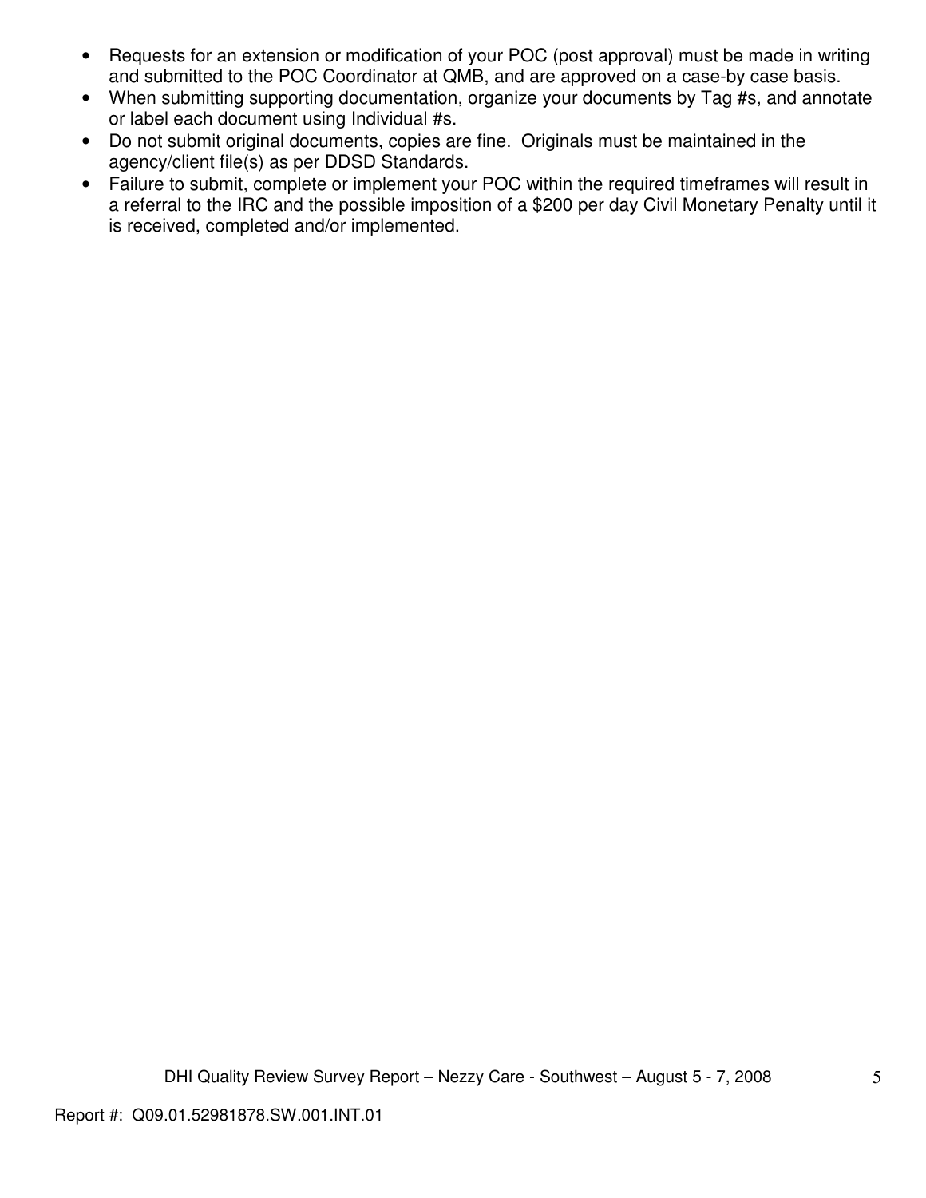- Requests for an extension or modification of your POC (post approval) must be made in writing and submitted to the POC Coordinator at QMB, and are approved on a case-by case basis.
- When submitting supporting documentation, organize your documents by Tag #s, and annotate or label each document using Individual #s.
- Do not submit original documents, copies are fine. Originals must be maintained in the agency/client file(s) as per DDSD Standards.
- Failure to submit, complete or implement your POC within the required timeframes will result in a referral to the IRC and the possible imposition of a $200 per day Civil Monetary Penalty until it is received, completed and/or implemented.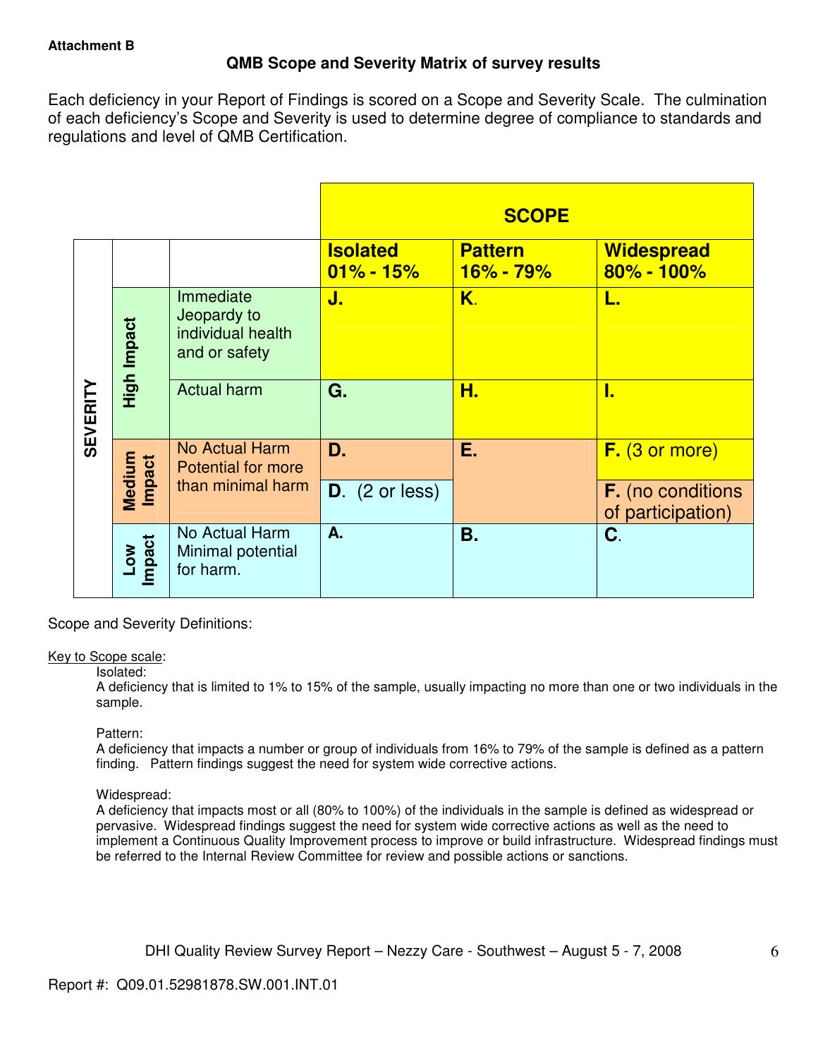**Attachment B**

## QMB Scope and Severity Matrix of survey results

Each deficiency in your Report of Findings is scored on a Scope and Severity Scale. The culmination of each deficiency's Scope and Severity is used to determine degree of compliance to standards and regulations and level of QMB Certification.

| SEVERITY | | | SCOPE | | |
|---|---|---|---|---|---|
| | | | **Isolated 01% - 15%** | **Pattern 16% - 79%** | **Widespread 80% - 100%** |
| | **High Impact** | Immediate Jeopardy to individual health and or safety | **J.** | **K.** | **L.** |
| | | Actual harm | **G.** | **H.** | **I.** |
| | **Medium Impact** | No Actual Harm Potential for more than minimal harm | **D.** | **E.** | **F.** (3 or more) |
| | | | **D.** (2 or less) | | **F.** (no conditions of participation) |
| | **Low Impact** | No Actual Harm Minimal potential for harm. | **A.** | **B.** | **C.** |

Scope and Severity Definitions:

Key to Scope scale:

Isolated:
A deficiency that is limited to 1% to 15% of the sample, usually impacting no more than one or two individuals in the sample.

Pattern:
A deficiency that impacts a number or group of individuals from 16% to 79% of the sample is defined as a pattern finding. Pattern findings suggest the need for system wide corrective actions.

Widespread:
A deficiency that impacts most or all (80% to 100%) of the individuals in the sample is defined as widespread or pervasive. Widespread findings suggest the need for system wide corrective actions as well as the need to implement a Continuous Quality Improvement process to improve or build infrastructure. Widespread findings must be referred to the Internal Review Committee for review and possible actions or sanctions.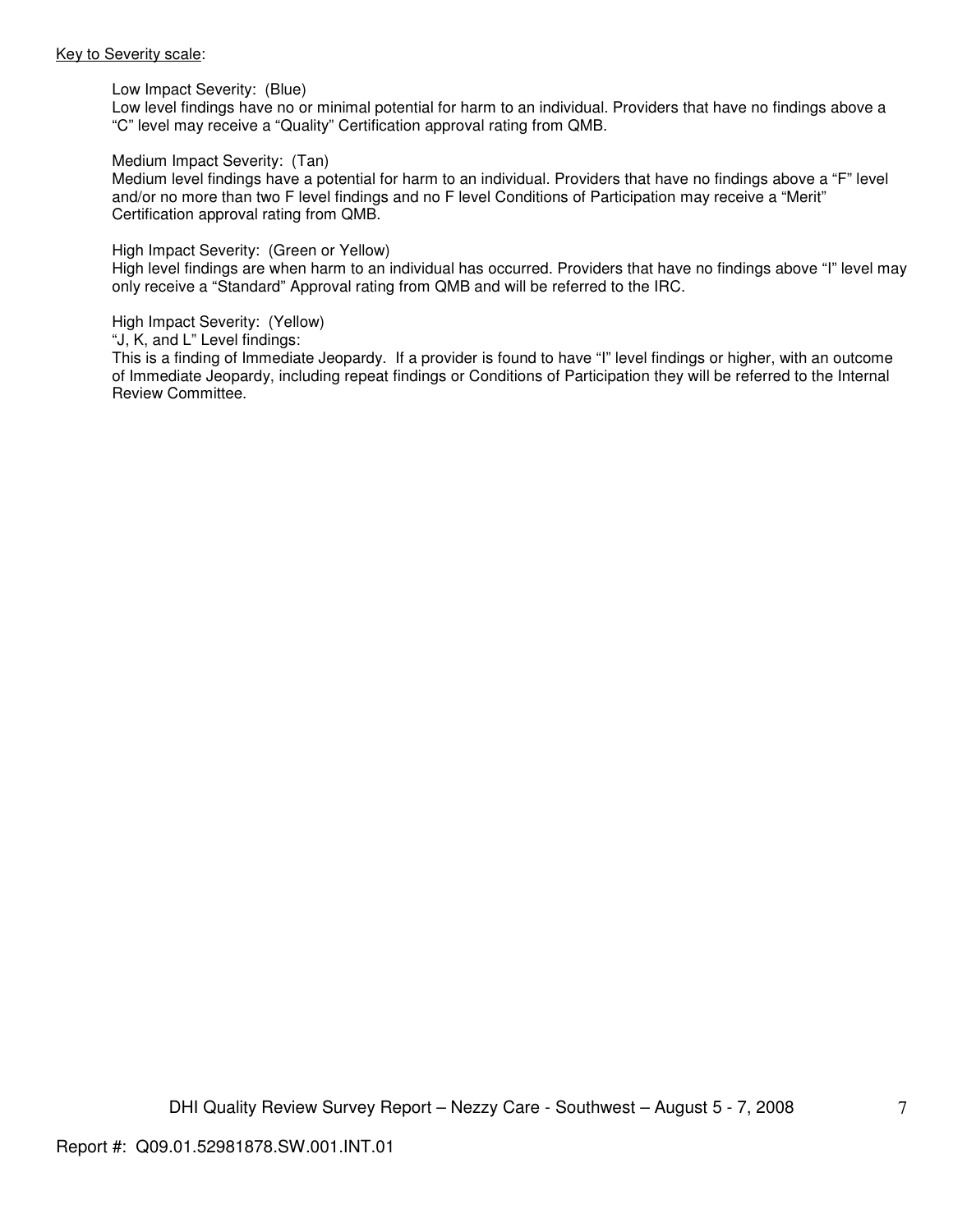Key to Severity scale:

Low Impact Severity:  (Blue)
Low level findings have no or minimal potential for harm to an individual. Providers that have no findings above a "C" level may receive a "Quality" Certification approval rating from QMB.

Medium Impact Severity:  (Tan)
Medium level findings have a potential for harm to an individual. Providers that have no findings above a "F" level and/or no more than two F level findings and no F level Conditions of Participation may receive a "Merit" Certification approval rating from QMB.

High Impact Severity:  (Green or Yellow)
High level findings are when harm to an individual has occurred. Providers that have no findings above "I" level may only receive a "Standard" Approval rating from QMB and will be referred to the IRC.

High Impact Severity:  (Yellow)
"J, K, and L" Level findings:
This is a finding of Immediate Jeopardy.  If a provider is found to have "I" level findings or higher, with an outcome of Immediate Jeopardy, including repeat findings or Conditions of Participation they will be referred to the Internal Review Committee.

Report #:  Q09.01.52981878.SW.001.INT.01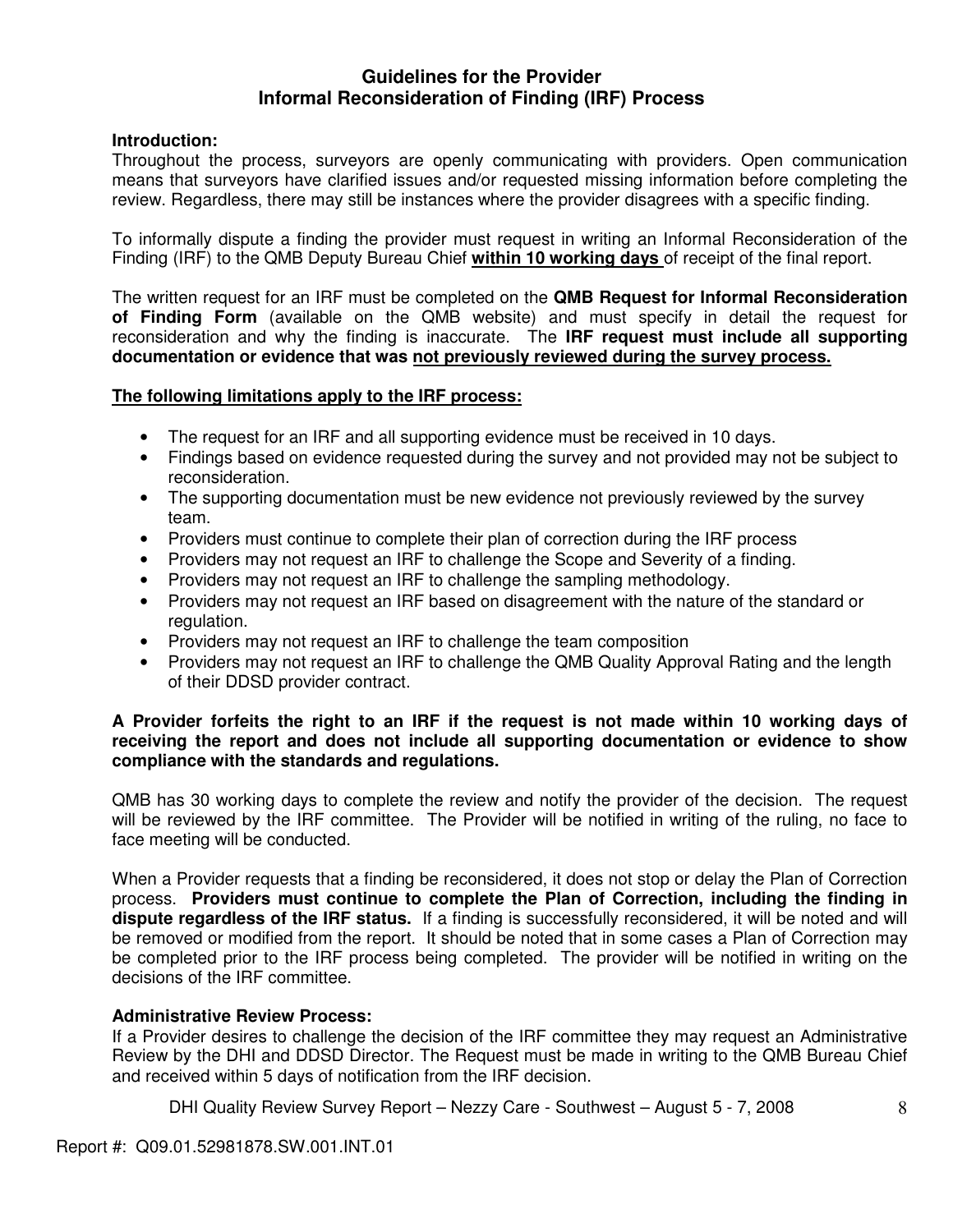## Guidelines for the Provider
## Informal Reconsideration of Finding (IRF) Process

**Introduction:**
Throughout the process, surveyors are openly communicating with providers. Open communication means that surveyors have clarified issues and/or requested missing information before completing the review. Regardless, there may still be instances where the provider disagrees with a specific finding.

To informally dispute a finding the provider must request in writing an Informal Reconsideration of the Finding (IRF) to the QMB Deputy Bureau Chief **within 10 working days** of receipt of the final report.

The written request for an IRF must be completed on the **QMB Request for Informal Reconsideration of Finding Form** (available on the QMB website) and must specify in detail the request for reconsideration and why the finding is inaccurate. The **IRF request must include all supporting documentation or evidence that was not previously reviewed during the survey process.**

**The following limitations apply to the IRF process:**

- The request for an IRF and all supporting evidence must be received in 10 days.
- Findings based on evidence requested during the survey and not provided may not be subject to reconsideration.
- The supporting documentation must be new evidence not previously reviewed by the survey team.
- Providers must continue to complete their plan of correction during the IRF process
- Providers may not request an IRF to challenge the Scope and Severity of a finding.
- Providers may not request an IRF to challenge the sampling methodology.
- Providers may not request an IRF based on disagreement with the nature of the standard or regulation.
- Providers may not request an IRF to challenge the team composition
- Providers may not request an IRF to challenge the QMB Quality Approval Rating and the length of their DDSD provider contract.

**A Provider forfeits the right to an IRF if the request is not made within 10 working days of receiving the report and does not include all supporting documentation or evidence to show compliance with the standards and regulations.**

QMB has 30 working days to complete the review and notify the provider of the decision. The request will be reviewed by the IRF committee. The Provider will be notified in writing of the ruling, no face to face meeting will be conducted.

When a Provider requests that a finding be reconsidered, it does not stop or delay the Plan of Correction process. **Providers must continue to complete the Plan of Correction, including the finding in dispute regardless of the IRF status.** If a finding is successfully reconsidered, it will be noted and will be removed or modified from the report. It should be noted that in some cases a Plan of Correction may be completed prior to the IRF process being completed. The provider will be notified in writing on the decisions of the IRF committee.

**Administrative Review Process:**
If a Provider desires to challenge the decision of the IRF committee they may request an Administrative Review by the DHI and DDSD Director. The Request must be made in writing to the QMB Bureau Chief and received within 5 days of notification from the IRF decision.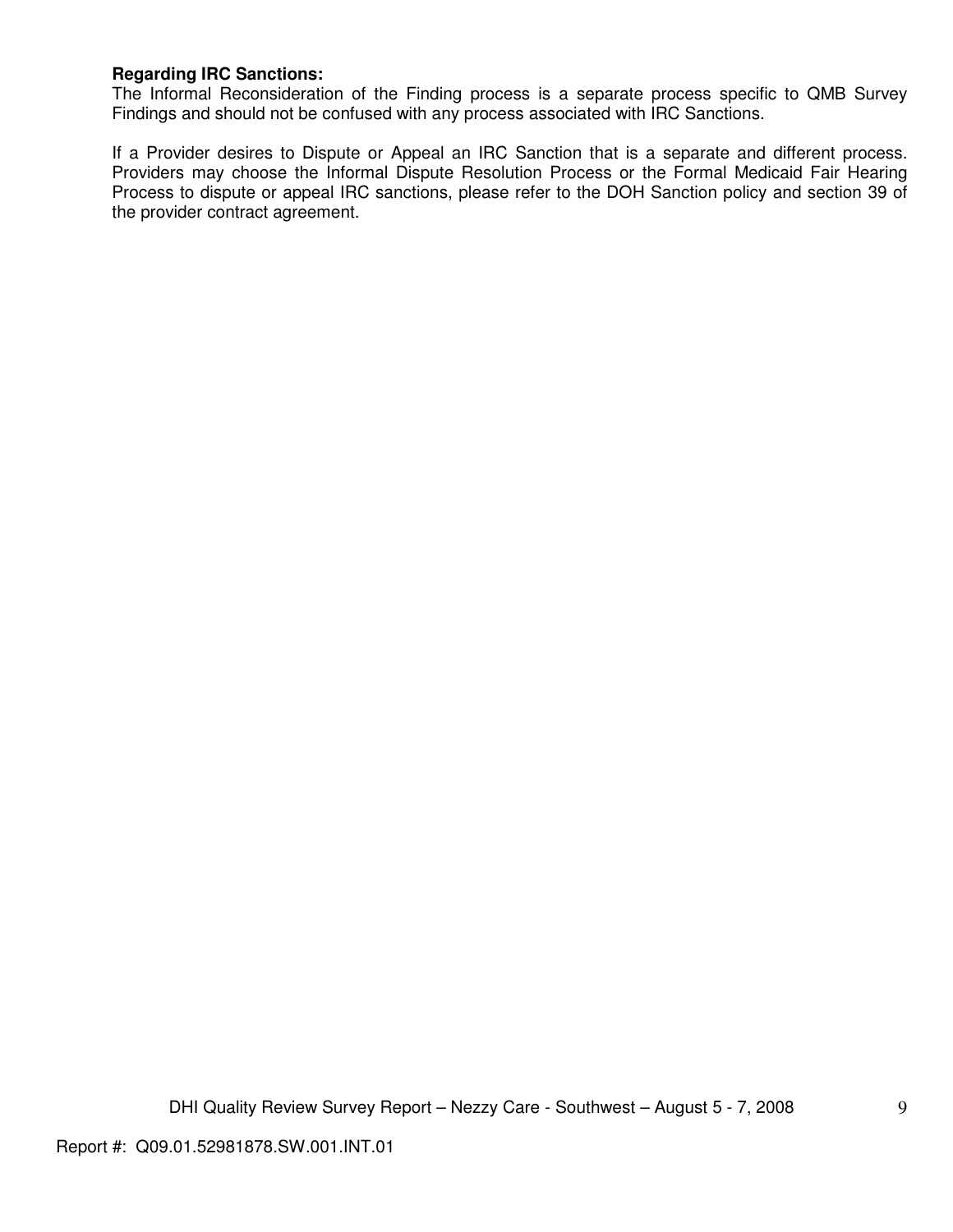**Regarding IRC Sanctions:**
The Informal Reconsideration of the Finding process is a separate process specific to QMB Survey Findings and should not be confused with any process associated with IRC Sanctions.

If a Provider desires to Dispute or Appeal an IRC Sanction that is a separate and different process. Providers may choose the Informal Dispute Resolution Process or the Formal Medicaid Fair Hearing Process to dispute or appeal IRC sanctions, please refer to the DOH Sanction policy and section 39 of the provider contract agreement.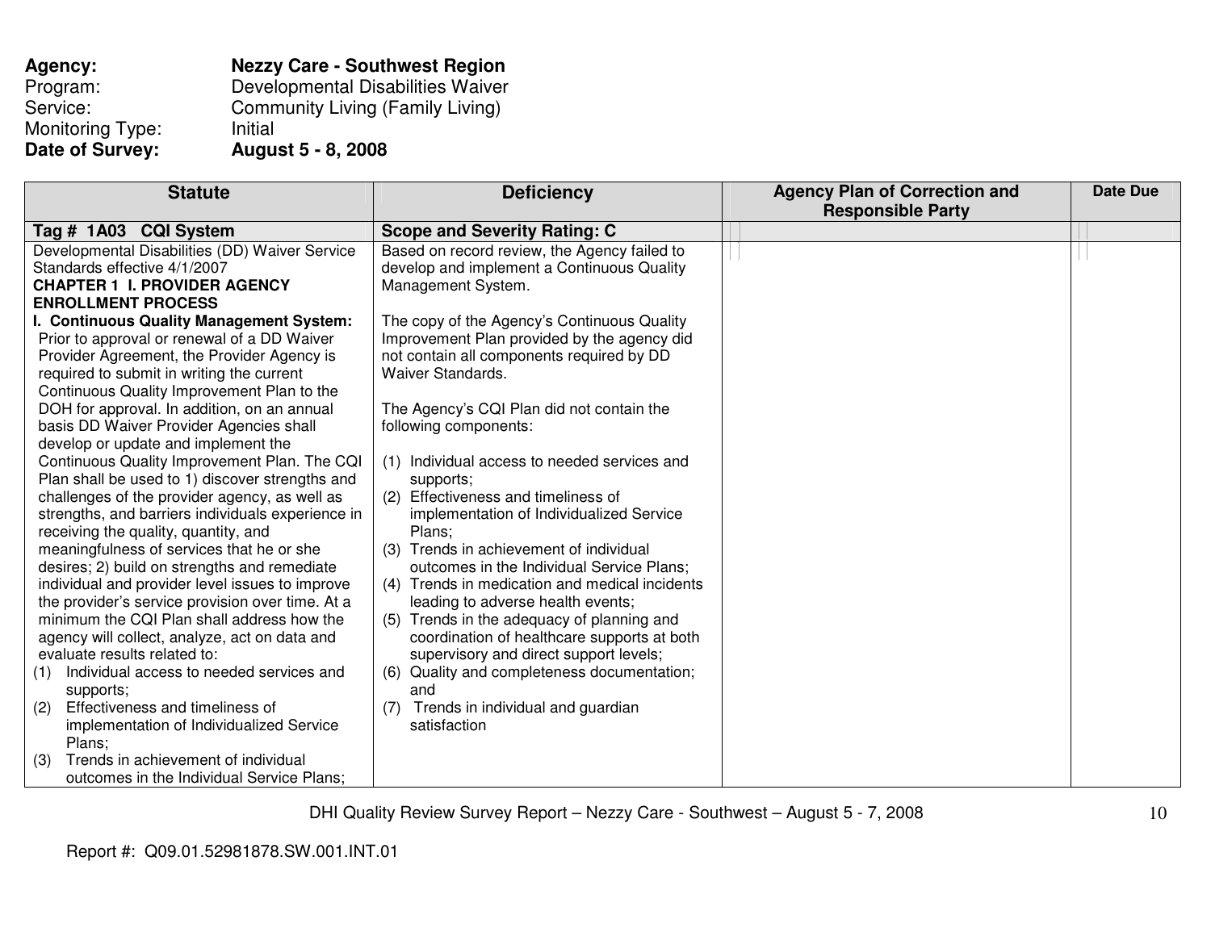**Agency:** **Nezzy Care - Southwest Region**
Program: Developmental Disabilities Waiver
Service: Community Living (Family Living)
Monitoring Type: Initial
**Date of Survey:** **August 5 - 8, 2008**

| Statute | Deficiency | Agency Plan of Correction and Responsible Party | Date Due |
|---|---|---|---|
| **Tag # 1A03 CQI System** | **Scope and Severity Rating: C** | | |
| Developmental Disabilities (DD) Waiver Service Standards effective 4/1/2007<br>**CHAPTER 1 I. PROVIDER AGENCY ENROLLMENT PROCESS**<br>**I. Continuous Quality Management System:** Prior to approval or renewal of a DD Waiver Provider Agreement, the Provider Agency is required to submit in writing the current Continuous Quality Improvement Plan to the DOH for approval. In addition, on an annual basis DD Waiver Provider Agencies shall develop or update and implement the Continuous Quality Improvement Plan. The CQI Plan shall be used to 1) discover strengths and challenges of the provider agency, as well as strengths, and barriers individuals experience in receiving the quality, quantity, and meaningfulness of services that he or she desires; 2) build on strengths and remediate individual and provider level issues to improve the provider's service provision over time. At a minimum the CQI Plan shall address how the agency will collect, analyze, act on data and evaluate results related to:<br>(1) Individual access to needed services and supports;<br>(2) Effectiveness and timeliness of implementation of Individualized Service Plans;<br>(3) Trends in achievement of individual outcomes in the Individual Service Plans; | Based on record review, the Agency failed to develop and implement a Continuous Quality Management System.<br><br>The copy of the Agency's Continuous Quality Improvement Plan provided by the agency did not contain all components required by DD Waiver Standards.<br><br>The Agency's CQI Plan did not contain the following components:<br><br>(1) Individual access to needed services and supports;<br>(2) Effectiveness and timeliness of implementation of Individualized Service Plans;<br>(3) Trends in achievement of individual outcomes in the Individual Service Plans;<br>(4) Trends in medication and medical incidents leading to adverse health events;<br>(5) Trends in the adequacy of planning and coordination of healthcare supports at both supervisory and direct support levels;<br>(6) Quality and completeness documentation; and<br>(7) Trends in individual and guardian satisfaction | | |

Report #: Q09.01.52981878.SW.001.INT.01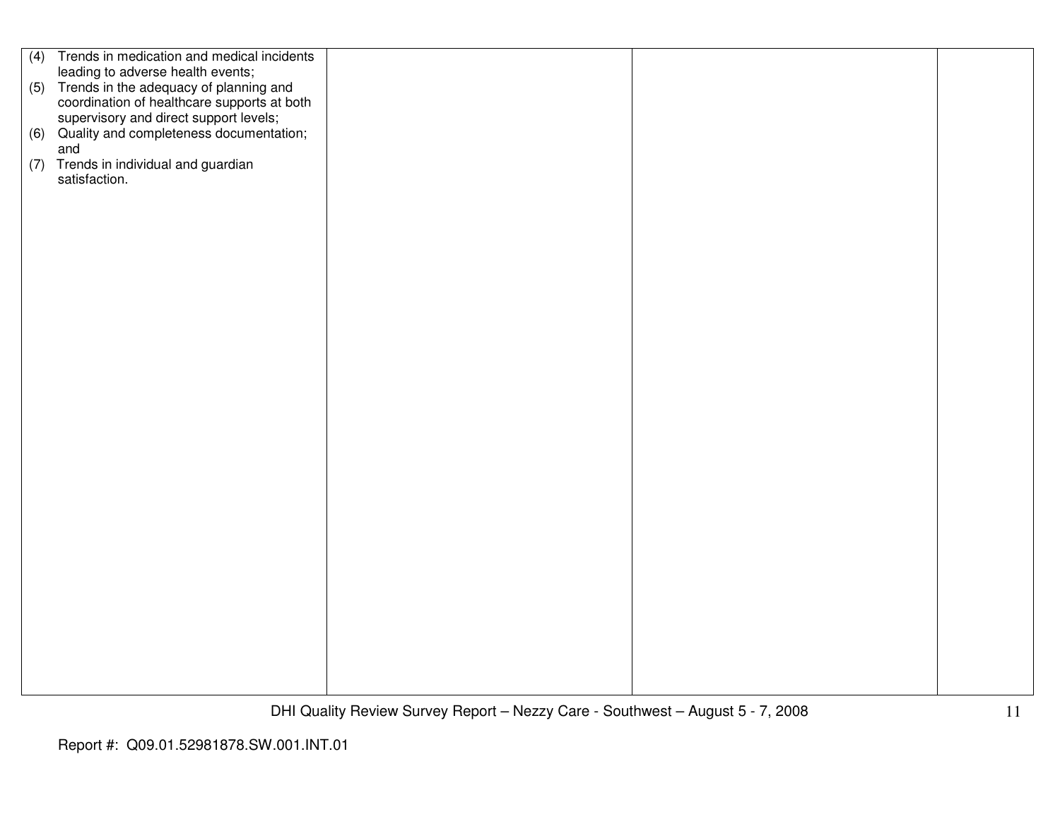| | | | |
|---|---|---|---|
| (4) Trends in medication and medical incidents leading to adverse health events;<br>(5) Trends in the adequacy of planning and coordination of healthcare supports at both supervisory and direct support levels;<br>(6) Quality and completeness documentation; and<br>(7) Trends in individual and guardian satisfaction. | | | |

Report #: Q09.01.52981878.SW.001.INT.01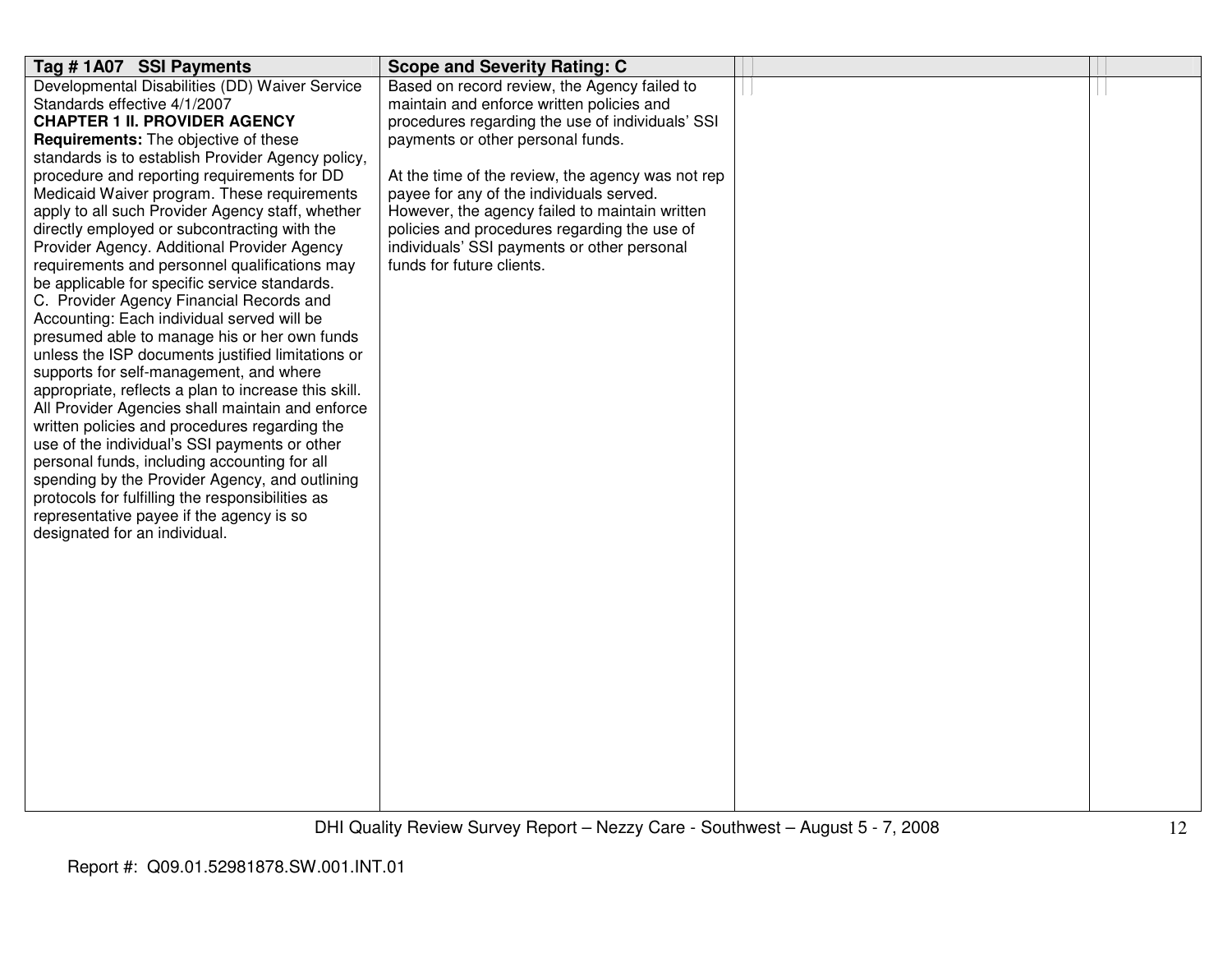| Tag # 1A07 SSI Payments | Scope and Severity Rating: C | | |
|---|---|---|---|
| Developmental Disabilities (DD) Waiver Service Standards effective 4/1/2007<br>**CHAPTER 1 II. PROVIDER AGENCY Requirements:** The objective of these standards is to establish Provider Agency policy, procedure and reporting requirements for DD Medicaid Waiver program. These requirements apply to all such Provider Agency staff, whether directly employed or subcontracting with the Provider Agency. Additional Provider Agency requirements and personnel qualifications may be applicable for specific service standards.<br>C. Provider Agency Financial Records and Accounting: Each individual served will be presumed able to manage his or her own funds unless the ISP documents justified limitations or supports for self-management, and where appropriate, reflects a plan to increase this skill. All Provider Agencies shall maintain and enforce written policies and procedures regarding the use of the individual's SSI payments or other personal funds, including accounting for all spending by the Provider Agency, and outlining protocols for fulfilling the responsibilities as representative payee if the agency is so designated for an individual. | Based on record review, the Agency failed to maintain and enforce written policies and procedures regarding the use of individuals' SSI payments or other personal funds.<br><br>At the time of the review, the agency was not rep payee for any of the individuals served. However, the agency failed to maintain written policies and procedures regarding the use of individuals' SSI payments or other personal funds for future clients. | | |

DHI Quality Review Survey Report – Nezzy Care - Southwest – August 5 - 7, 2008

Report #: Q09.01.52981878.SW.001.INT.01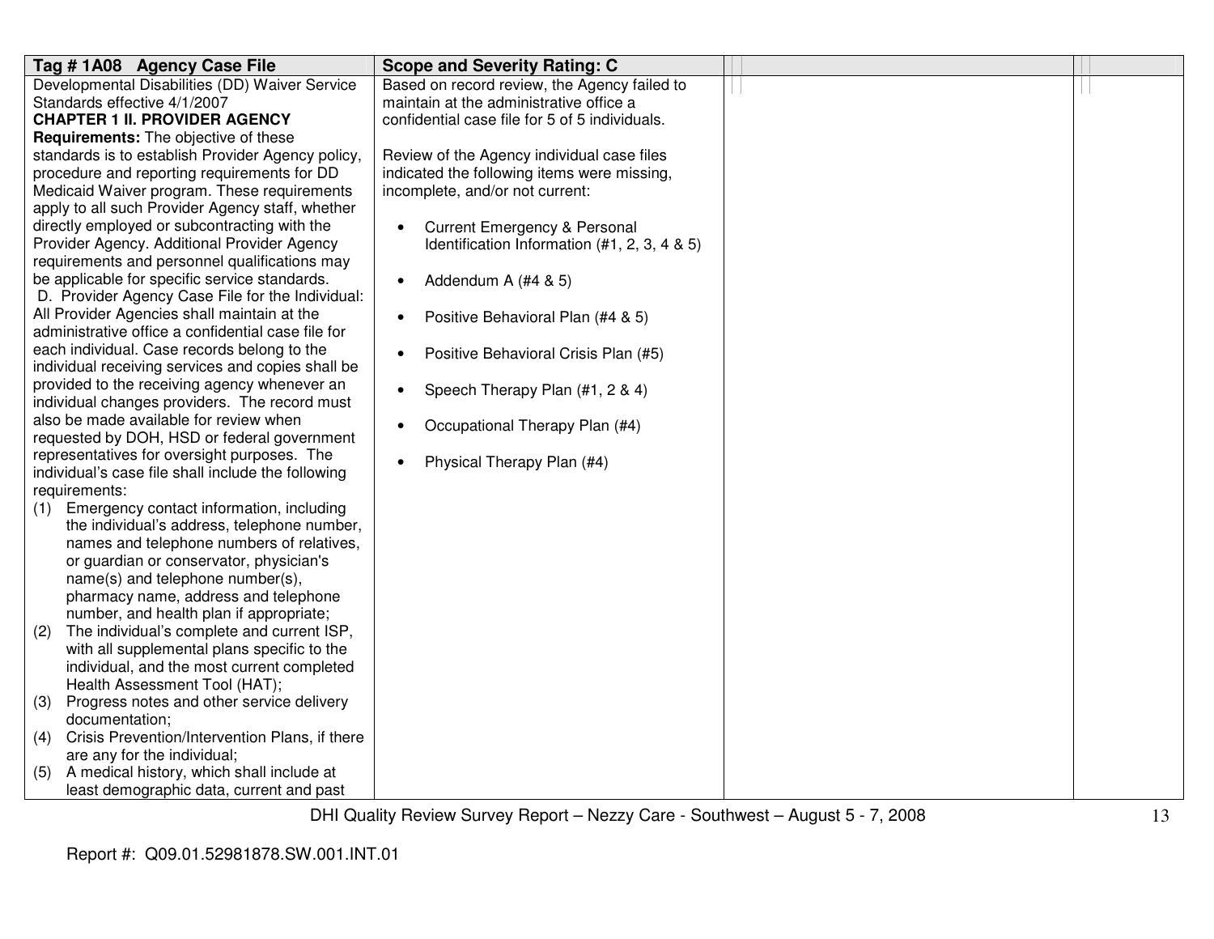| Tag # 1A08 Agency Case File | Scope and Severity Rating: C | | |
|---|---|---|---|
| Developmental Disabilities (DD) Waiver Service Standards effective 4/1/2007<br>**CHAPTER 1 II. PROVIDER AGENCY Requirements:** The objective of these standards is to establish Provider Agency policy, procedure and reporting requirements for DD Medicaid Waiver program. These requirements apply to all such Provider Agency staff, whether directly employed or subcontracting with the Provider Agency. Additional Provider Agency requirements and personnel qualifications may be applicable for specific service standards.<br>D. Provider Agency Case File for the Individual: All Provider Agencies shall maintain at the administrative office a confidential case file for each individual. Case records belong to the individual receiving services and copies shall be provided to the receiving agency whenever an individual changes providers. The record must also be made available for review when requested by DOH, HSD or federal government representatives for oversight purposes. The individual's case file shall include the following requirements:<br>(1) Emergency contact information, including the individual's address, telephone number, names and telephone numbers of relatives, or guardian or conservator, physician's name(s) and telephone number(s), pharmacy name, address and telephone number, and health plan if appropriate;<br>(2) The individual's complete and current ISP, with all supplemental plans specific to the individual, and the most current completed Health Assessment Tool (HAT);<br>(3) Progress notes and other service delivery documentation;<br>(4) Crisis Prevention/Intervention Plans, if there are any for the individual;<br>(5) A medical history, which shall include at least demographic data, current and past | Based on record review, the Agency failed to maintain at the administrative office a confidential case file for 5 of 5 individuals.<br><br>Review of the Agency individual case files indicated the following items were missing, incomplete, and/or not current:<br><br>• Current Emergency & Personal Identification Information (#1, 2, 3, 4 & 5)<br><br>• Addendum A (#4 & 5)<br><br>• Positive Behavioral Plan (#4 & 5)<br><br>• Positive Behavioral Crisis Plan (#5)<br><br>• Speech Therapy Plan (#1, 2 & 4)<br><br>• Occupational Therapy Plan (#4)<br><br>• Physical Therapy Plan (#4) | | |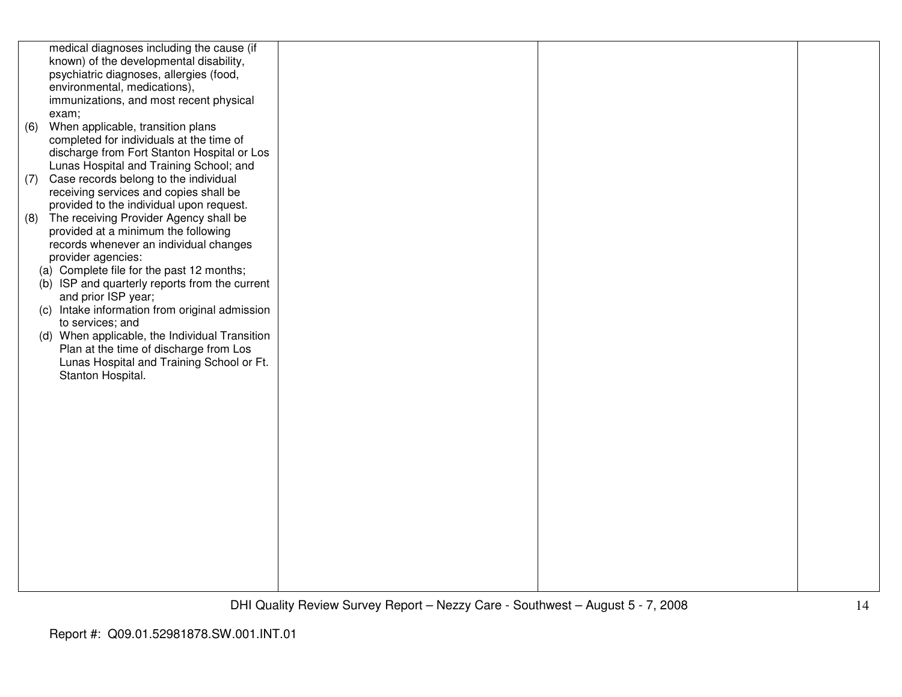| | | | |
|---|---|---|---|
| medical diagnoses including the cause (if known) of the developmental disability, psychiatric diagnoses, allergies (food, environmental, medications), immunizations, and most recent physical exam;<br>(6) When applicable, transition plans completed for individuals at the time of discharge from Fort Stanton Hospital or Los Lunas Hospital and Training School; and<br>(7) Case records belong to the individual receiving services and copies shall be provided to the individual upon request.<br>(8) The receiving Provider Agency shall be provided at a minimum the following records whenever an individual changes provider agencies:<br>(a) Complete file for the past 12 months;<br>(b) ISP and quarterly reports from the current and prior ISP year;<br>(c) Intake information from original admission to services; and<br>(d) When applicable, the Individual Transition Plan at the time of discharge from Los Lunas Hospital and Training School or Ft. Stanton Hospital. | | | |

DHI Quality Review Survey Report – Nezzy Care - Southwest – August 5 - 7, 2008

Report #: Q09.01.52981878.SW.001.INT.01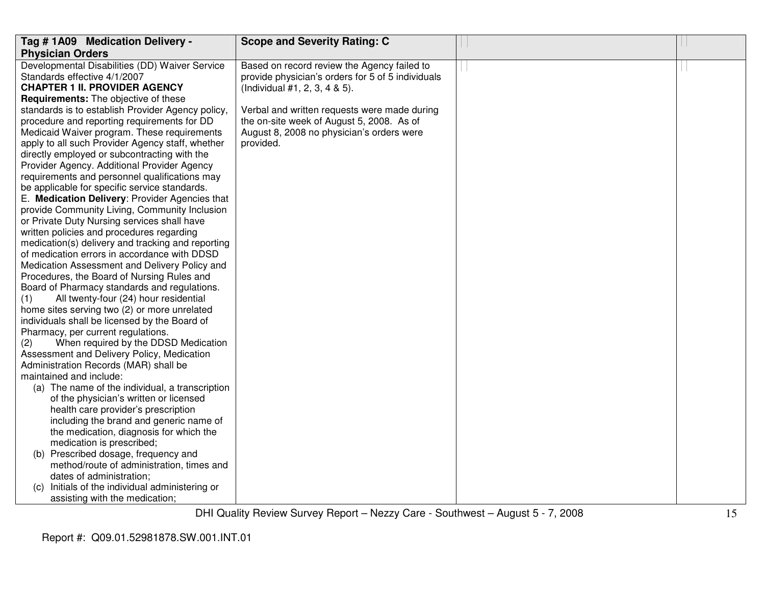| Tag # 1A09 Medication Delivery - Physician Orders | Scope and Severity Rating: C | | |
|---|---|---|---|
| Developmental Disabilities (DD) Waiver Service Standards effective 4/1/2007<br>**CHAPTER 1 II. PROVIDER AGENCY Requirements:** The objective of these standards is to establish Provider Agency policy, procedure and reporting requirements for DD Medicaid Waiver program. These requirements apply to all such Provider Agency staff, whether directly employed or subcontracting with the Provider Agency. Additional Provider Agency requirements and personnel qualifications may be applicable for specific service standards.<br>E. **Medication Delivery**: Provider Agencies that provide Community Living, Community Inclusion or Private Duty Nursing services shall have written policies and procedures regarding medication(s) delivery and tracking and reporting of medication errors in accordance with DDSD Medication Assessment and Delivery Policy and Procedures, the Board of Nursing Rules and Board of Pharmacy standards and regulations.<br>(1) All twenty-four (24) hour residential home sites serving two (2) or more unrelated individuals shall be licensed by the Board of Pharmacy, per current regulations.<br>(2) When required by the DDSD Medication Assessment and Delivery Policy, Medication Administration Records (MAR) shall be maintained and include:<br>(a) The name of the individual, a transcription of the physician's written or licensed health care provider's prescription including the brand and generic name of the medication, diagnosis for which the medication is prescribed;<br>(b) Prescribed dosage, frequency and method/route of administration, times and dates of administration;<br>(c) Initials of the individual administering or assisting with the medication; | Based on record review the Agency failed to provide physician's orders for 5 of 5 individuals (Individual #1, 2, 3, 4 & 5).<br><br>Verbal and written requests were made during the on-site week of August 5, 2008. As of August 8, 2008 no physician's orders were provided. | | |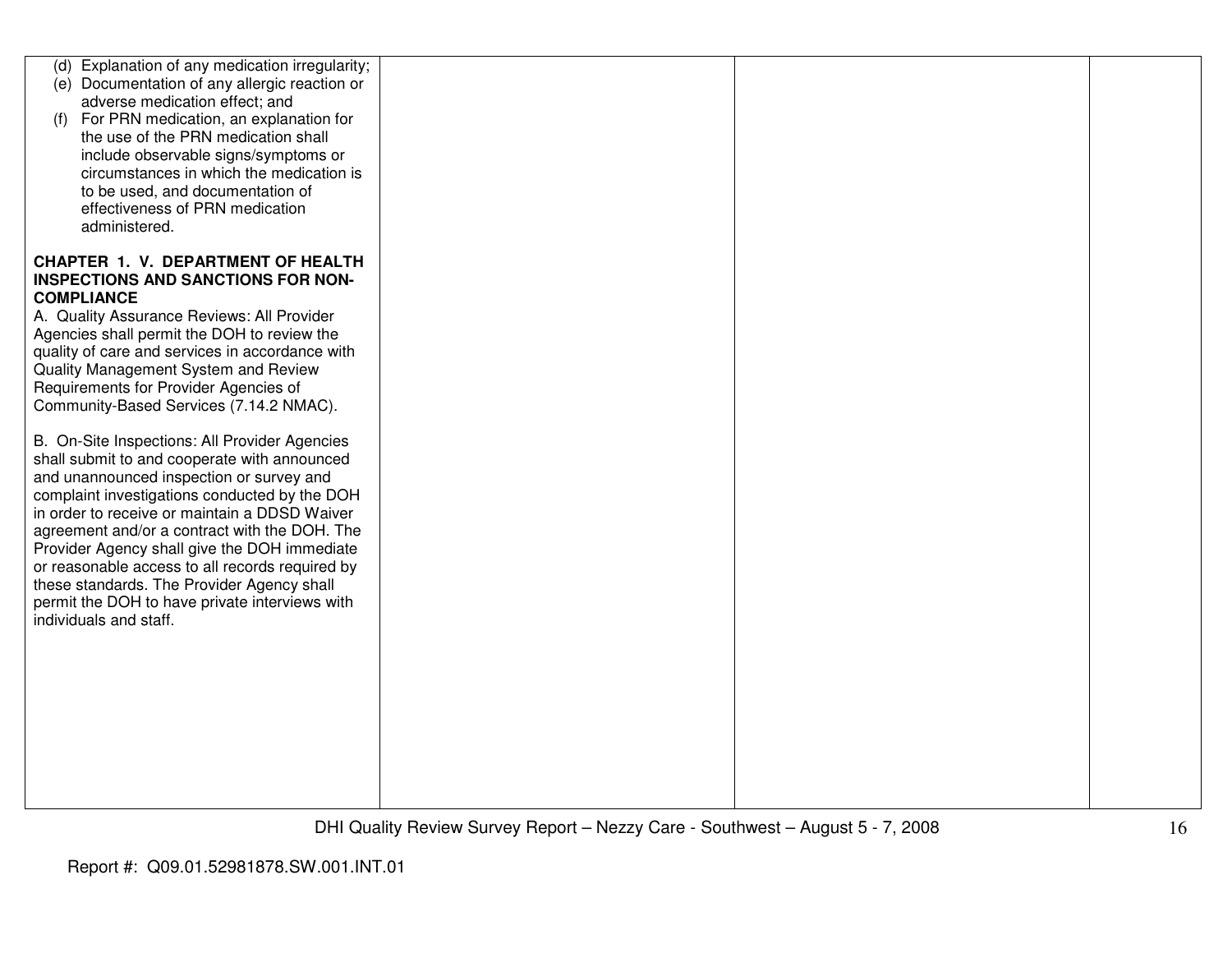| | | | |
|---|---|---|---|
| (d) Explanation of any medication irregularity;<br>(e) Documentation of any allergic reaction or adverse medication effect; and<br>(f) For PRN medication, an explanation for the use of the PRN medication shall include observable signs/symptoms or circumstances in which the medication is to be used, and documentation of effectiveness of PRN medication administered.<br><br>**CHAPTER 1. V. DEPARTMENT OF HEALTH INSPECTIONS AND SANCTIONS FOR NON-COMPLIANCE**<br>A. Quality Assurance Reviews: All Provider Agencies shall permit the DOH to review the quality of care and services in accordance with Quality Management System and Review Requirements for Provider Agencies of Community-Based Services (7.14.2 NMAC).<br><br>B. On-Site Inspections: All Provider Agencies shall submit to and cooperate with announced and unannounced inspection or survey and complaint investigations conducted by the DOH in order to receive or maintain a DDSD Waiver agreement and/or a contract with the DOH. The Provider Agency shall give the DOH immediate or reasonable access to all records required by these standards. The Provider Agency shall permit the DOH to have private interviews with individuals and staff. | | | |

Report #: Q09.01.52981878.SW.001.INT.01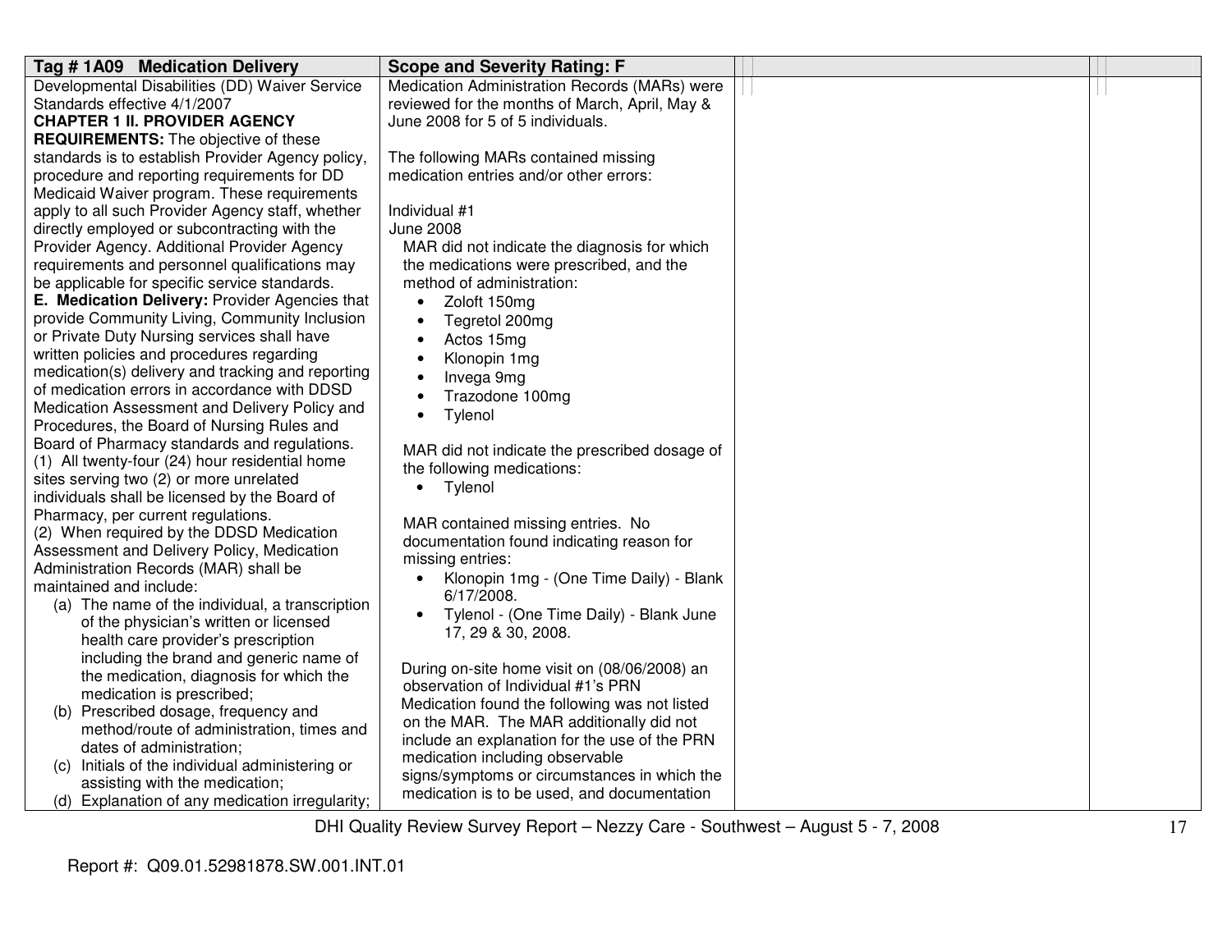| Tag # 1A09 Medication Delivery | Scope and Severity Rating: F | | |
|---|---|---|---|
| Developmental Disabilities (DD) Waiver Service Standards effective 4/1/2007<br>**CHAPTER 1 II. PROVIDER AGENCY REQUIREMENTS:** The objective of these standards is to establish Provider Agency policy, procedure and reporting requirements for DD Medicaid Waiver program. These requirements apply to all such Provider Agency staff, whether directly employed or subcontracting with the Provider Agency. Additional Provider Agency requirements and personnel qualifications may be applicable for specific service standards.<br>**E. Medication Delivery:** Provider Agencies that provide Community Living, Community Inclusion or Private Duty Nursing services shall have written policies and procedures regarding medication(s) delivery and tracking and reporting of medication errors in accordance with DDSD Medication Assessment and Delivery Policy and Procedures, the Board of Nursing Rules and Board of Pharmacy standards and regulations.<br>(1) All twenty-four (24) hour residential home sites serving two (2) or more unrelated individuals shall be licensed by the Board of Pharmacy, per current regulations.<br>(2) When required by the DDSD Medication Assessment and Delivery Policy, Medication Administration Records (MAR) shall be maintained and include:<br>(a) The name of the individual, a transcription of the physician's written or licensed health care provider's prescription including the brand and generic name of the medication, diagnosis for which the medication is prescribed;<br>(b) Prescribed dosage, frequency and method/route of administration, times and dates of administration;<br>(c) Initials of the individual administering or assisting with the medication;<br>(d) Explanation of any medication irregularity; | Medication Administration Records (MARs) were reviewed for the months of March, April, May & June 2008 for 5 of 5 individuals.<br><br>The following MARs contained missing medication entries and/or other errors:<br><br>Individual #1<br>June 2008<br>MAR did not indicate the diagnosis for which the medications were prescribed, and the method of administration:<br>• Zoloft 150mg<br>• Tegretol 200mg<br>• Actos 15mg<br>• Klonopin 1mg<br>• Invega 9mg<br>• Trazodone 100mg<br>• Tylenol<br><br>MAR did not indicate the prescribed dosage of the following medications:<br>• Tylenol<br><br>MAR contained missing entries. No documentation found indicating reason for missing entries:<br>• Klonopin 1mg - (One Time Daily) - Blank 6/17/2008.<br>• Tylenol - (One Time Daily) - Blank June 17, 29 & 30, 2008.<br><br>During on-site home visit on (08/06/2008) an observation of Individual #1's PRN Medication found the following was not listed on the MAR. The MAR additionally did not include an explanation for the use of the PRN medication including observable signs/symptoms or circumstances in which the medication is to be used, and documentation | | |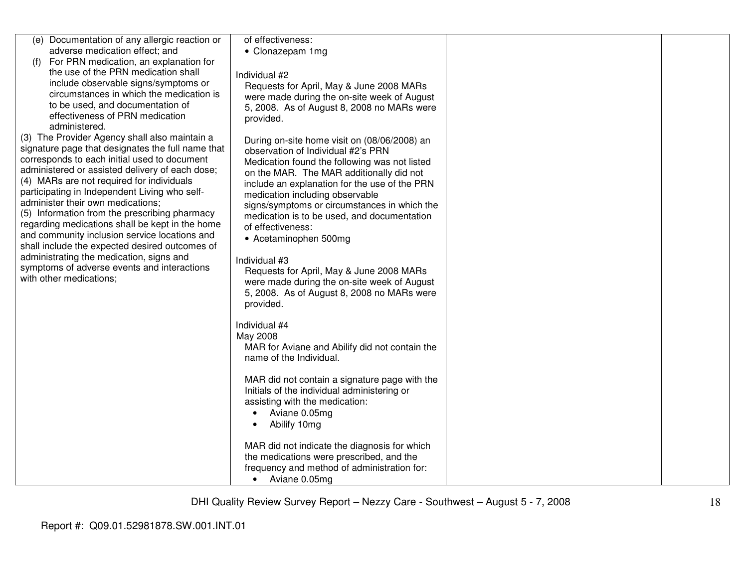| | | | |
|---|---|---|---|
| (e) Documentation of any allergic reaction or adverse medication effect; and<br>(f) For PRN medication, an explanation for the use of the PRN medication shall include observable signs/symptoms or circumstances in which the medication is to be used, and documentation of effectiveness of PRN medication administered.<br>(3) The Provider Agency shall also maintain a signature page that designates the full name that corresponds to each initial used to document administered or assisted delivery of each dose;<br>(4) MARs are not required for individuals participating in Independent Living who self-administer their own medications;<br>(5) Information from the prescribing pharmacy regarding medications shall be kept in the home and community inclusion service locations and shall include the expected desired outcomes of administrating the medication, signs and symptoms of adverse events and interactions with other medications; | of effectiveness:<br>• Clonazepam 1mg<br><br>Individual #2<br>Requests for April, May & June 2008 MARs were made during the on-site week of August 5, 2008. As of August 8, 2008 no MARs were provided.<br><br>During on-site home visit on (08/06/2008) an observation of Individual #2's PRN Medication found the following was not listed on the MAR. The MAR additionally did not include an explanation for the use of the PRN medication including observable signs/symptoms or circumstances in which the medication is to be used, and documentation of effectiveness:<br>• Acetaminophen 500mg<br><br>Individual #3<br>Requests for April, May & June 2008 MARs were made during the on-site week of August 5, 2008. As of August 8, 2008 no MARs were provided.<br><br>Individual #4<br>May 2008<br>MAR for Aviane and Abilify did not contain the name of the Individual.<br><br>MAR did not contain a signature page with the Initials of the individual administering or assisting with the medication:<br>• Aviane 0.05mg<br>• Abilify 10mg<br><br>MAR did not indicate the diagnosis for which the medications were prescribed, and the frequency and method of administration for:<br>• Aviane 0.05mg | | |

DHI Quality Review Survey Report – Nezzy Care - Southwest – August 5 - 7, 2008

Report #: Q09.01.52981878.SW.001.INT.01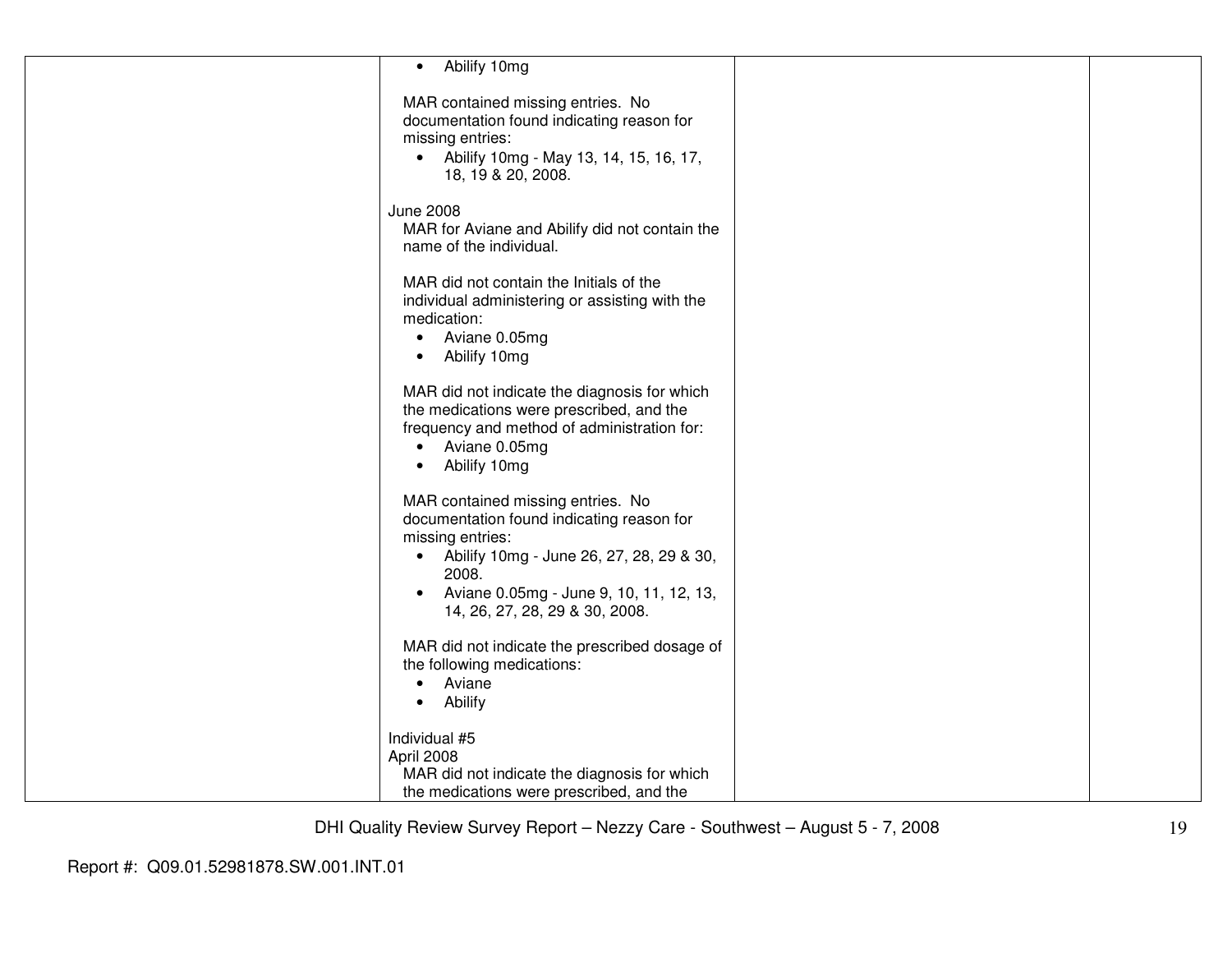| | | | |
|---|---|---|---|
| | • Abilify 10mg<br><br>MAR contained missing entries. No documentation found indicating reason for missing entries:<br>• Abilify 10mg - May 13, 14, 15, 16, 17, 18, 19 & 20, 2008.<br><br>June 2008<br>MAR for Aviane and Abilify did not contain the name of the individual.<br><br>MAR did not contain the Initials of the individual administering or assisting with the medication:<br>• Aviane 0.05mg<br>• Abilify 10mg<br><br>MAR did not indicate the diagnosis for which the medications were prescribed, and the frequency and method of administration for:<br>• Aviane 0.05mg<br>• Abilify 10mg<br><br>MAR contained missing entries. No documentation found indicating reason for missing entries:<br>• Abilify 10mg - June 26, 27, 28, 29 & 30, 2008.<br>• Aviane 0.05mg - June 9, 10, 11, 12, 13, 14, 26, 27, 28, 29 & 30, 2008.<br><br>MAR did not indicate the prescribed dosage of the following medications:<br>• Aviane<br>• Abilify<br><br>Individual #5<br>April 2008<br>MAR did not indicate the diagnosis for which the medications were prescribed, and the | | |

Report #: Q09.01.52981878.SW.001.INT.01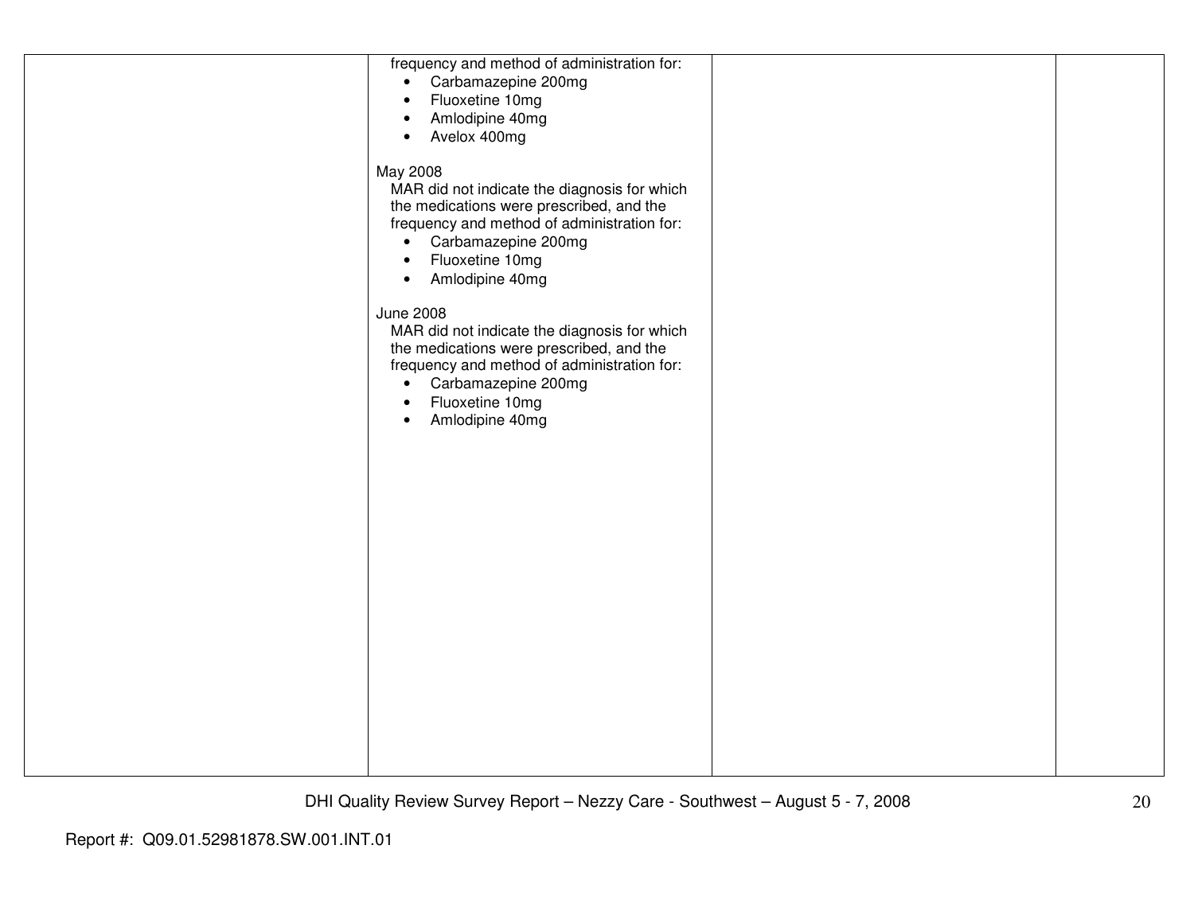| | | | |
|---|---|---|---|
| | frequency and method of administration for:<br>• Carbamazepine 200mg<br>• Fluoxetine 10mg<br>• Amlodipine 40mg<br>• Avelox 400mg<br><br>May 2008<br>MAR did not indicate the diagnosis for which the medications were prescribed, and the frequency and method of administration for:<br>• Carbamazepine 200mg<br>• Fluoxetine 10mg<br>• Amlodipine 40mg<br><br>June 2008<br>MAR did not indicate the diagnosis for which the medications were prescribed, and the frequency and method of administration for:<br>• Carbamazepine 200mg<br>• Fluoxetine 10mg<br>• Amlodipine 40mg | | |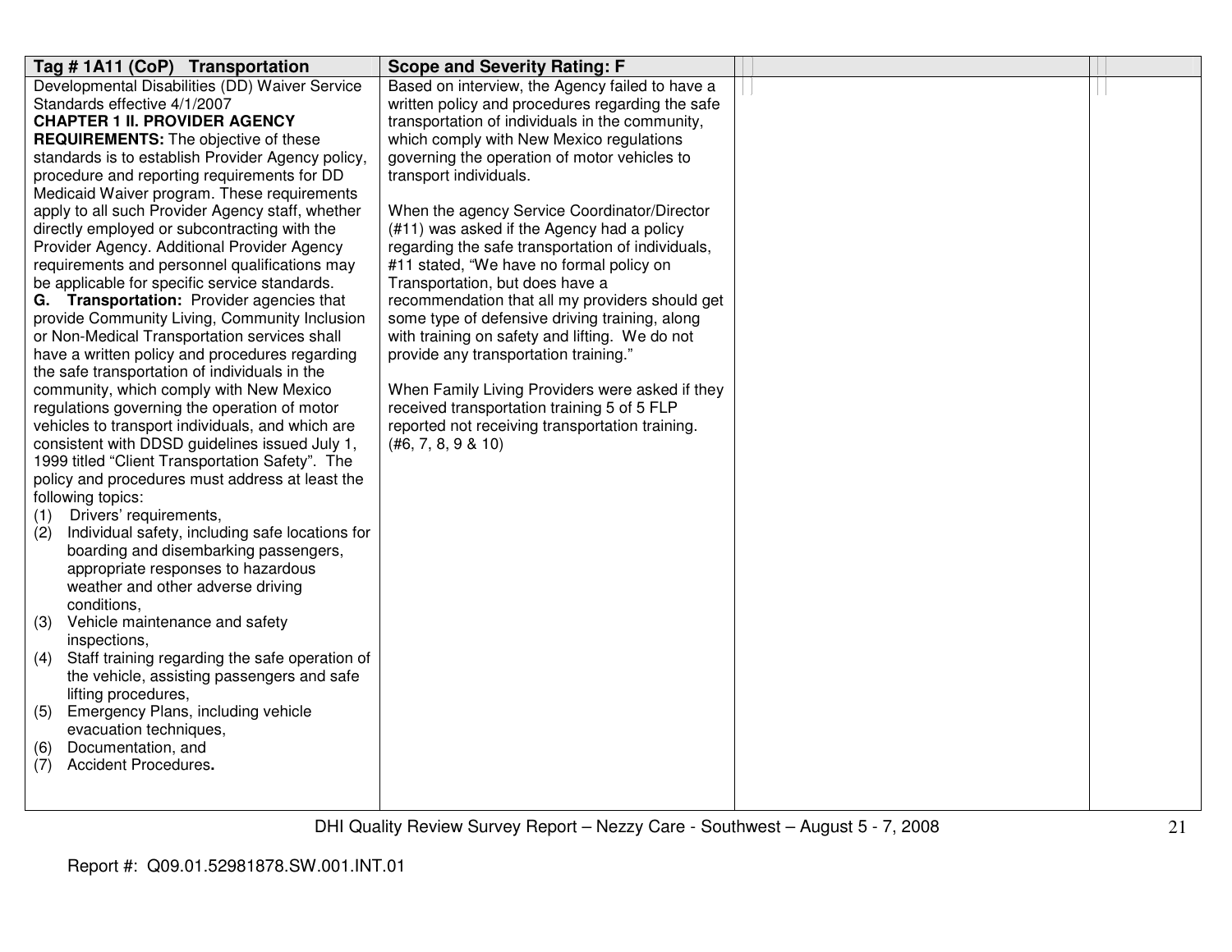| Tag # 1A11 (CoP) Transportation | Scope and Severity Rating: F | | |
|---|---|---|---|
| Developmental Disabilities (DD) Waiver Service Standards effective 4/1/2007<br>**CHAPTER 1 II. PROVIDER AGENCY REQUIREMENTS:** The objective of these standards is to establish Provider Agency policy, procedure and reporting requirements for DD Medicaid Waiver program. These requirements apply to all such Provider Agency staff, whether directly employed or subcontracting with the Provider Agency. Additional Provider Agency requirements and personnel qualifications may be applicable for specific service standards.<br>**G. Transportation:** Provider agencies that provide Community Living, Community Inclusion or Non-Medical Transportation services shall have a written policy and procedures regarding the safe transportation of individuals in the community, which comply with New Mexico regulations governing the operation of motor vehicles to transport individuals, and which are consistent with DDSD guidelines issued July 1, 1999 titled "Client Transportation Safety". The policy and procedures must address at least the following topics:<br>(1) Drivers' requirements,<br>(2) Individual safety, including safe locations for boarding and disembarking passengers, appropriate responses to hazardous weather and other adverse driving conditions,<br>(3) Vehicle maintenance and safety inspections,<br>(4) Staff training regarding the safe operation of the vehicle, assisting passengers and safe lifting procedures,<br>(5) Emergency Plans, including vehicle evacuation techniques,<br>(6) Documentation, and<br>(7) Accident Procedures**.** | Based on interview, the Agency failed to have a written policy and procedures regarding the safe transportation of individuals in the community, which comply with New Mexico regulations governing the operation of motor vehicles to transport individuals.<br><br>When the agency Service Coordinator/Director (#11) was asked if the Agency had a policy regarding the safe transportation of individuals, #11 stated, "We have no formal policy on Transportation, but does have a recommendation that all my providers should get some type of defensive driving training, along with training on safety and lifting. We do not provide any transportation training."<br><br>When Family Living Providers were asked if they received transportation training 5 of 5 FLP reported not receiving transportation training. (#6, 7, 8, 9 & 10) | | |

Report #: Q09.01.52981878.SW.001.INT.01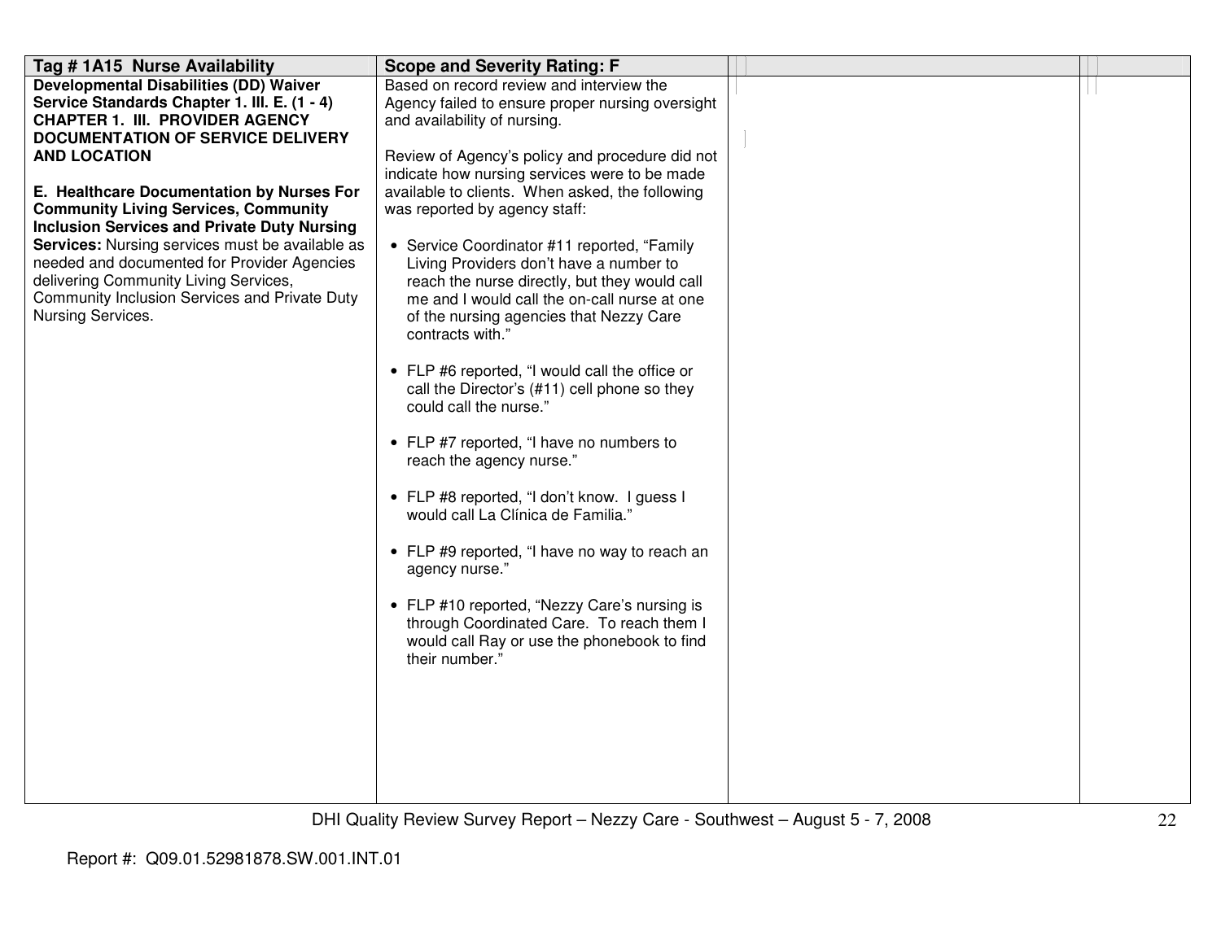| Tag # 1A15 Nurse Availability | Scope and Severity Rating: F | | |
|---|---|---|---|
| **Developmental Disabilities (DD) Waiver Service Standards Chapter 1. III. E. (1 - 4) CHAPTER 1. III. PROVIDER AGENCY DOCUMENTATION OF SERVICE DELIVERY AND LOCATION**<br><br>**E. Healthcare Documentation by Nurses For Community Living Services, Community Inclusion Services and Private Duty Nursing Services:** Nursing services must be available as needed and documented for Provider Agencies delivering Community Living Services, Community Inclusion Services and Private Duty Nursing Services. | Based on record review and interview the Agency failed to ensure proper nursing oversight and availability of nursing.<br><br>Review of Agency's policy and procedure did not indicate how nursing services were to be made available to clients. When asked, the following was reported by agency staff:<br><br>• Service Coordinator #11 reported, "Family Living Providers don't have a number to reach the nurse directly, but they would call me and I would call the on-call nurse at one of the nursing agencies that Nezzy Care contracts with."<br><br>• FLP #6 reported, "I would call the office or call the Director's (#11) cell phone so they could call the nurse."<br><br>• FLP #7 reported, "I have no numbers to reach the agency nurse."<br><br>• FLP #8 reported, "I don't know. I guess I would call La Clínica de Familia."<br><br>• FLP #9 reported, "I have no way to reach an agency nurse."<br><br>• FLP #10 reported, "Nezzy Care's nursing is through Coordinated Care. To reach them I would call Ray or use the phonebook to find their number." | | |

Report #: Q09.01.52981878.SW.001.INT.01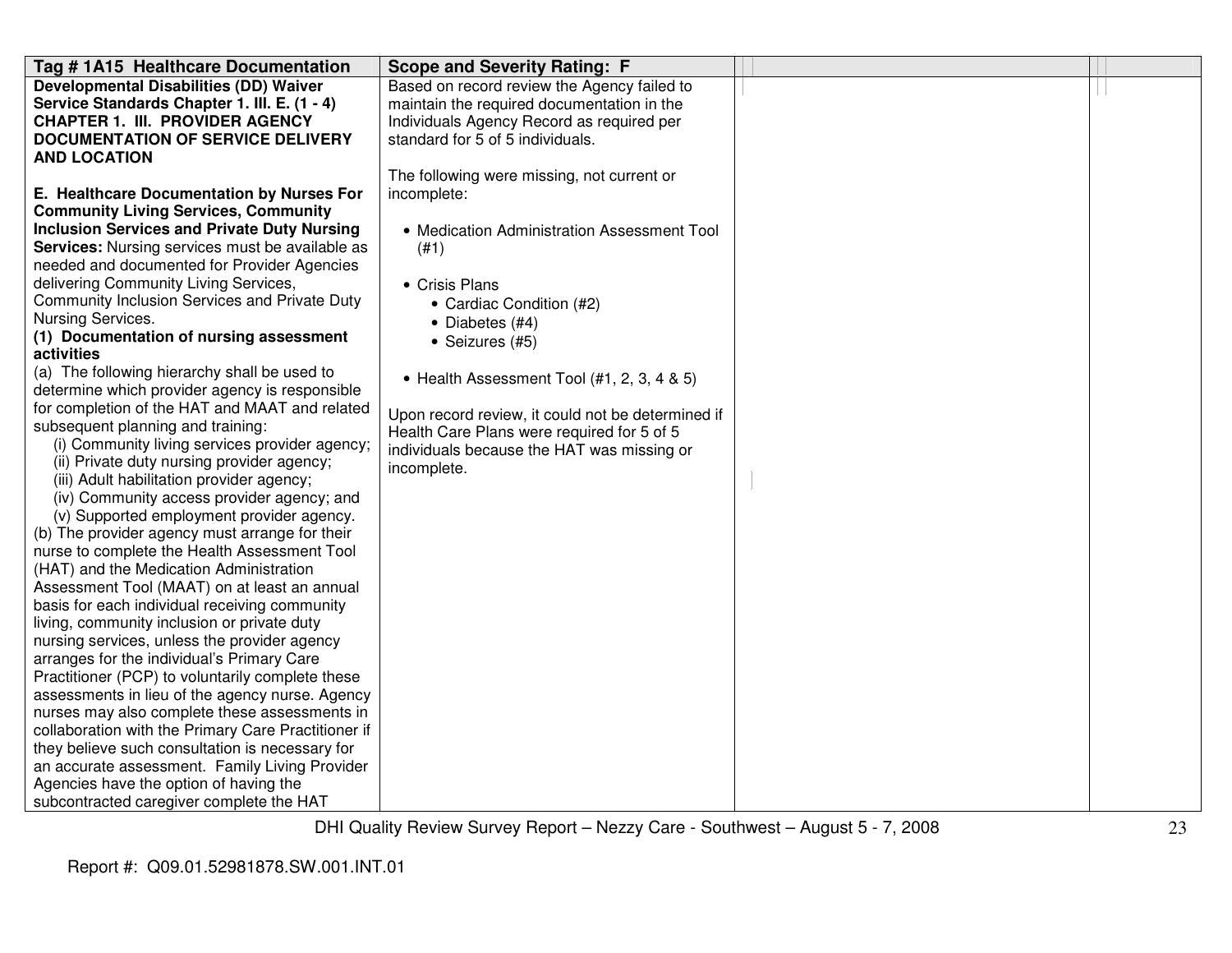| Tag # 1A15 Healthcare Documentation | Scope and Severity Rating: F | | |
|---|---|---|---|
| **Developmental Disabilities (DD) Waiver Service Standards Chapter 1. III. E. (1 - 4)**<br>**CHAPTER 1. III. PROVIDER AGENCY DOCUMENTATION OF SERVICE DELIVERY AND LOCATION**<br><br>**E. Healthcare Documentation by Nurses For Community Living Services, Community Inclusion Services and Private Duty Nursing Services:** Nursing services must be available as needed and documented for Provider Agencies delivering Community Living Services, Community Inclusion Services and Private Duty Nursing Services.<br>**(1) Documentation of nursing assessment activities**<br>(a) The following hierarchy shall be used to determine which provider agency is responsible for completion of the HAT and MAAT and related subsequent planning and training:<br>(i) Community living services provider agency;<br>(ii) Private duty nursing provider agency;<br>(iii) Adult habilitation provider agency;<br>(iv) Community access provider agency; and<br>(v) Supported employment provider agency.<br>(b) The provider agency must arrange for their nurse to complete the Health Assessment Tool (HAT) and the Medication Administration Assessment Tool (MAAT) on at least an annual basis for each individual receiving community living, community inclusion or private duty nursing services, unless the provider agency arranges for the individual's Primary Care Practitioner (PCP) to voluntarily complete these assessments in lieu of the agency nurse. Agency nurses may also complete these assessments in collaboration with the Primary Care Practitioner if they believe such consultation is necessary for an accurate assessment. Family Living Provider Agencies have the option of having the subcontracted caregiver complete the HAT | Based on record review the Agency failed to maintain the required documentation in the Individuals Agency Record as required per standard for 5 of 5 individuals.<br><br>The following were missing, not current or incomplete:<br><br>• Medication Administration Assessment Tool (#1)<br><br>• Crisis Plans<br>  • Cardiac Condition (#2)<br>  • Diabetes (#4)<br>  • Seizures (#5)<br><br>• Health Assessment Tool (#1, 2, 3, 4 & 5)<br><br>Upon record review, it could not be determined if Health Care Plans were required for 5 of 5 individuals because the HAT was missing or incomplete. | | |

Report #: Q09.01.52981878.SW.001.INT.01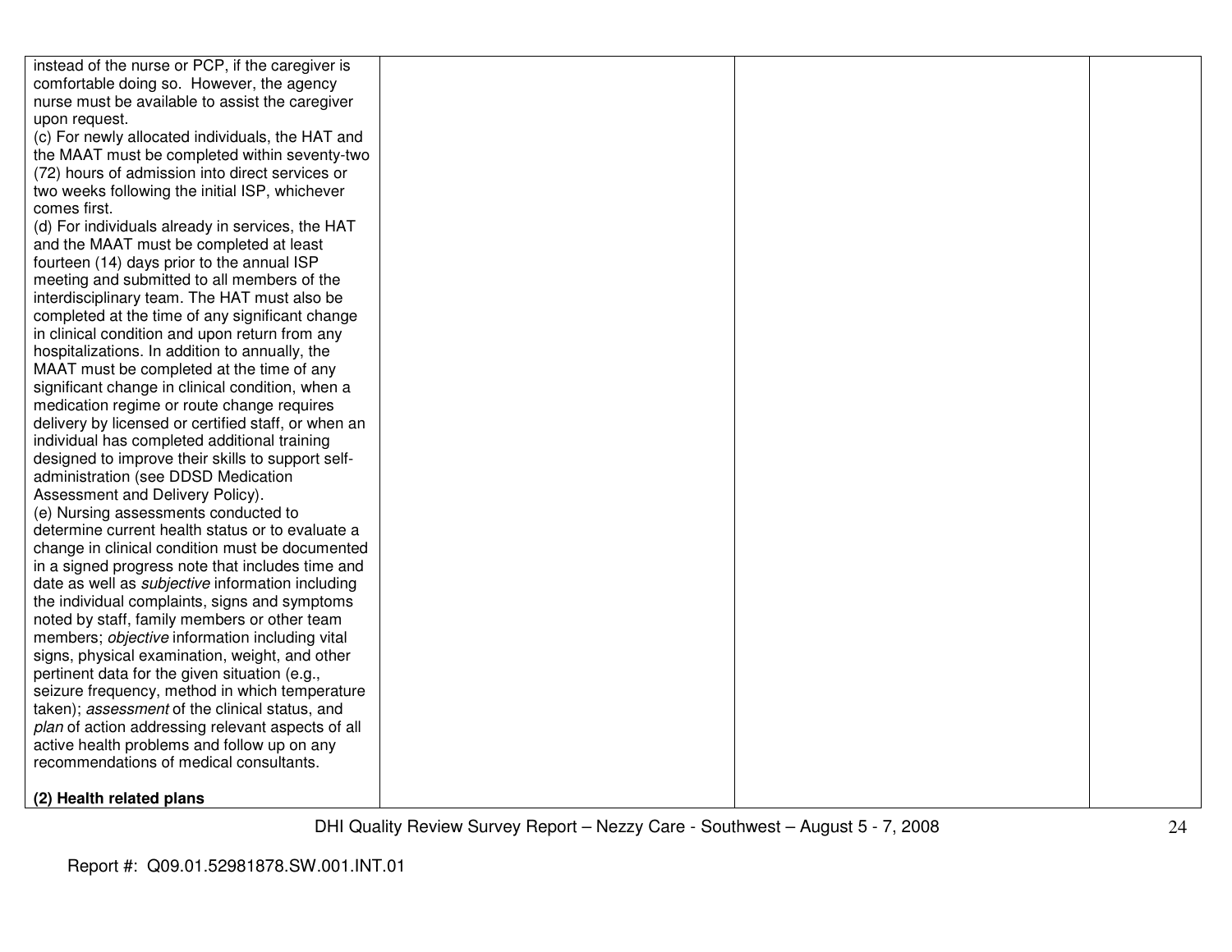| | | | |
|---|---|---|---|
| instead of the nurse or PCP, if the caregiver is comfortable doing so. However, the agency nurse must be available to assist the caregiver upon request.<br>(c) For newly allocated individuals, the HAT and the MAAT must be completed within seventy-two (72) hours of admission into direct services or two weeks following the initial ISP, whichever comes first.<br>(d) For individuals already in services, the HAT and the MAAT must be completed at least fourteen (14) days prior to the annual ISP meeting and submitted to all members of the interdisciplinary team. The HAT must also be completed at the time of any significant change in clinical condition and upon return from any hospitalizations. In addition to annually, the MAAT must be completed at the time of any significant change in clinical condition, when a medication regime or route change requires delivery by licensed or certified staff, or when an individual has completed additional training designed to improve their skills to support self-administration (see DDSD Medication Assessment and Delivery Policy).<br>(e) Nursing assessments conducted to determine current health status or to evaluate a change in clinical condition must be documented in a signed progress note that includes time and date as well as *subjective* information including the individual complaints, signs and symptoms noted by staff, family members or other team members; *objective* information including vital signs, physical examination, weight, and other pertinent data for the given situation (e.g., seizure frequency, method in which temperature taken); *assessment* of the clinical status, and *plan* of action addressing relevant aspects of all active health problems and follow up on any recommendations of medical consultants.<br><br>**(2) Health related plans** | | | |

DHI Quality Review Survey Report – Nezzy Care - Southwest – August 5 - 7, 2008

Report #: Q09.01.52981878.SW.001.INT.01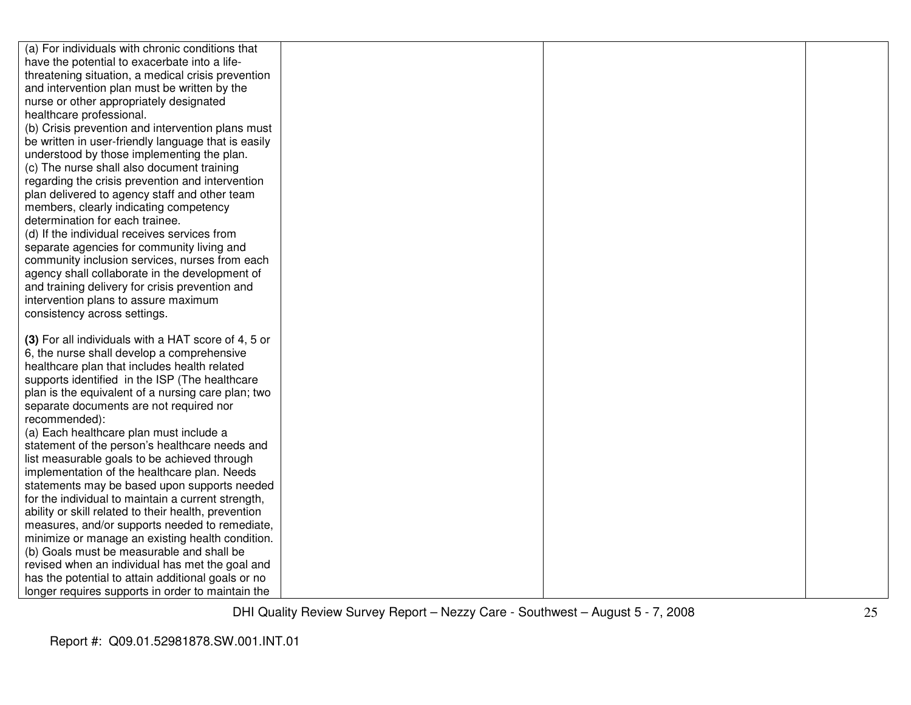| | | | |
|---|---|---|---|
| (a) For individuals with chronic conditions that have the potential to exacerbate into a life-threatening situation, a medical crisis prevention and intervention plan must be written by the nurse or other appropriately designated healthcare professional.<br>(b) Crisis prevention and intervention plans must be written in user-friendly language that is easily understood by those implementing the plan.<br>(c) The nurse shall also document training regarding the crisis prevention and intervention plan delivered to agency staff and other team members, clearly indicating competency determination for each trainee.<br>(d) If the individual receives services from separate agencies for community living and community inclusion services, nurses from each agency shall collaborate in the development of and training delivery for crisis prevention and intervention plans to assure maximum consistency across settings.<br><br>**(3)** For all individuals with a HAT score of 4, 5 or 6, the nurse shall develop a comprehensive healthcare plan that includes health related supports identified in the ISP (The healthcare plan is the equivalent of a nursing care plan; two separate documents are not required nor recommended):<br>(a) Each healthcare plan must include a statement of the person's healthcare needs and list measurable goals to be achieved through implementation of the healthcare plan. Needs statements may be based upon supports needed for the individual to maintain a current strength, ability or skill related to their health, prevention measures, and/or supports needed to remediate, minimize or manage an existing health condition.<br>(b) Goals must be measurable and shall be revised when an individual has met the goal and has the potential to attain additional goals or no longer requires supports in order to maintain the | | | |

Report #: Q09.01.52981878.SW.001.INT.01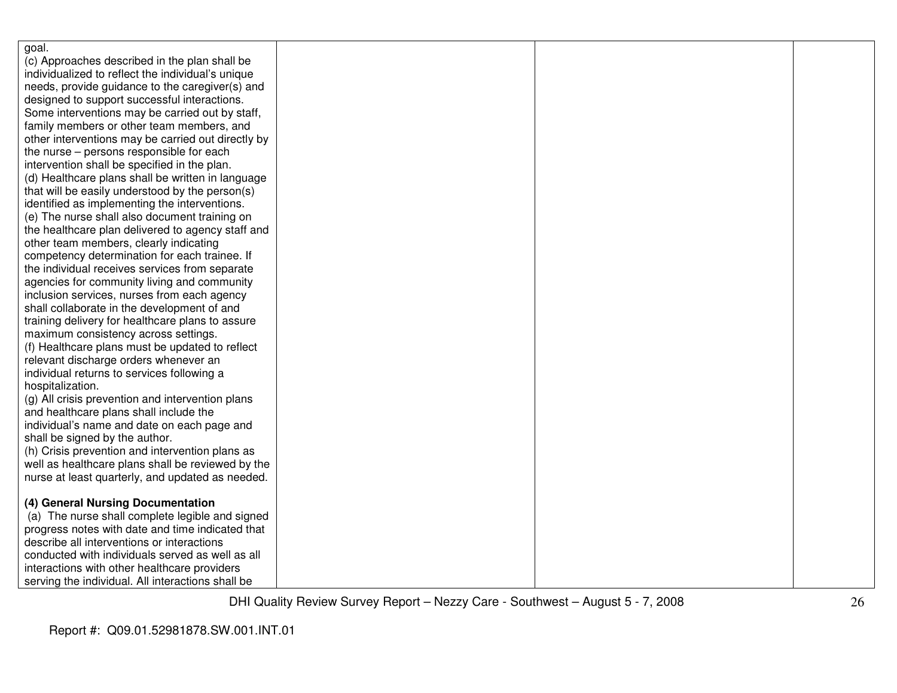| | | | |
|---|---|---|---|
| goal.<br>(c) Approaches described in the plan shall be individualized to reflect the individual's unique needs, provide guidance to the caregiver(s) and designed to support successful interactions. Some interventions may be carried out by staff, family members or other team members, and other interventions may be carried out directly by the nurse – persons responsible for each intervention shall be specified in the plan.<br>(d) Healthcare plans shall be written in language that will be easily understood by the person(s) identified as implementing the interventions.<br>(e) The nurse shall also document training on the healthcare plan delivered to agency staff and other team members, clearly indicating competency determination for each trainee. If the individual receives services from separate agencies for community living and community inclusion services, nurses from each agency shall collaborate in the development of and training delivery for healthcare plans to assure maximum consistency across settings.<br>(f) Healthcare plans must be updated to reflect relevant discharge orders whenever an individual returns to services following a hospitalization.<br>(g) All crisis prevention and intervention plans and healthcare plans shall include the individual's name and date on each page and shall be signed by the author.<br>(h) Crisis prevention and intervention plans as well as healthcare plans shall be reviewed by the nurse at least quarterly, and updated as needed.<br><br>**(4) General Nursing Documentation**<br>(a) The nurse shall complete legible and signed progress notes with date and time indicated that describe all interventions or interactions conducted with individuals served as well as all interactions with other healthcare providers serving the individual. All interactions shall be | | | |

Report #: Q09.01.52981878.SW.001.INT.01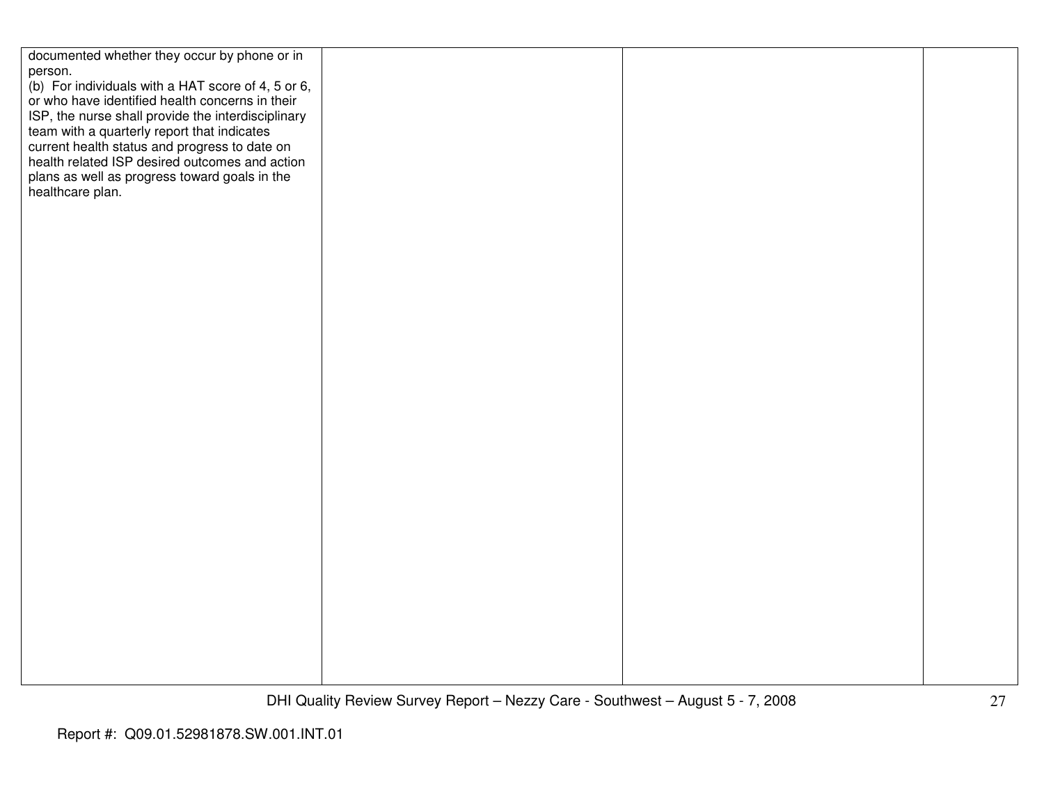| | | | |
|---|---|---|---|
| documented whether they occur by phone or in person.<br>(b) For individuals with a HAT score of 4, 5 or 6, or who have identified health concerns in their ISP, the nurse shall provide the interdisciplinary team with a quarterly report that indicates current health status and progress to date on health related ISP desired outcomes and action plans as well as progress toward goals in the healthcare plan. | | | |

Report #: Q09.01.52981878.SW.001.INT.01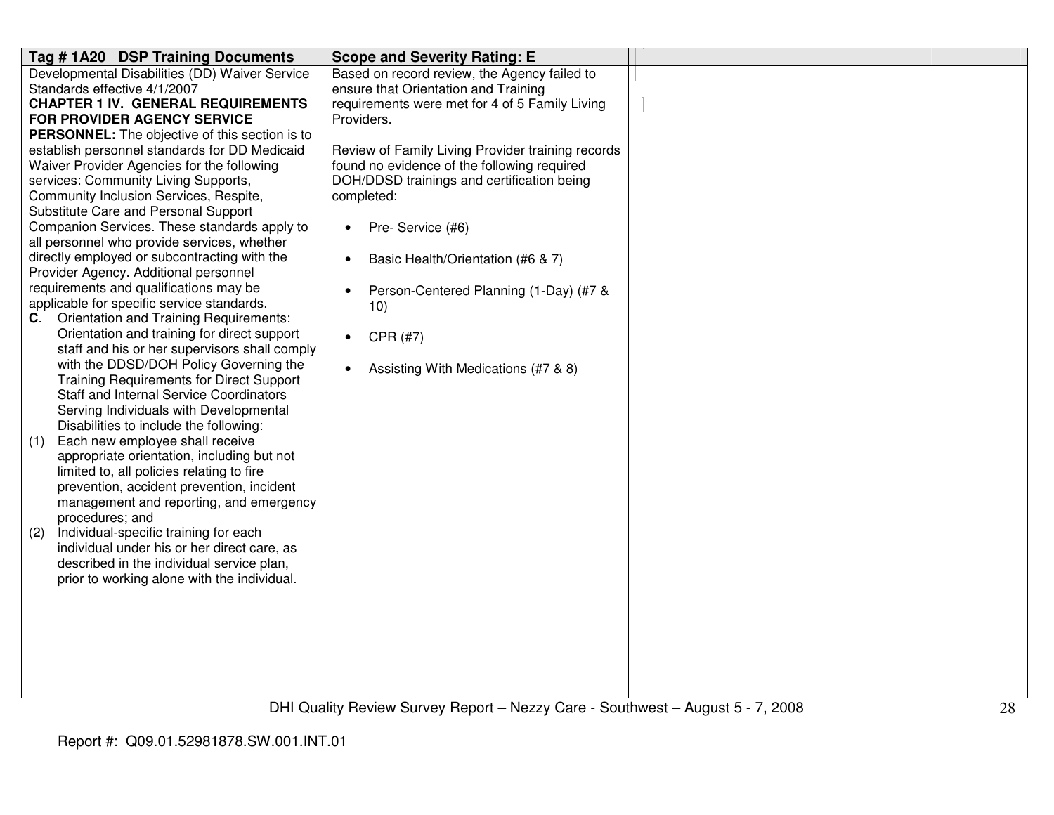| Tag # 1A20 DSP Training Documents | Scope and Severity Rating: E | | |
|---|---|---|---|
| Developmental Disabilities (DD) Waiver Service Standards effective 4/1/2007<br>**CHAPTER 1 IV. GENERAL REQUIREMENTS FOR PROVIDER AGENCY SERVICE PERSONNEL:** The objective of this section is to establish personnel standards for DD Medicaid Waiver Provider Agencies for the following services: Community Living Supports, Community Inclusion Services, Respite, Substitute Care and Personal Support Companion Services. These standards apply to all personnel who provide services, whether directly employed or subcontracting with the Provider Agency. Additional personnel requirements and qualifications may be applicable for specific service standards.<br>**C**. Orientation and Training Requirements: Orientation and training for direct support staff and his or her supervisors shall comply with the DDSD/DOH Policy Governing the Training Requirements for Direct Support Staff and Internal Service Coordinators Serving Individuals with Developmental Disabilities to include the following:<br>(1) Each new employee shall receive appropriate orientation, including but not limited to, all policies relating to fire prevention, accident prevention, incident management and reporting, and emergency procedures; and<br>(2) Individual-specific training for each individual under his or her direct care, as described in the individual service plan, prior to working alone with the individual. | Based on record review, the Agency failed to ensure that Orientation and Training requirements were met for 4 of 5 Family Living Providers.<br><br>Review of Family Living Provider training records found no evidence of the following required DOH/DDSD trainings and certification being completed:<br><br>• Pre- Service (#6)<br><br>• Basic Health/Orientation (#6 & 7)<br><br>• Person-Centered Planning (1-Day) (#7 & 10)<br><br>• CPR (#7)<br><br>• Assisting With Medications (#7 & 8) | | |

Report #: Q09.01.52981878.SW.001.INT.01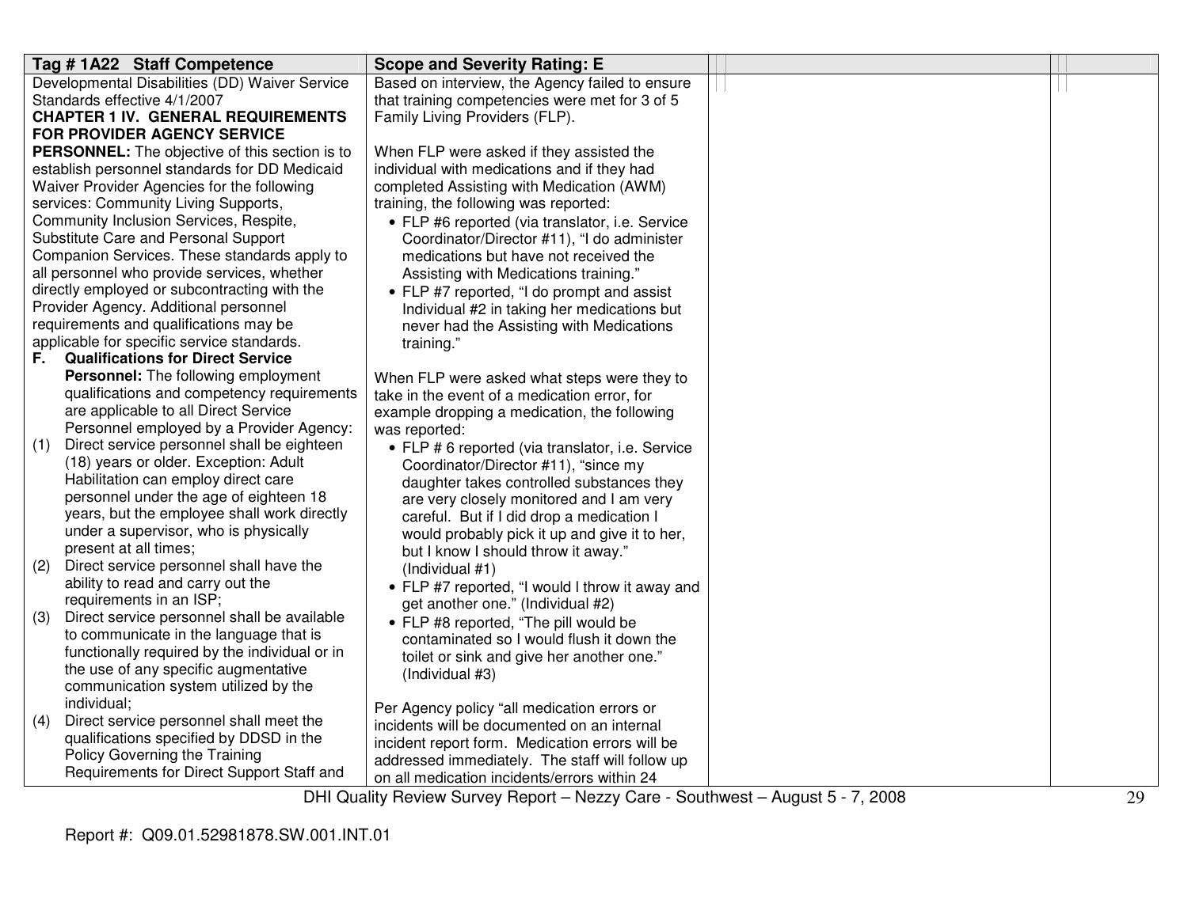| Tag # 1A22 Staff Competence | Scope and Severity Rating: E | | |
|---|---|---|---|
| Developmental Disabilities (DD) Waiver Service Standards effective 4/1/2007<br>**CHAPTER 1 IV. GENERAL REQUIREMENTS FOR PROVIDER AGENCY SERVICE PERSONNEL:** The objective of this section is to establish personnel standards for DD Medicaid Waiver Provider Agencies for the following services: Community Living Supports, Community Inclusion Services, Respite, Substitute Care and Personal Support Companion Services. These standards apply to all personnel who provide services, whether directly employed or subcontracting with the Provider Agency. Additional personnel requirements and qualifications may be applicable for specific service standards.<br>**F. Qualifications for Direct Service Personnel:** The following employment qualifications and competency requirements are applicable to all Direct Service Personnel employed by a Provider Agency:<br>(1) Direct service personnel shall be eighteen (18) years or older. Exception: Adult Habilitation can employ direct care personnel under the age of eighteen 18 years, but the employee shall work directly under a supervisor, who is physically present at all times;<br>(2) Direct service personnel shall have the ability to read and carry out the requirements in an ISP;<br>(3) Direct service personnel shall be available to communicate in the language that is functionally required by the individual or in the use of any specific augmentative communication system utilized by the individual;<br>(4) Direct service personnel shall meet the qualifications specified by DDSD in the Policy Governing the Training Requirements for Direct Support Staff and | Based on interview, the Agency failed to ensure that training competencies were met for 3 of 5 Family Living Providers (FLP).<br><br>When FLP were asked if they assisted the individual with medications and if they had completed Assisting with Medication (AWM) training, the following was reported:<br>• FLP #6 reported (via translator, i.e. Service Coordinator/Director #11), "I do administer medications but have not received the Assisting with Medications training."<br>• FLP #7 reported, "I do prompt and assist Individual #2 in taking her medications but never had the Assisting with Medications training."<br><br>When FLP were asked what steps were they to take in the event of a medication error, for example dropping a medication, the following was reported:<br>• FLP # 6 reported (via translator, i.e. Service Coordinator/Director #11), "since my daughter takes controlled substances they are very closely monitored and I am very careful. But if I did drop a medication I would probably pick it up and give it to her, but I know I should throw it away." (Individual #1)<br>• FLP #7 reported, "I would I throw it away and get another one." (Individual #2)<br>• FLP #8 reported, "The pill would be contaminated so I would flush it down the toilet or sink and give her another one." (Individual #3)<br><br>Per Agency policy "all medication errors or incidents will be documented on an internal incident report form. Medication errors will be addressed immediately. The staff will follow up on all medication incidents/errors within 24 | | |

Report #: Q09.01.52981878.SW.001.INT.01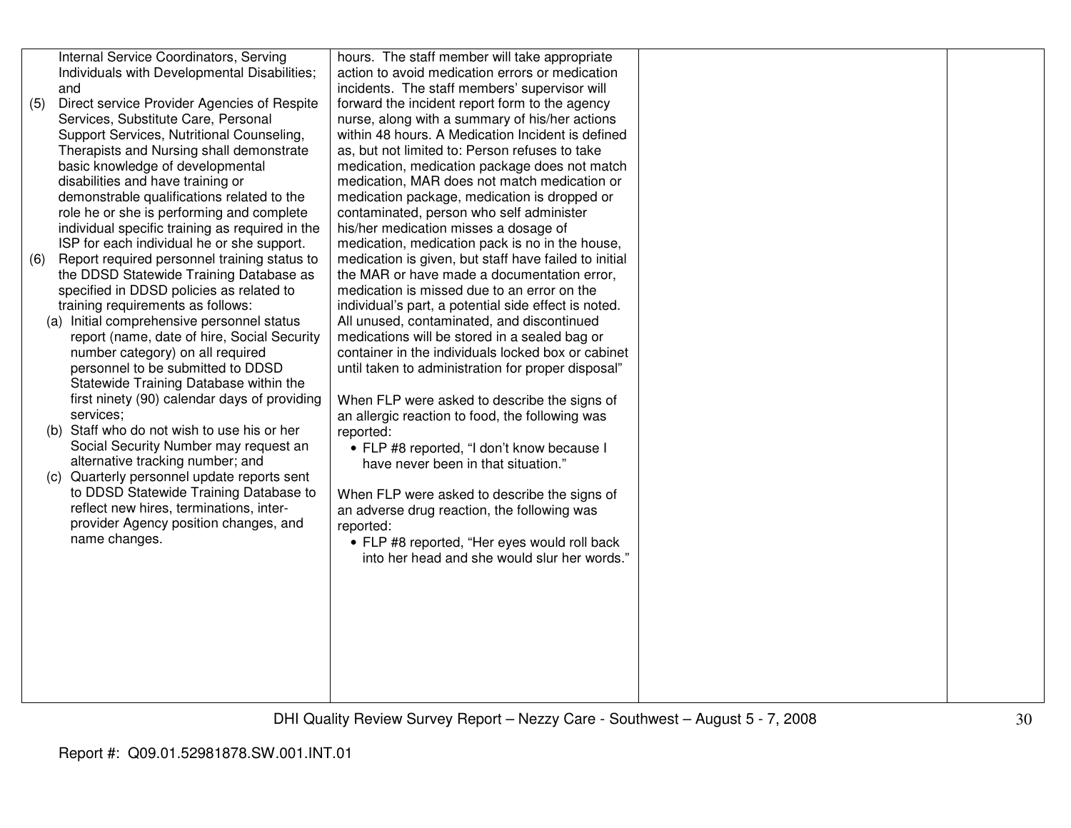| | | | |
|---|---|---|---|
| Internal Service Coordinators, Serving Individuals with Developmental Disabilities; and<br>(5) Direct service Provider Agencies of Respite Services, Substitute Care, Personal Support Services, Nutritional Counseling, Therapists and Nursing shall demonstrate basic knowledge of developmental disabilities and have training or demonstrable qualifications related to the role he or she is performing and complete individual specific training as required in the ISP for each individual he or she support.<br>(6) Report required personnel training status to the DDSD Statewide Training Database as specified in DDSD policies as related to training requirements as follows:<br>(a) Initial comprehensive personnel status report (name, date of hire, Social Security number category) on all required personnel to be submitted to DDSD Statewide Training Database within the first ninety (90) calendar days of providing services;<br>(b) Staff who do not wish to use his or her Social Security Number may request an alternative tracking number; and<br>(c) Quarterly personnel update reports sent to DDSD Statewide Training Database to reflect new hires, terminations, inter-provider Agency position changes, and name changes. | hours. The staff member will take appropriate action to avoid medication errors or medication incidents. The staff members' supervisor will forward the incident report form to the agency nurse, along with a summary of his/her actions within 48 hours. A Medication Incident is defined as, but not limited to: Person refuses to take medication, medication package does not match medication, MAR does not match medication or medication package, medication is dropped or contaminated, person who self administer his/her medication misses a dosage of medication, medication pack is no in the house, medication is given, but staff have failed to initial the MAR or have made a documentation error, medication is missed due to an error on the individual's part, a potential side effect is noted. All unused, contaminated, and discontinued medications will be stored in a sealed bag or container in the individuals locked box or cabinet until taken to administration for proper disposal"<br><br>When FLP were asked to describe the signs of an allergic reaction to food, the following was reported:<br>• FLP #8 reported, "I don't know because I have never been in that situation."<br><br>When FLP were asked to describe the signs of an adverse drug reaction, the following was reported:<br>• FLP #8 reported, "Her eyes would roll back into her head and she would slur her words." | | |

DHI Quality Review Survey Report – Nezzy Care - Southwest – August 5 - 7, 2008

Report #: Q09.01.52981878.SW.001.INT.01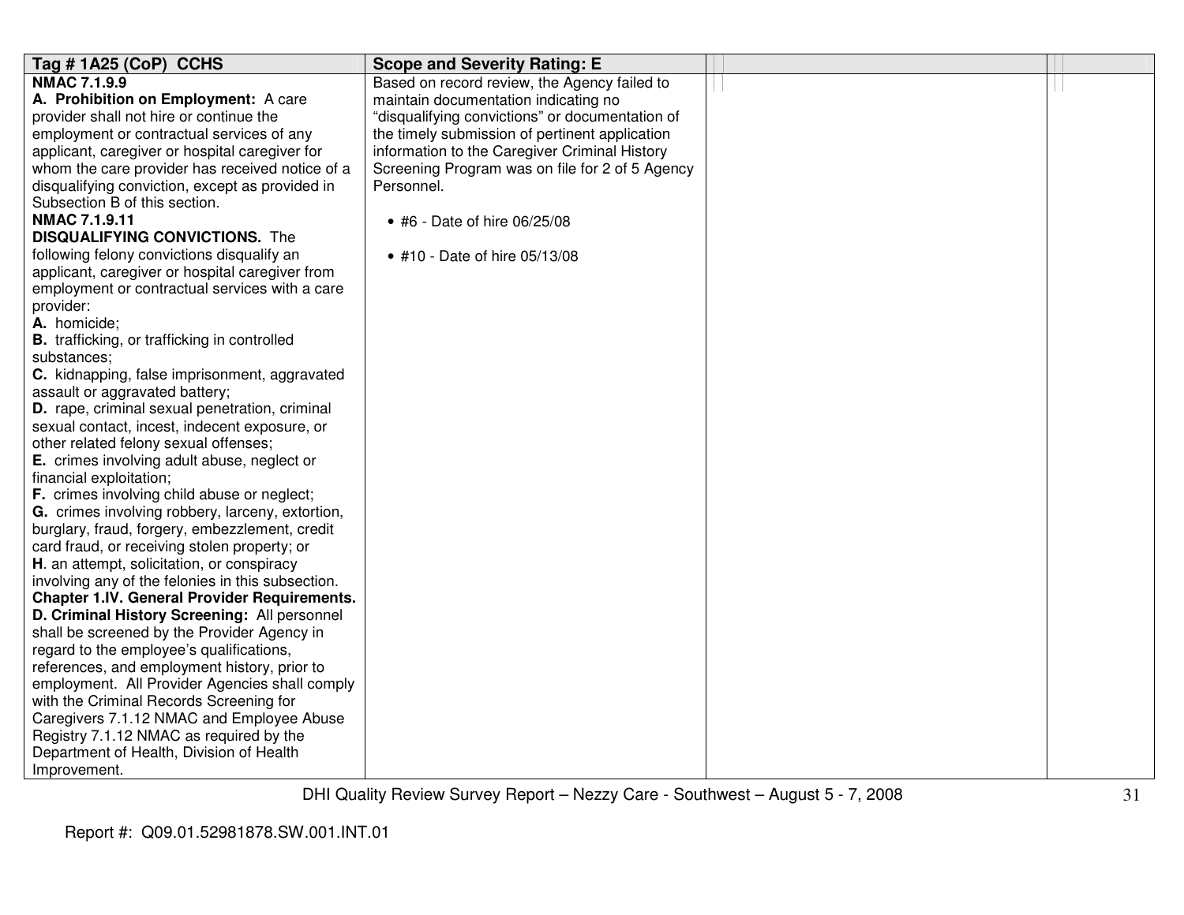| Tag # 1A25 (CoP) CCHS | Scope and Severity Rating: E | | |
|---|---|---|---|
| **NMAC 7.1.9.9**<br>**A. Prohibition on Employment:** A care provider shall not hire or continue the employment or contractual services of any applicant, caregiver or hospital caregiver for whom the care provider has received notice of a disqualifying conviction, except as provided in Subsection B of this section.<br>**NMAC 7.1.9.11**<br>**DISQUALIFYING CONVICTIONS.** The following felony convictions disqualify an applicant, caregiver or hospital caregiver from employment or contractual services with a care provider:<br>**A.** homicide;<br>**B.** trafficking, or trafficking in controlled substances;<br>**C.** kidnapping, false imprisonment, aggravated assault or aggravated battery;<br>**D.** rape, criminal sexual penetration, criminal sexual contact, incest, indecent exposure, or other related felony sexual offenses;<br>**E.** crimes involving adult abuse, neglect or financial exploitation;<br>**F.** crimes involving child abuse or neglect;<br>**G.** crimes involving robbery, larceny, extortion, burglary, fraud, forgery, embezzlement, credit card fraud, or receiving stolen property; or<br>**H**. an attempt, solicitation, or conspiracy involving any of the felonies in this subsection.<br>**Chapter 1.IV. General Provider Requirements. D. Criminal History Screening:** All personnel shall be screened by the Provider Agency in regard to the employee's qualifications, references, and employment history, prior to employment. All Provider Agencies shall comply with the Criminal Records Screening for Caregivers 7.1.12 NMAC and Employee Abuse Registry 7.1.12 NMAC as required by the Department of Health, Division of Health Improvement. | Based on record review, the Agency failed to maintain documentation indicating no "disqualifying convictions" or documentation of the timely submission of pertinent application information to the Caregiver Criminal History Screening Program was on file for 2 of 5 Agency Personnel.<br><br>• #6 - Date of hire 06/25/08<br><br>• #10 - Date of hire 05/13/08 | | |

Report #: Q09.01.52981878.SW.001.INT.01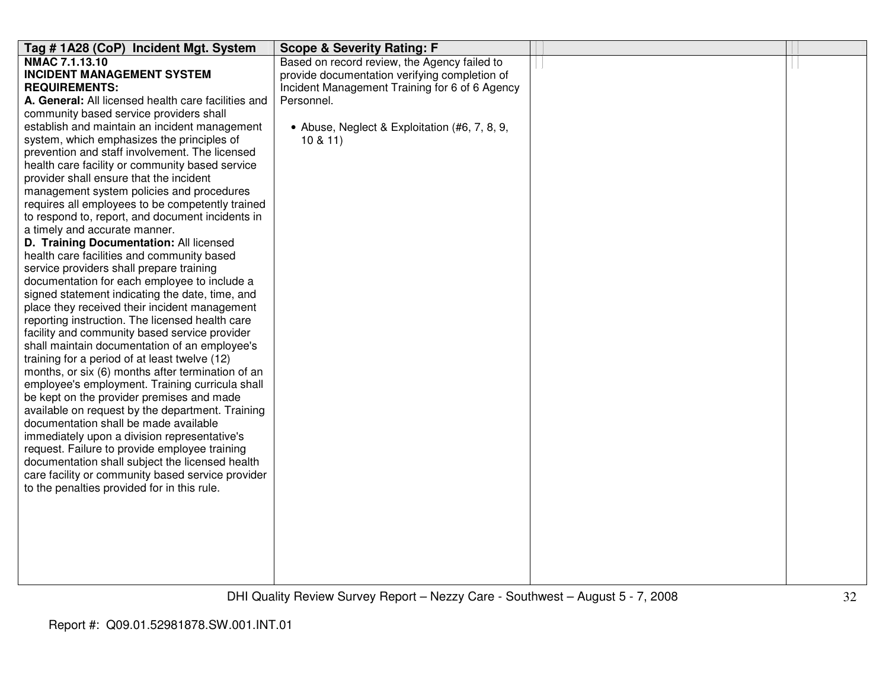| Tag # 1A28 (CoP) Incident Mgt. System | Scope & Severity Rating: F | | |
|---|---|---|---|
| **NMAC 7.1.13.10**<br>**INCIDENT MANAGEMENT SYSTEM REQUIREMENTS:**<br>**A. General:** All licensed health care facilities and community based service providers shall establish and maintain an incident management system, which emphasizes the principles of prevention and staff involvement. The licensed health care facility or community based service provider shall ensure that the incident management system policies and procedures requires all employees to be competently trained to respond to, report, and document incidents in a timely and accurate manner.<br>**D. Training Documentation:** All licensed health care facilities and community based service providers shall prepare training documentation for each employee to include a signed statement indicating the date, time, and place they received their incident management reporting instruction. The licensed health care facility and community based service provider shall maintain documentation of an employee's training for a period of at least twelve (12) months, or six (6) months after termination of an employee's employment. Training curricula shall be kept on the provider premises and made available on request by the department. Training documentation shall be made available immediately upon a division representative's request. Failure to provide employee training documentation shall subject the licensed health care facility or community based service provider to the penalties provided for in this rule. | Based on record review, the Agency failed to provide documentation verifying completion of Incident Management Training for 6 of 6 Agency Personnel.<br><br>• Abuse, Neglect & Exploitation (#6, 7, 8, 9, 10 & 11) | | |

DHI Quality Review Survey Report – Nezzy Care - Southwest – August 5 - 7, 2008

Report #: Q09.01.52981878.SW.001.INT.01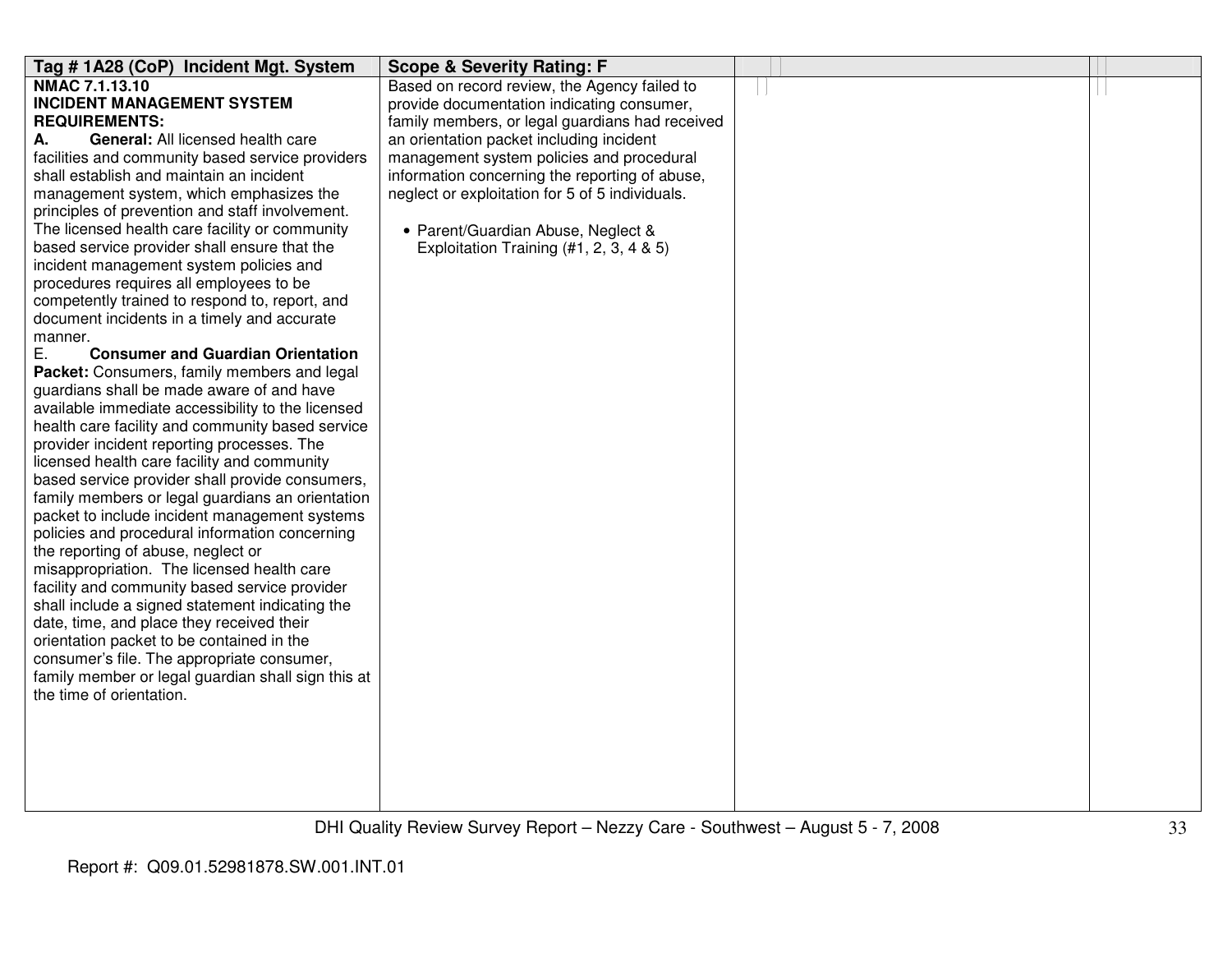| Tag # 1A28 (CoP) Incident Mgt. System | Scope & Severity Rating: F | | |
|---|---|---|---|
| **NMAC 7.1.13.10**<br>**INCIDENT MANAGEMENT SYSTEM REQUIREMENTS:**<br>**A. General:** All licensed health care facilities and community based service providers shall establish and maintain an incident management system, which emphasizes the principles of prevention and staff involvement. The licensed health care facility or community based service provider shall ensure that the incident management system policies and procedures requires all employees to be competently trained to respond to, report, and document incidents in a timely and accurate manner.<br>E. **Consumer and Guardian Orientation Packet:** Consumers, family members and legal guardians shall be made aware of and have available immediate accessibility to the licensed health care facility and community based service provider incident reporting processes. The licensed health care facility and community based service provider shall provide consumers, family members or legal guardians an orientation packet to include incident management systems policies and procedural information concerning the reporting of abuse, neglect or misappropriation. The licensed health care facility and community based service provider shall include a signed statement indicating the date, time, and place they received their orientation packet to be contained in the consumer's file. The appropriate consumer, family member or legal guardian shall sign this at the time of orientation. | Based on record review, the Agency failed to provide documentation indicating consumer, family members, or legal guardians had received an orientation packet including incident management system policies and procedural information concerning the reporting of abuse, neglect or exploitation for 5 of 5 individuals.<br><br>• Parent/Guardian Abuse, Neglect & Exploitation Training (#1, 2, 3, 4 & 5) | | |

DHI Quality Review Survey Report – Nezzy Care - Southwest – August 5 - 7, 2008

Report #: Q09.01.52981878.SW.001.INT.01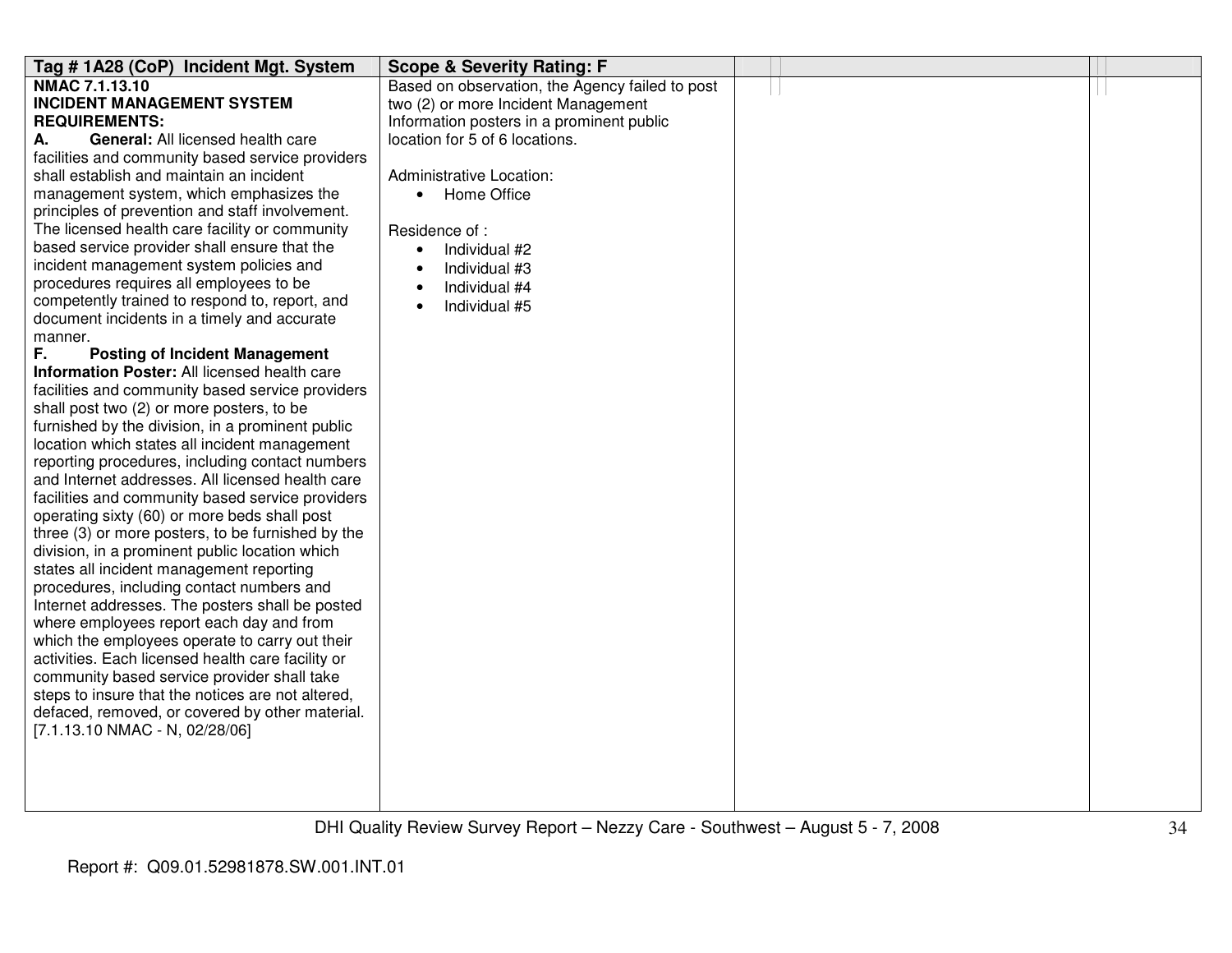| Tag # 1A28 (CoP) Incident Mgt. System | Scope & Severity Rating: F | | |
|---|---|---|---|
| **NMAC 7.1.13.10**<br>**INCIDENT MANAGEMENT SYSTEM REQUIREMENTS:**<br>**A. General:** All licensed health care facilities and community based service providers shall establish and maintain an incident management system, which emphasizes the principles of prevention and staff involvement. The licensed health care facility or community based service provider shall ensure that the incident management system policies and procedures requires all employees to be competently trained to respond to, report, and document incidents in a timely and accurate manner.<br>**F. Posting of Incident Management Information Poster:** All licensed health care facilities and community based service providers shall post two (2) or more posters, to be furnished by the division, in a prominent public location which states all incident management reporting procedures, including contact numbers and Internet addresses. All licensed health care facilities and community based service providers operating sixty (60) or more beds shall post three (3) or more posters, to be furnished by the division, in a prominent public location which states all incident management reporting procedures, including contact numbers and Internet addresses. The posters shall be posted where employees report each day and from which the employees operate to carry out their activities. Each licensed health care facility or community based service provider shall take steps to insure that the notices are not altered, defaced, removed, or covered by other material.<br>[7.1.13.10 NMAC - N, 02/28/06] | Based on observation, the Agency failed to post two (2) or more Incident Management Information posters in a prominent public location for 5 of 6 locations.<br><br>Administrative Location:<br>• Home Office<br><br>Residence of :<br>• Individual #2<br>• Individual #3<br>• Individual #4<br>• Individual #5 | | |

Report #: Q09.01.52981878.SW.001.INT.01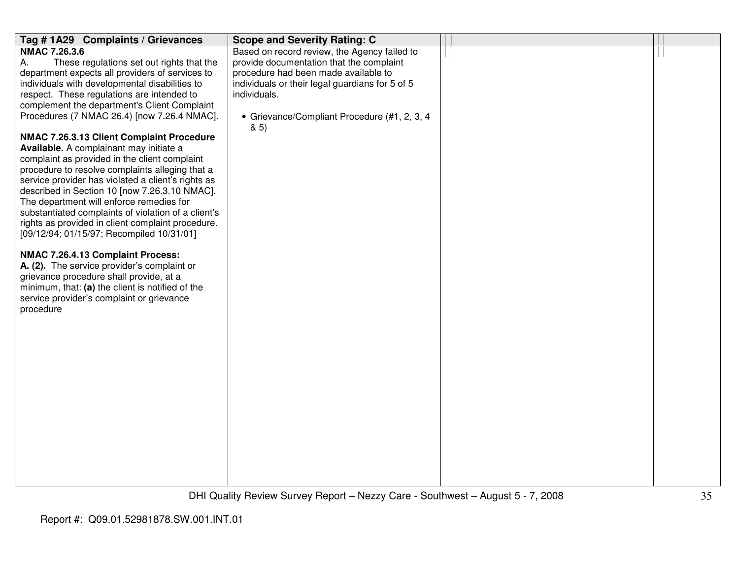| Tag # 1A29 Complaints / Grievances | Scope and Severity Rating: C | | |
|---|---|---|---|
| **NMAC 7.26.3.6**<br>A. These regulations set out rights that the department expects all providers of services to individuals with developmental disabilities to respect. These regulations are intended to complement the department's Client Complaint Procedures (7 NMAC 26.4) [now 7.26.4 NMAC].<br><br>**NMAC 7.26.3.13 Client Complaint Procedure Available.** A complainant may initiate a complaint as provided in the client complaint procedure to resolve complaints alleging that a service provider has violated a client's rights as described in Section 10 [now 7.26.3.10 NMAC]. The department will enforce remedies for substantiated complaints of violation of a client's rights as provided in client complaint procedure. [09/12/94; 01/15/97; Recompiled 10/31/01]<br><br>**NMAC 7.26.4.13 Complaint Process:**<br>**A. (2).** The service provider's complaint or grievance procedure shall provide, at a minimum, that: **(a)** the client is notified of the service provider's complaint or grievance procedure | Based on record review, the Agency failed to provide documentation that the complaint procedure had been made available to individuals or their legal guardians for 5 of 5 individuals.<br><br>• Grievance/Compliant Procedure (#1, 2, 3, 4 & 5) | | |

Report #: Q09.01.52981878.SW.001.INT.01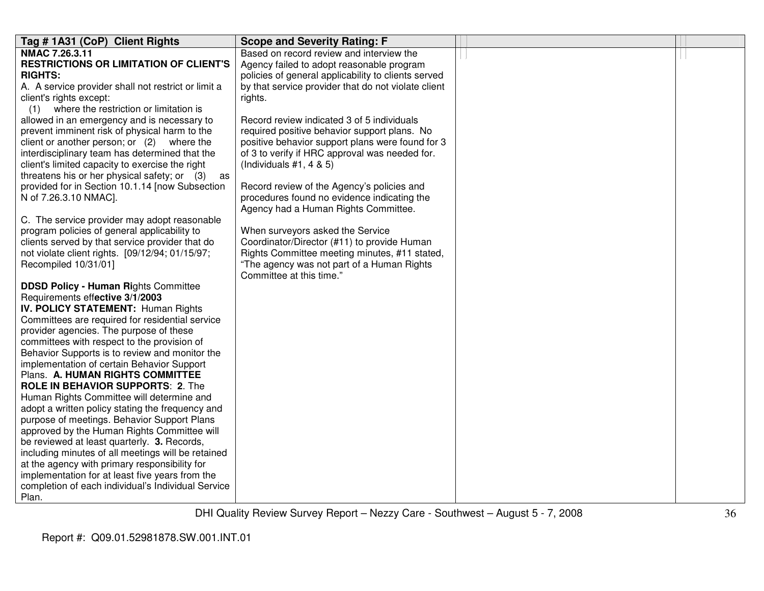| Tag # 1A31 (CoP) Client Rights | Scope and Severity Rating: F | | |
|---|---|---|---|
| **NMAC 7.26.3.11**<br>**RESTRICTIONS OR LIMITATION OF CLIENT'S RIGHTS:**<br>A. A service provider shall not restrict or limit a client's rights except:<br>(1) where the restriction or limitation is allowed in an emergency and is necessary to prevent imminent risk of physical harm to the client or another person; or (2) where the interdisciplinary team has determined that the client's limited capacity to exercise the right threatens his or her physical safety; or (3) as provided for in Section 10.1.14 [now Subsection N of 7.26.3.10 NMAC].<br><br>C. The service provider may adopt reasonable program policies of general applicability to clients served by that service provider that do not violate client rights. [09/12/94; 01/15/97; Recompiled 10/31/01]<br><br>**DDSD Policy - Human Ri**ghts Committee Requirements eff**ective 3/1/2003**<br>**IV. POLICY STATEMENT:** Human Rights Committees are required for residential service provider agencies. The purpose of these committees with respect to the provision of Behavior Supports is to review and monitor the implementation of certain Behavior Support Plans. **A. HUMAN RIGHTS COMMITTEE ROLE IN BEHAVIOR SUPPORTS**: **2**. The Human Rights Committee will determine and adopt a written policy stating the frequency and purpose of meetings. Behavior Support Plans approved by the Human Rights Committee will be reviewed at least quarterly. **3.** Records, including minutes of all meetings will be retained at the agency with primary responsibility for implementation for at least five years from the completion of each individual's Individual Service Plan. | Based on record review and interview the Agency failed to adopt reasonable program policies of general applicability to clients served by that service provider that do not violate client rights.<br><br>Record review indicated 3 of 5 individuals required positive behavior support plans. No positive behavior support plans were found for 3 of 3 to verify if HRC approval was needed for. (Individuals #1, 4 & 5)<br><br>Record review of the Agency's policies and procedures found no evidence indicating the Agency had a Human Rights Committee.<br><br>When surveyors asked the Service Coordinator/Director (#11) to provide Human Rights Committee meeting minutes, #11 stated, "The agency was not part of a Human Rights Committee at this time." | | |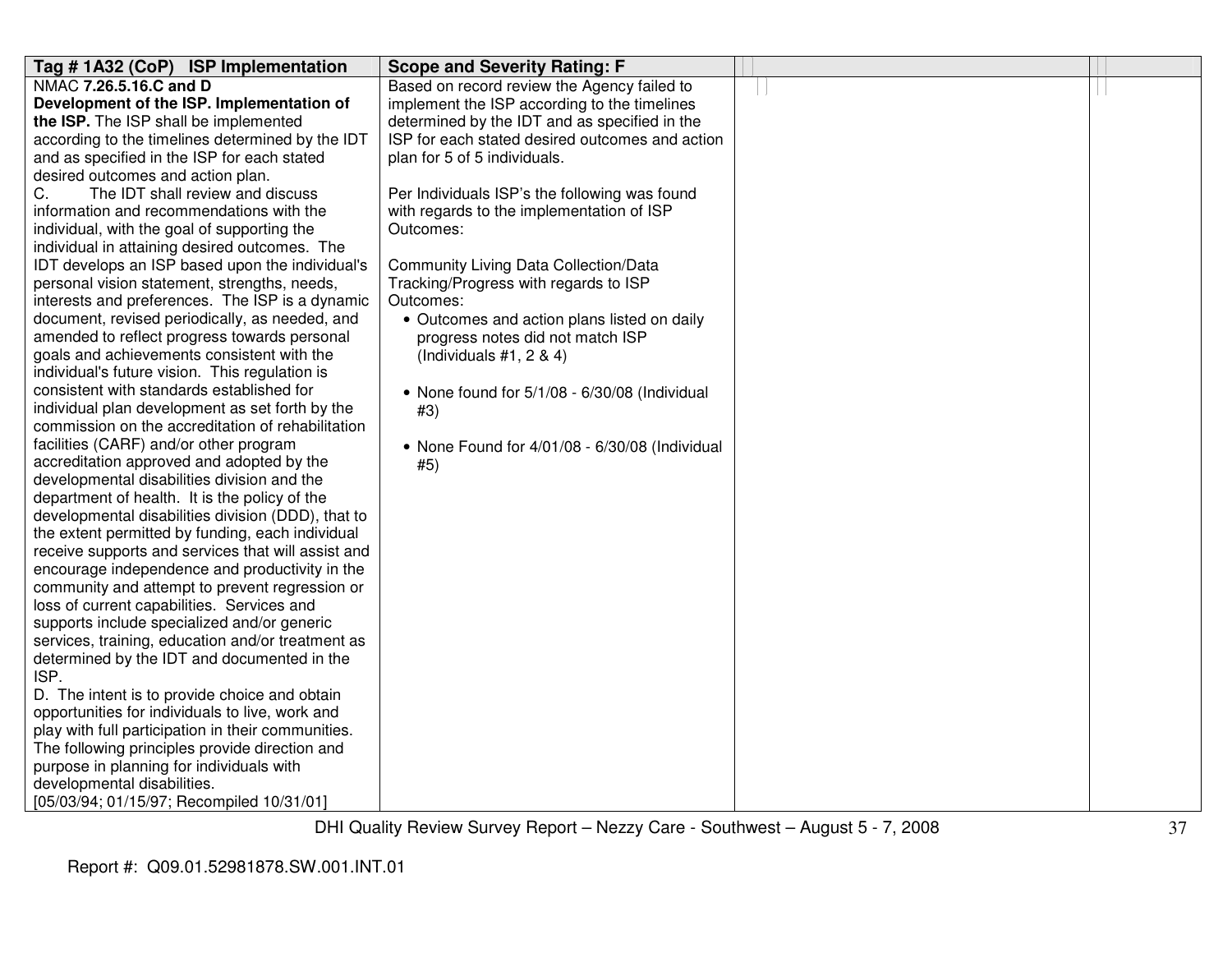| Tag # 1A32 (CoP) ISP Implementation | Scope and Severity Rating: F | | |
|---|---|---|---|
| NMAC **7.26.5.16.C and D**<br>**Development of the ISP. Implementation of the ISP.** The ISP shall be implemented according to the timelines determined by the IDT and as specified in the ISP for each stated desired outcomes and action plan.<br>C. The IDT shall review and discuss information and recommendations with the individual, with the goal of supporting the individual in attaining desired outcomes. The IDT develops an ISP based upon the individual's personal vision statement, strengths, needs, interests and preferences. The ISP is a dynamic document, revised periodically, as needed, and amended to reflect progress towards personal goals and achievements consistent with the individual's future vision. This regulation is consistent with standards established for individual plan development as set forth by the commission on the accreditation of rehabilitation facilities (CARF) and/or other program accreditation approved and adopted by the developmental disabilities division and the department of health. It is the policy of the developmental disabilities division (DDD), that to the extent permitted by funding, each individual receive supports and services that will assist and encourage independence and productivity in the community and attempt to prevent regression or loss of current capabilities. Services and supports include specialized and/or generic services, training, education and/or treatment as determined by the IDT and documented in the ISP.<br>D. The intent is to provide choice and obtain opportunities for individuals to live, work and play with full participation in their communities. The following principles provide direction and purpose in planning for individuals with developmental disabilities.<br>[05/03/94; 01/15/97; Recompiled 10/31/01] | Based on record review the Agency failed to implement the ISP according to the timelines determined by the IDT and as specified in the ISP for each stated desired outcomes and action plan for 5 of 5 individuals.<br><br>Per Individuals ISP's the following was found with regards to the implementation of ISP Outcomes:<br><br>Community Living Data Collection/Data Tracking/Progress with regards to ISP Outcomes:<br>• Outcomes and action plans listed on daily progress notes did not match ISP (Individuals #1, 2 & 4)<br><br>• None found for 5/1/08 - 6/30/08 (Individual #3)<br><br>• None Found for 4/01/08 - 6/30/08 (Individual #5) | | |

DHI Quality Review Survey Report – Nezzy Care - Southwest – August 5 - 7, 2008

Report #: Q09.01.52981878.SW.001.INT.01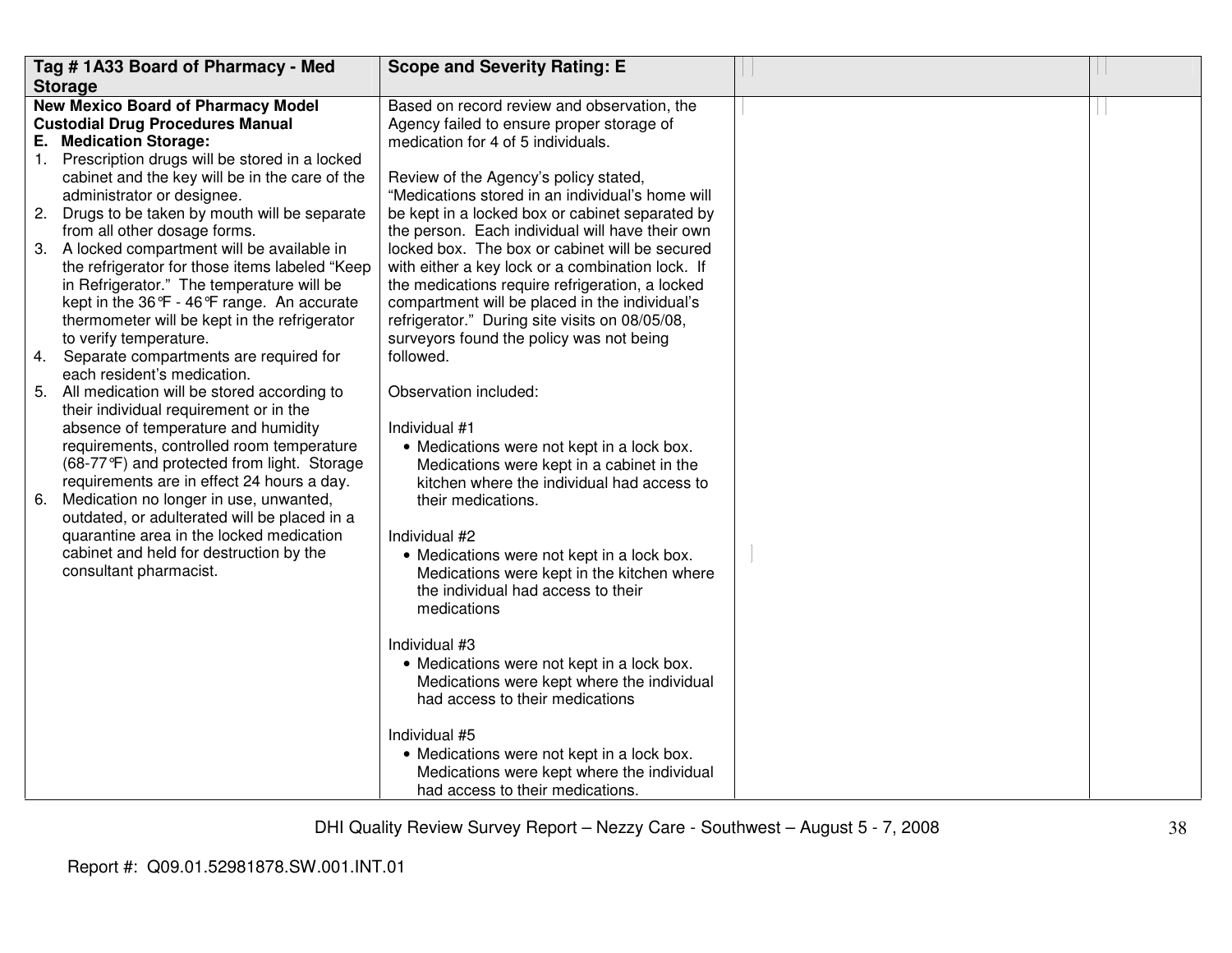| Tag # 1A33 Board of Pharmacy - Med Storage | Scope and Severity Rating: E | | |
|---|---|---|---|
| **New Mexico Board of Pharmacy Model Custodial Drug Procedures Manual**<br>**E. Medication Storage:**<br>1. Prescription drugs will be stored in a locked cabinet and the key will be in the care of the administrator or designee.<br>2. Drugs to be taken by mouth will be separate from all other dosage forms.<br>3. A locked compartment will be available in the refrigerator for those items labeled "Keep in Refrigerator." The temperature will be kept in the 36℉ - 46℉ range. An accurate thermometer will be kept in the refrigerator to verify temperature.<br>4. Separate compartments are required for each resident's medication.<br>5. All medication will be stored according to their individual requirement or in the absence of temperature and humidity requirements, controlled room temperature (68-77℉) and protected from light. Storage requirements are in effect 24 hours a day.<br>6. Medication no longer in use, unwanted, outdated, or adulterated will be placed in a quarantine area in the locked medication cabinet and held for destruction by the consultant pharmacist. | Based on record review and observation, the Agency failed to ensure proper storage of medication for 4 of 5 individuals.<br><br>Review of the Agency's policy stated, "Medications stored in an individual's home will be kept in a locked box or cabinet separated by the person. Each individual will have their own locked box. The box or cabinet will be secured with either a key lock or a combination lock. If the medications require refrigeration, a locked compartment will be placed in the individual's refrigerator." During site visits on 08/05/08, surveyors found the policy was not being followed.<br><br>Observation included:<br><br>Individual #1<br>• Medications were not kept in a lock box. Medications were kept in a cabinet in the kitchen where the individual had access to their medications.<br><br>Individual #2<br>• Medications were not kept in a lock box. Medications were kept in the kitchen where the individual had access to their medications<br><br>Individual #3<br>• Medications were not kept in a lock box. Medications were kept where the individual had access to their medications<br><br>Individual #5<br>• Medications were not kept in a lock box. Medications were kept where the individual had access to their medications. | | |

DHI Quality Review Survey Report – Nezzy Care - Southwest – August 5 - 7, 2008

Report #: Q09.01.52981878.SW.001.INT.01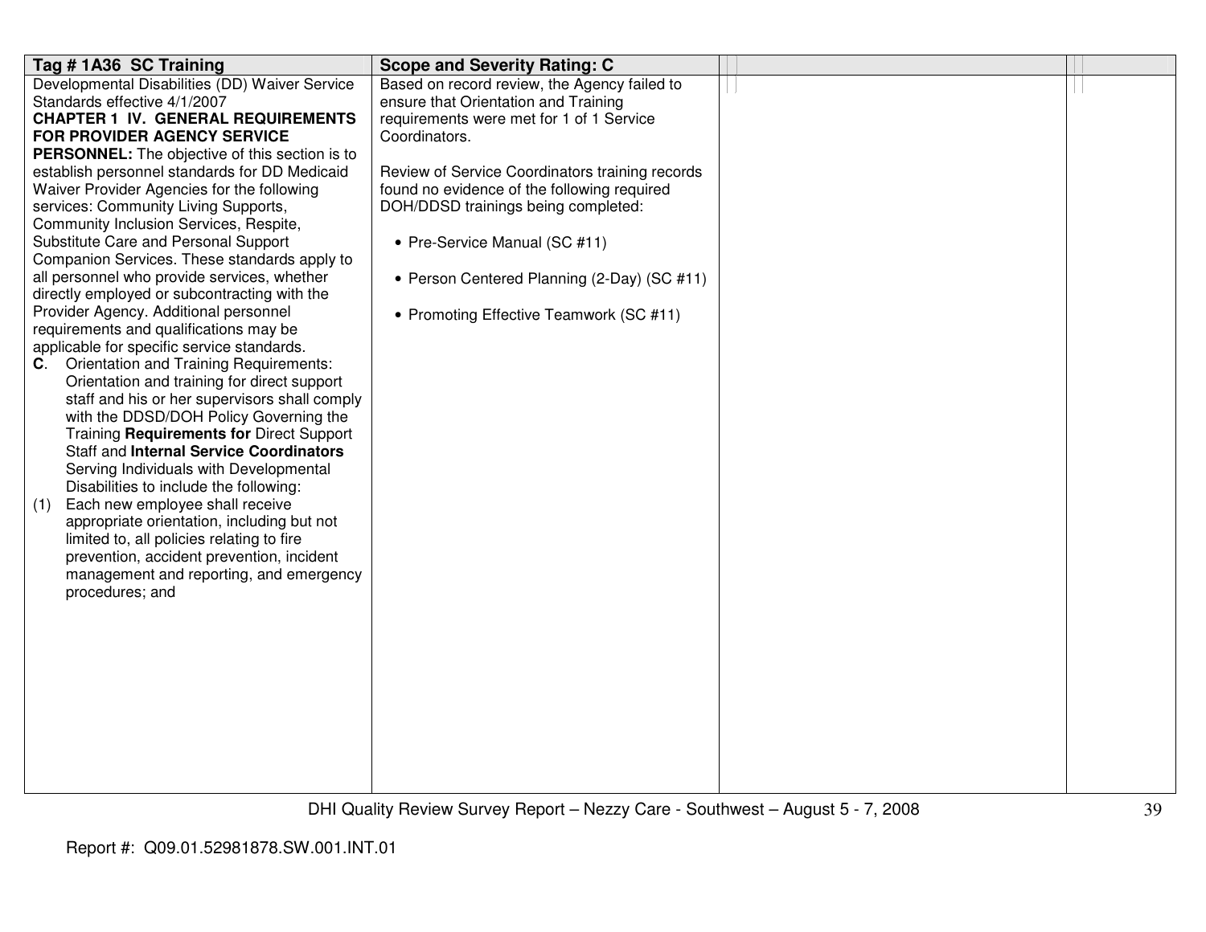| Tag # 1A36 SC Training | Scope and Severity Rating: C | | |
|---|---|---|---|
| Developmental Disabilities (DD) Waiver Service Standards effective 4/1/2007<br>**CHAPTER 1 IV. GENERAL REQUIREMENTS FOR PROVIDER AGENCY SERVICE PERSONNEL:** The objective of this section is to establish personnel standards for DD Medicaid Waiver Provider Agencies for the following services: Community Living Supports, Community Inclusion Services, Respite, Substitute Care and Personal Support Companion Services. These standards apply to all personnel who provide services, whether directly employed or subcontracting with the Provider Agency. Additional personnel requirements and qualifications may be applicable for specific service standards.<br>**C**. Orientation and Training Requirements: Orientation and training for direct support staff and his or her supervisors shall comply with the DDSD/DOH Policy Governing the Training **Requirements for** Direct Support Staff and **Internal Service Coordinators** Serving Individuals with Developmental Disabilities to include the following:<br>(1) Each new employee shall receive appropriate orientation, including but not limited to, all policies relating to fire prevention, accident prevention, incident management and reporting, and emergency procedures; and | Based on record review, the Agency failed to ensure that Orientation and Training requirements were met for 1 of 1 Service Coordinators.<br><br>Review of Service Coordinators training records found no evidence of the following required DOH/DDSD trainings being completed:<br><br>• Pre-Service Manual (SC #11)<br><br>• Person Centered Planning (2-Day) (SC #11)<br><br>• Promoting Effective Teamwork (SC #11) | | |

Report #: Q09.01.52981878.SW.001.INT.01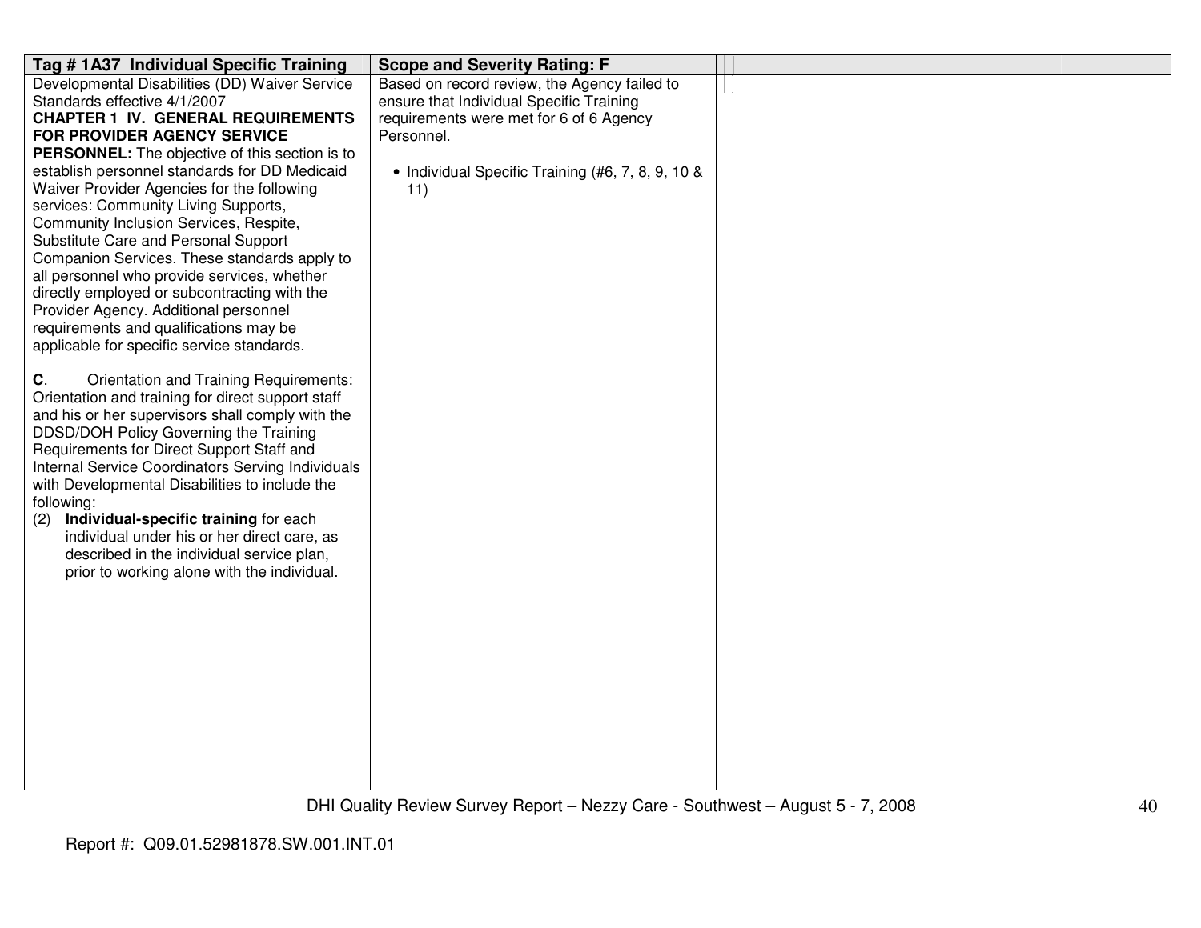| Tag # 1A37 Individual Specific Training | Scope and Severity Rating: F | | |
|---|---|---|---|
| Developmental Disabilities (DD) Waiver Service Standards effective 4/1/2007<br>**CHAPTER 1 IV. GENERAL REQUIREMENTS FOR PROVIDER AGENCY SERVICE PERSONNEL:** The objective of this section is to establish personnel standards for DD Medicaid Waiver Provider Agencies for the following services: Community Living Supports, Community Inclusion Services, Respite, Substitute Care and Personal Support Companion Services. These standards apply to all personnel who provide services, whether directly employed or subcontracting with the Provider Agency. Additional personnel requirements and qualifications may be applicable for specific service standards.<br><br>**C**. Orientation and Training Requirements: Orientation and training for direct support staff and his or her supervisors shall comply with the DDSD/DOH Policy Governing the Training Requirements for Direct Support Staff and Internal Service Coordinators Serving Individuals with Developmental Disabilities to include the following:<br>(2) **Individual-specific training** for each individual under his or her direct care, as described in the individual service plan, prior to working alone with the individual. | Based on record review, the Agency failed to ensure that Individual Specific Training requirements were met for 6 of 6 Agency Personnel.<br><br>• Individual Specific Training (#6, 7, 8, 9, 10 & 11) | | |

DHI Quality Review Survey Report – Nezzy Care - Southwest – August 5 - 7, 2008

Report #: Q09.01.52981878.SW.001.INT.01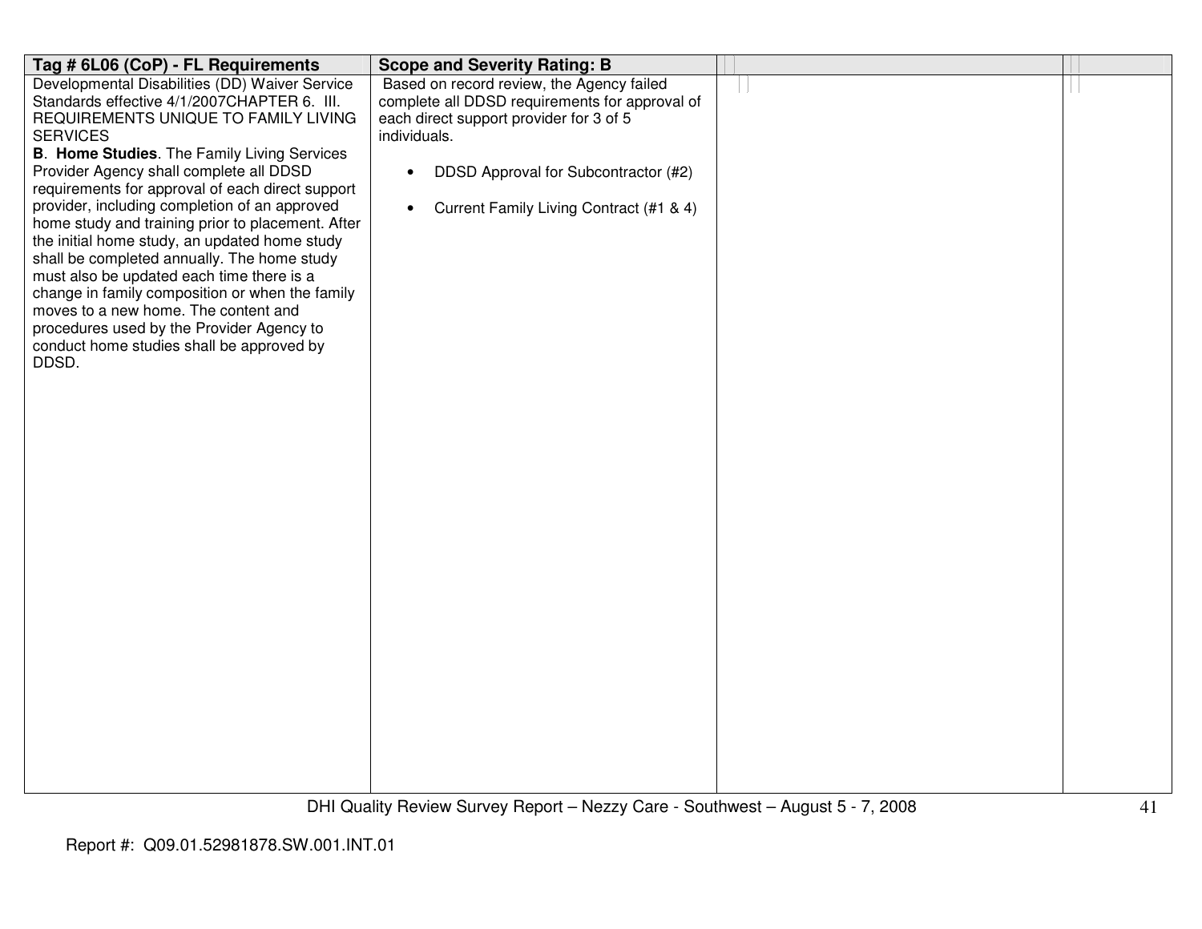| Tag # 6L06 (CoP) - FL Requirements | Scope and Severity Rating: B | | |
|---|---|---|---|
| Developmental Disabilities (DD) Waiver Service Standards effective 4/1/2007CHAPTER 6. III. REQUIREMENTS UNIQUE TO FAMILY LIVING SERVICES<br>**B. Home Studies**. The Family Living Services Provider Agency shall complete all DDSD requirements for approval of each direct support provider, including completion of an approved home study and training prior to placement. After the initial home study, an updated home study shall be completed annually. The home study must also be updated each time there is a change in family composition or when the family moves to a new home. The content and procedures used by the Provider Agency to conduct home studies shall be approved by DDSD. | Based on record review, the Agency failed complete all DDSD requirements for approval of each direct support provider for 3 of 5 individuals.<br><br>• DDSD Approval for Subcontractor (#2)<br><br>• Current Family Living Contract (#1 & 4) | | |

Report #: Q09.01.52981878.SW.001.INT.01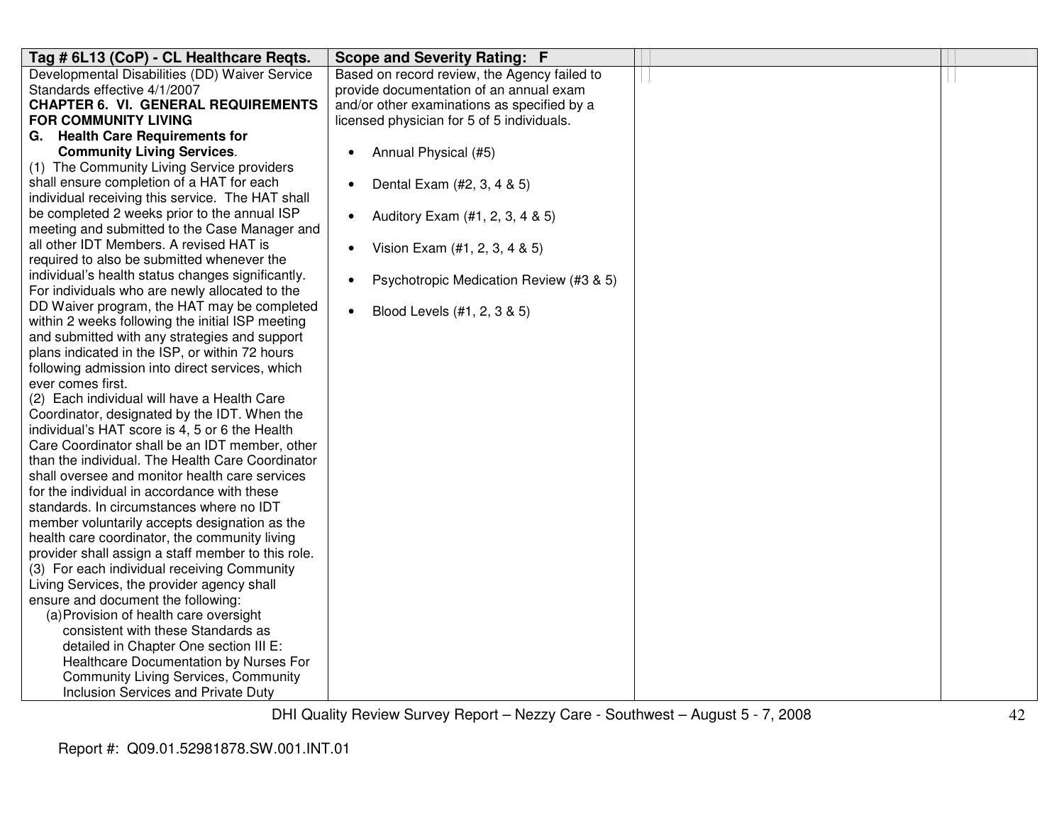| Tag # 6L13 (CoP) - CL Healthcare Reqts. | Scope and Severity Rating: F | | |
|---|---|---|---|
| Developmental Disabilities (DD) Waiver Service Standards effective 4/1/2007<br>**CHAPTER 6. VI. GENERAL REQUIREMENTS FOR COMMUNITY LIVING**<br>**G. Health Care Requirements for Community Living Services**.<br>(1) The Community Living Service providers shall ensure completion of a HAT for each individual receiving this service. The HAT shall be completed 2 weeks prior to the annual ISP meeting and submitted to the Case Manager and all other IDT Members. A revised HAT is required to also be submitted whenever the individual's health status changes significantly. For individuals who are newly allocated to the DD Waiver program, the HAT may be completed within 2 weeks following the initial ISP meeting and submitted with any strategies and support plans indicated in the ISP, or within 72 hours following admission into direct services, which ever comes first.<br>(2) Each individual will have a Health Care Coordinator, designated by the IDT. When the individual's HAT score is 4, 5 or 6 the Health Care Coordinator shall be an IDT member, other than the individual. The Health Care Coordinator shall oversee and monitor health care services for the individual in accordance with these standards. In circumstances where no IDT member voluntarily accepts designation as the health care coordinator, the community living provider shall assign a staff member to this role.<br>(3) For each individual receiving Community Living Services, the provider agency shall ensure and document the following:<br>(a) Provision of health care oversight consistent with these Standards as detailed in Chapter One section III E: Healthcare Documentation by Nurses For Community Living Services, Community Inclusion Services and Private Duty | Based on record review, the Agency failed to provide documentation of an annual exam and/or other examinations as specified by a licensed physician for 5 of 5 individuals.<br><br>• Annual Physical (#5)<br><br>• Dental Exam (#2, 3, 4 & 5)<br><br>• Auditory Exam (#1, 2, 3, 4 & 5)<br><br>• Vision Exam (#1, 2, 3, 4 & 5)<br><br>• Psychotropic Medication Review (#3 & 5)<br><br>• Blood Levels (#1, 2, 3 & 5) | | |

DHI Quality Review Survey Report – Nezzy Care - Southwest – August 5 - 7, 2008

Report #: Q09.01.52981878.SW.001.INT.01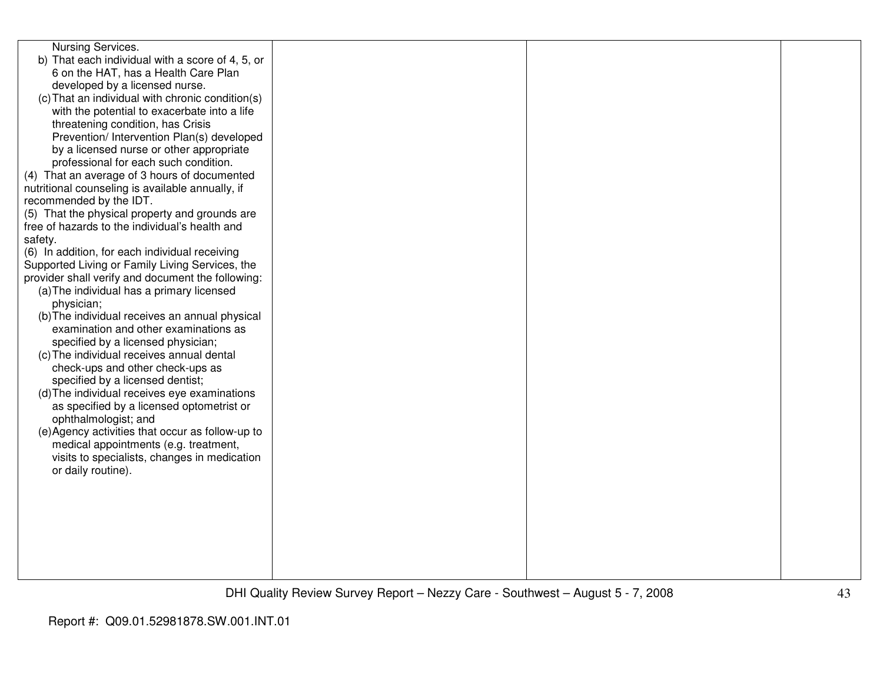| | | | |
|---|---|---|---|
| Nursing Services.<br>b) That each individual with a score of 4, 5, or 6 on the HAT, has a Health Care Plan developed by a licensed nurse.<br>(c) That an individual with chronic condition(s) with the potential to exacerbate into a life threatening condition, has Crisis Prevention/ Intervention Plan(s) developed by a licensed nurse or other appropriate professional for each such condition.<br>(4) That an average of 3 hours of documented nutritional counseling is available annually, if recommended by the IDT.<br>(5) That the physical property and grounds are free of hazards to the individual's health and safety.<br>(6) In addition, for each individual receiving Supported Living or Family Living Services, the provider shall verify and document the following:<br>(a) The individual has a primary licensed physician;<br>(b) The individual receives an annual physical examination and other examinations as specified by a licensed physician;<br>(c) The individual receives annual dental check-ups and other check-ups as specified by a licensed dentist;<br>(d) The individual receives eye examinations as specified by a licensed optometrist or ophthalmologist; and<br>(e) Agency activities that occur as follow-up to medical appointments (e.g. treatment, visits to specialists, changes in medication or daily routine). | | | |

DHI Quality Review Survey Report – Nezzy Care - Southwest – August 5 - 7, 2008

Report #: Q09.01.52981878.SW.001.INT.01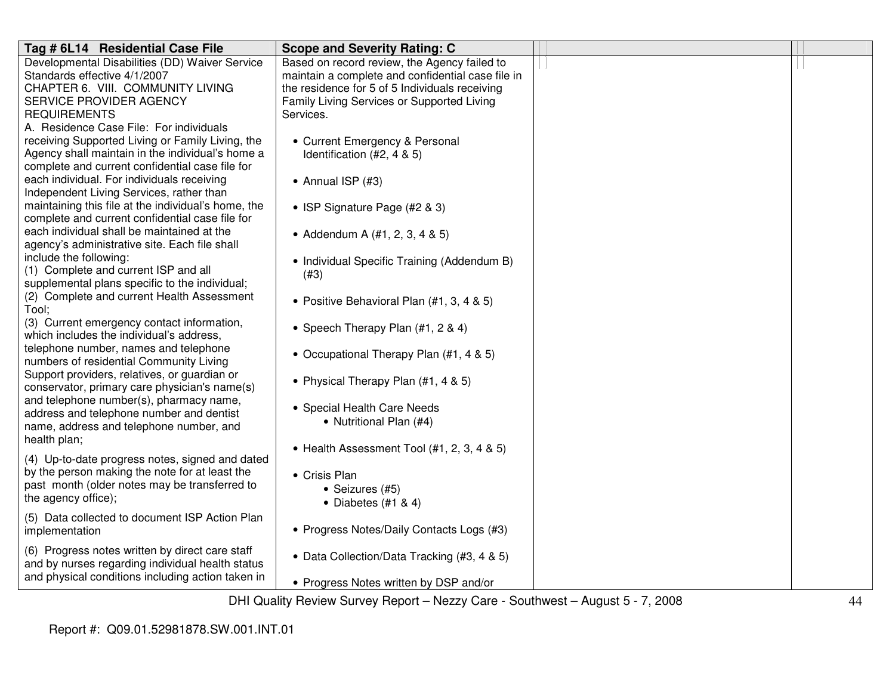| Tag # 6L14 Residential Case File | Scope and Severity Rating: C | | |
|---|---|---|---|
| Developmental Disabilities (DD) Waiver Service Standards effective 4/1/2007<br>CHAPTER 6. VIII. COMMUNITY LIVING SERVICE PROVIDER AGENCY REQUIREMENTS<br>A. Residence Case File: For individuals receiving Supported Living or Family Living, the Agency shall maintain in the individual's home a complete and current confidential case file for each individual. For individuals receiving Independent Living Services, rather than maintaining this file at the individual's home, the complete and current confidential case file for each individual shall be maintained at the agency's administrative site. Each file shall include the following:<br>(1) Complete and current ISP and all supplemental plans specific to the individual;<br>(2) Complete and current Health Assessment Tool;<br>(3) Current emergency contact information, which includes the individual's address, telephone number, names and telephone numbers of residential Community Living Support providers, relatives, or guardian or conservator, primary care physician's name(s) and telephone number(s), pharmacy name, address and telephone number and dentist name, address and telephone number, and health plan;<br>(4) Up-to-date progress notes, signed and dated by the person making the note for at least the past month (older notes may be transferred to the agency office);<br>(5) Data collected to document ISP Action Plan implementation<br>(6) Progress notes written by direct care staff and by nurses regarding individual health status and physical conditions including action taken in | Based on record review, the Agency failed to maintain a complete and confidential case file in the residence for 5 of 5 Individuals receiving Family Living Services or Supported Living Services.<br><br>• Current Emergency & Personal Identification (#2, 4 & 5)<br><br>• Annual ISP (#3)<br><br>• ISP Signature Page (#2 & 3)<br><br>• Addendum A (#1, 2, 3, 4 & 5)<br><br>• Individual Specific Training (Addendum B) (#3)<br><br>• Positive Behavioral Plan (#1, 3, 4 & 5)<br><br>• Speech Therapy Plan (#1, 2 & 4)<br><br>• Occupational Therapy Plan (#1, 4 & 5)<br><br>• Physical Therapy Plan (#1, 4 & 5)<br><br>• Special Health Care Needs<br>&nbsp;&nbsp;&nbsp;&nbsp;• Nutritional Plan (#4)<br><br>• Health Assessment Tool (#1, 2, 3, 4 & 5)<br><br>• Crisis Plan<br>&nbsp;&nbsp;&nbsp;&nbsp;• Seizures (#5)<br>&nbsp;&nbsp;&nbsp;&nbsp;• Diabetes (#1 & 4)<br><br>• Progress Notes/Daily Contacts Logs (#3)<br><br>• Data Collection/Data Tracking (#3, 4 & 5)<br><br>• Progress Notes written by DSP and/or | | |

DHI Quality Review Survey Report – Nezzy Care - Southwest – August 5 - 7, 2008

Report #: Q09.01.52981878.SW.001.INT.01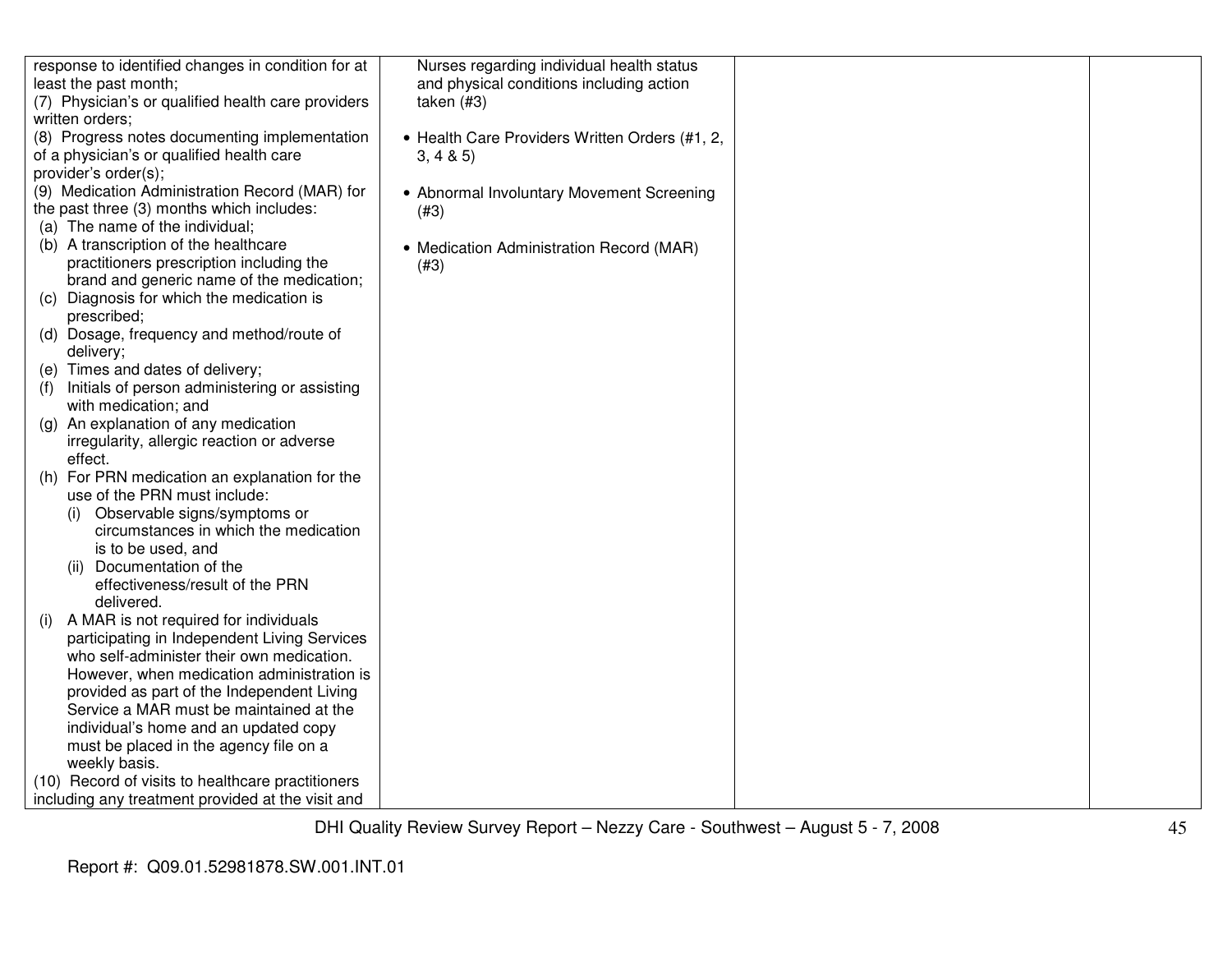| | | | |
|---|---|---|---|
| response to identified changes in condition for at least the past month;<br>(7) Physician's or qualified health care providers written orders;<br>(8) Progress notes documenting implementation of a physician's or qualified health care provider's order(s);<br>(9) Medication Administration Record (MAR) for the past three (3) months which includes:<br>(a) The name of the individual;<br>(b) A transcription of the healthcare practitioners prescription including the brand and generic name of the medication;<br>(c) Diagnosis for which the medication is prescribed;<br>(d) Dosage, frequency and method/route of delivery;<br>(e) Times and dates of delivery;<br>(f) Initials of person administering or assisting with medication; and<br>(g) An explanation of any medication irregularity, allergic reaction or adverse effect.<br>(h) For PRN medication an explanation for the use of the PRN must include:<br>(i) Observable signs/symptoms or circumstances in which the medication is to be used, and<br>(ii) Documentation of the effectiveness/result of the PRN delivered.<br>(i) A MAR is not required for individuals participating in Independent Living Services who self-administer their own medication. However, when medication administration is provided as part of the Independent Living Service a MAR must be maintained at the individual's home and an updated copy must be placed in the agency file on a weekly basis.<br>(10) Record of visits to healthcare practitioners including any treatment provided at the visit and | Nurses regarding individual health status and physical conditions including action taken (#3)<br><br>• Health Care Providers Written Orders (#1, 2, 3, 4 & 5)<br><br>• Abnormal Involuntary Movement Screening (#3)<br><br>• Medication Administration Record (MAR) (#3) | | |

DHI Quality Review Survey Report – Nezzy Care - Southwest – August 5 - 7, 2008

Report #: Q09.01.52981878.SW.001.INT.01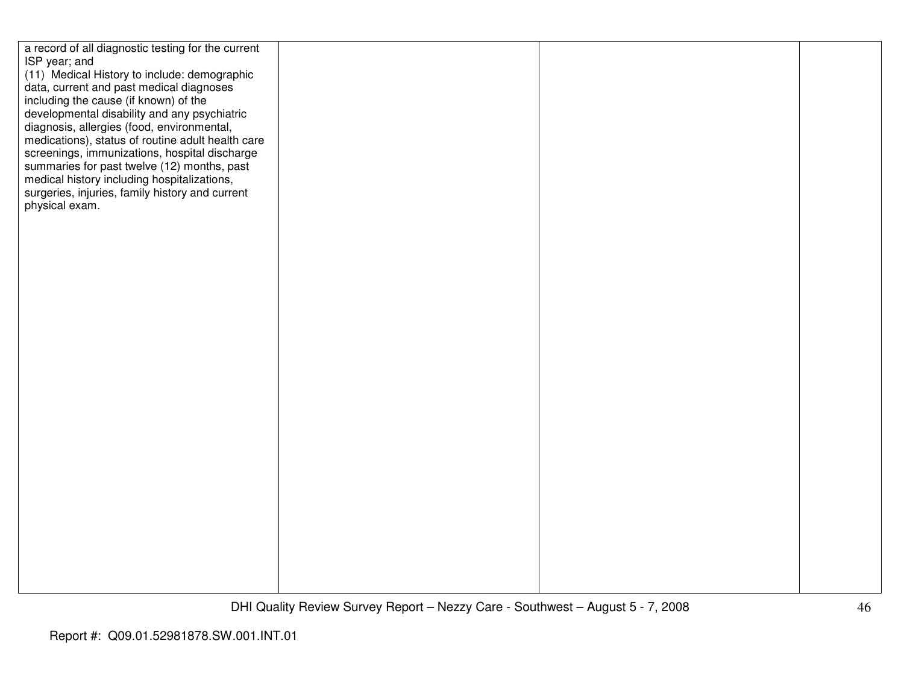| | | | |
|---|---|---|---|
| a record of all diagnostic testing for the current ISP year; and<br>(11) Medical History to include: demographic data, current and past medical diagnoses including the cause (if known) of the developmental disability and any psychiatric diagnosis, allergies (food, environmental, medications), status of routine adult health care screenings, immunizations, hospital discharge summaries for past twelve (12) months, past medical history including hospitalizations, surgeries, injuries, family history and current physical exam. | | | |

Report #: Q09.01.52981878.SW.001.INT.01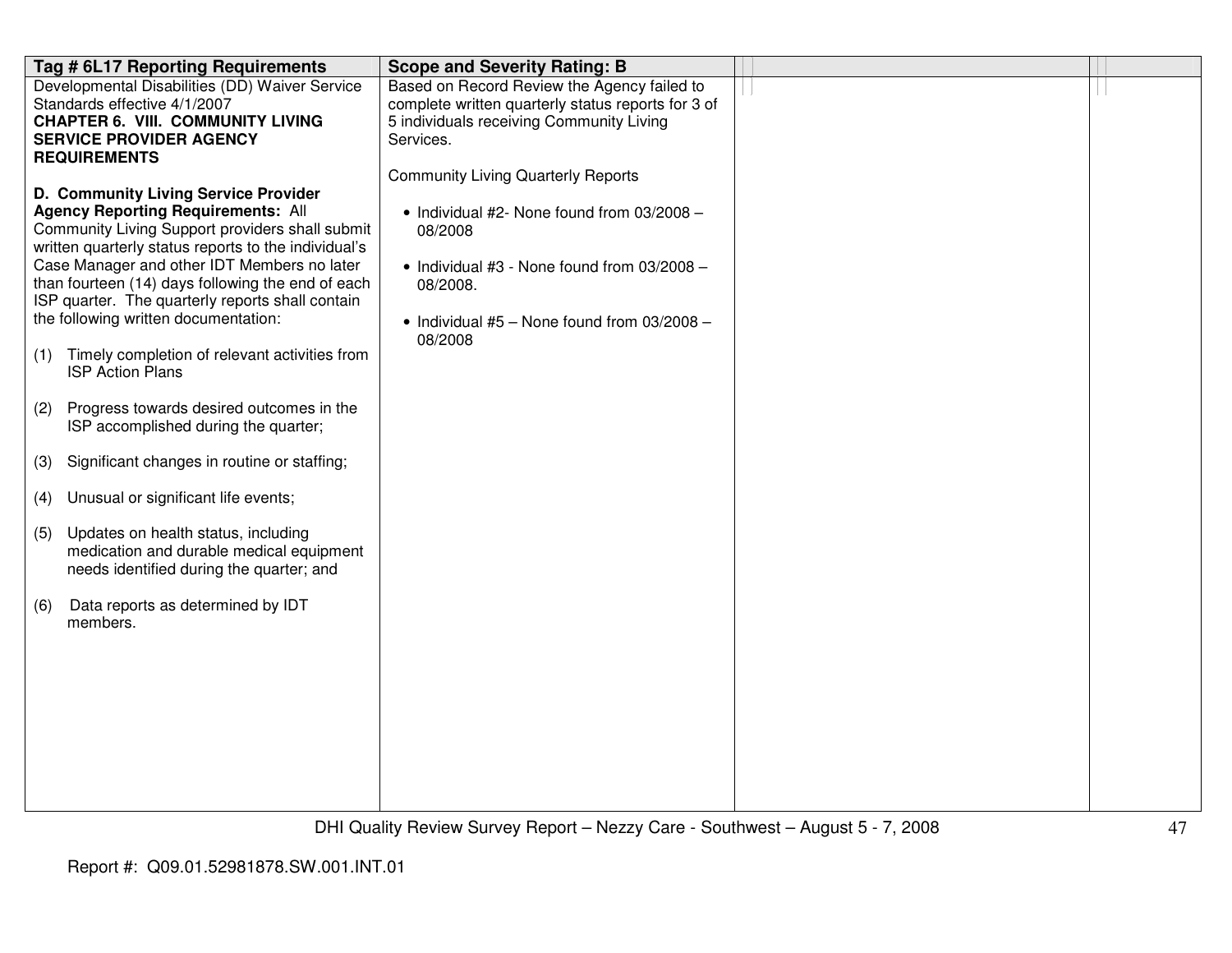| Tag # 6L17 Reporting Requirements | Scope and Severity Rating: B | | |
|---|---|---|---|
| Developmental Disabilities (DD) Waiver Service Standards effective 4/1/2007<br>**CHAPTER 6. VIII. COMMUNITY LIVING SERVICE PROVIDER AGENCY REQUIREMENTS**<br><br>**D. Community Living Service Provider Agency Reporting Requirements:** All Community Living Support providers shall submit written quarterly status reports to the individual's Case Manager and other IDT Members no later than fourteen (14) days following the end of each ISP quarter. The quarterly reports shall contain the following written documentation:<br><br>(1) Timely completion of relevant activities from ISP Action Plans<br><br>(2) Progress towards desired outcomes in the ISP accomplished during the quarter;<br><br>(3) Significant changes in routine or staffing;<br><br>(4) Unusual or significant life events;<br><br>(5) Updates on health status, including medication and durable medical equipment needs identified during the quarter; and<br><br>(6) Data reports as determined by IDT members. | Based on Record Review the Agency failed to complete written quarterly status reports for 3 of 5 individuals receiving Community Living Services.<br><br>Community Living Quarterly Reports<br><br>• Individual #2- None found from 03/2008 – 08/2008<br><br>• Individual #3 - None found from 03/2008 – 08/2008.<br><br>• Individual #5 – None found from 03/2008 – 08/2008 | | |

Report #: Q09.01.52981878.SW.001.INT.01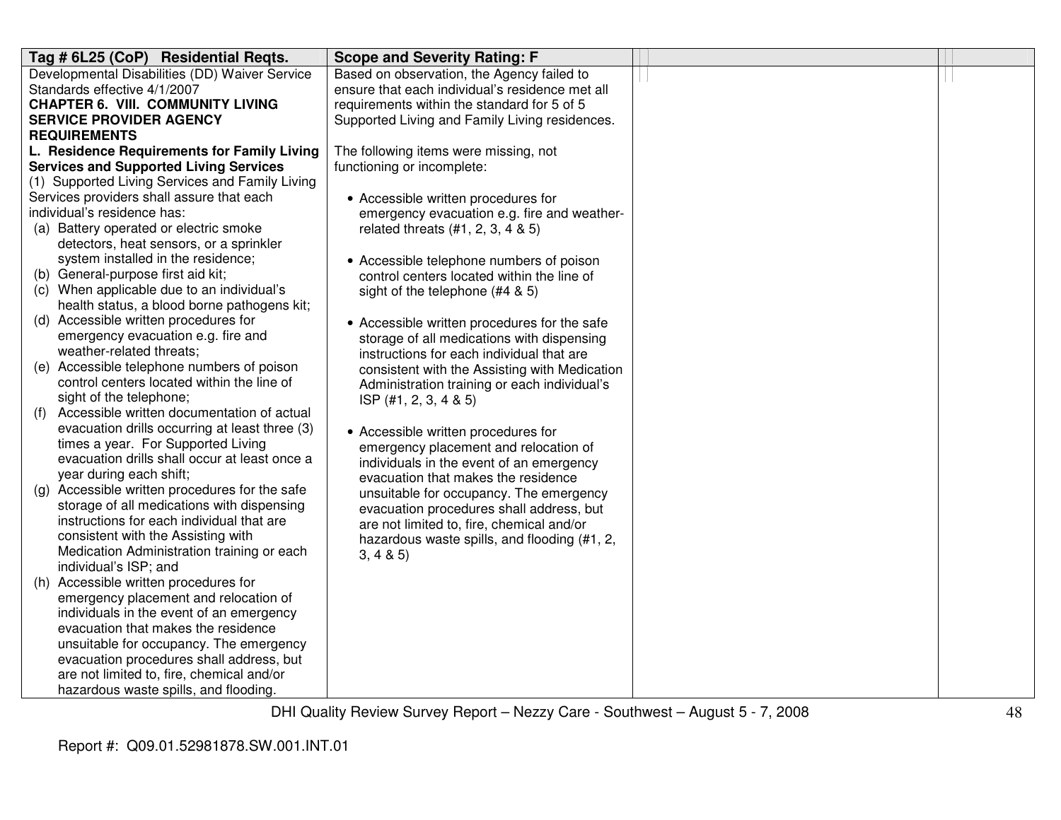| Tag # 6L25 (CoP) Residential Reqts. | Scope and Severity Rating: F | | |
|---|---|---|---|
| Developmental Disabilities (DD) Waiver Service Standards effective 4/1/2007<br>**CHAPTER 6. VIII. COMMUNITY LIVING SERVICE PROVIDER AGENCY REQUIREMENTS**<br>**L. Residence Requirements for Family Living Services and Supported Living Services**<br>(1) Supported Living Services and Family Living Services providers shall assure that each individual's residence has:<br>(a) Battery operated or electric smoke detectors, heat sensors, or a sprinkler system installed in the residence;<br>(b) General-purpose first aid kit;<br>(c) When applicable due to an individual's health status, a blood borne pathogens kit;<br>(d) Accessible written procedures for emergency evacuation e.g. fire and weather-related threats;<br>(e) Accessible telephone numbers of poison control centers located within the line of sight of the telephone;<br>(f) Accessible written documentation of actual evacuation drills occurring at least three (3) times a year. For Supported Living evacuation drills shall occur at least once a year during each shift;<br>(g) Accessible written procedures for the safe storage of all medications with dispensing instructions for each individual that are consistent with the Assisting with Medication Administration training or each individual's ISP; and<br>(h) Accessible written procedures for emergency placement and relocation of individuals in the event of an emergency evacuation that makes the residence unsuitable for occupancy. The emergency evacuation procedures shall address, but are not limited to, fire, chemical and/or hazardous waste spills, and flooding. | Based on observation, the Agency failed to ensure that each individual's residence met all requirements within the standard for 5 of 5 Supported Living and Family Living residences.<br><br>The following items were missing, not functioning or incomplete:<br><br>• Accessible written procedures for emergency evacuation e.g. fire and weather-related threats (#1, 2, 3, 4 & 5)<br><br>• Accessible telephone numbers of poison control centers located within the line of sight of the telephone (#4 & 5)<br><br>• Accessible written procedures for the safe storage of all medications with dispensing instructions for each individual that are consistent with the Assisting with Medication Administration training or each individual's ISP (#1, 2, 3, 4 & 5)<br><br>• Accessible written procedures for emergency placement and relocation of individuals in the event of an emergency evacuation that makes the residence unsuitable for occupancy. The emergency evacuation procedures shall address, but are not limited to, fire, chemical and/or hazardous waste spills, and flooding (#1, 2, 3, 4 & 5) | | |

DHI Quality Review Survey Report – Nezzy Care - Southwest – August 5 - 7, 2008

Report #: Q09.01.52981878.SW.001.INT.01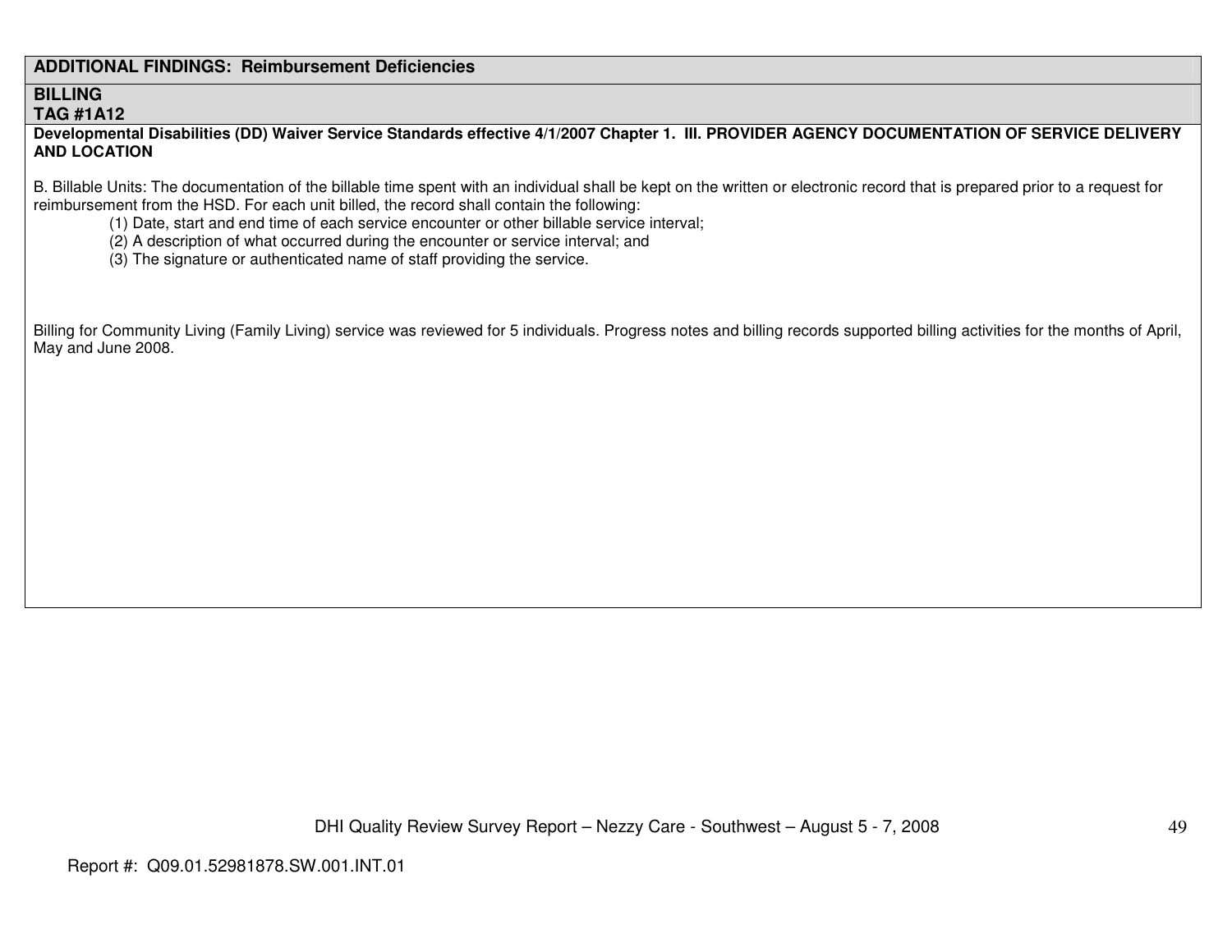**ADDITIONAL FINDINGS: Reimbursement Deficiencies**

**BILLING**
**TAG #1A12**

**Developmental Disabilities (DD) Waiver Service Standards effective 4/1/2007 Chapter 1. III. PROVIDER AGENCY DOCUMENTATION OF SERVICE DELIVERY AND LOCATION**

B. Billable Units: The documentation of the billable time spent with an individual shall be kept on the written or electronic record that is prepared prior to a request for reimbursement from the HSD. For each unit billed, the record shall contain the following:

(1) Date, start and end time of each service encounter or other billable service interval;
(2) A description of what occurred during the encounter or service interval; and
(3) The signature or authenticated name of staff providing the service.

Billing for Community Living (Family Living) service was reviewed for 5 individuals. Progress notes and billing records supported billing activities for the months of April, May and June 2008.